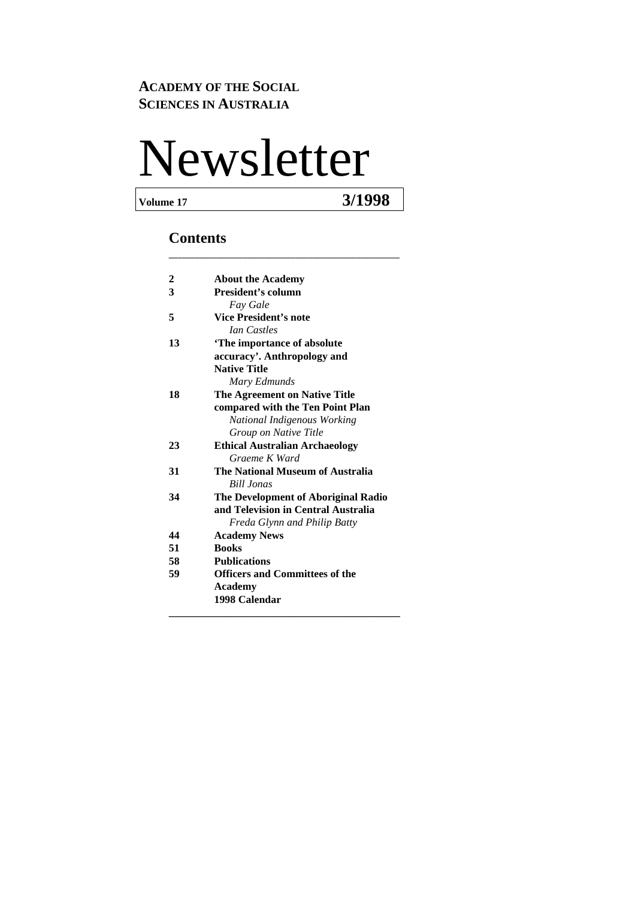**ACADEMY OF THE SOCIAL SCIENCES IN AUSTRALIA**

# Newsletter

**Volume 17** **3/1998**

## Contents

| | |
|---|---|
| **2** | **About the Academy** |
| **3** | **President's column** *Fay Gale* |
| **5** | **Vice President's note** *Ian Castles* |
| **13** | **'The importance of absolute accuracy'. Anthropology and Native Title** *Mary Edmunds* |
| **18** | **The Agreement on Native Title compared with the Ten Point Plan** *National Indigenous Working Group on Native Title* |
| **23** | **Ethical Australian Archaeology** *Graeme K Ward* |
| **31** | **The National Museum of Australia** *Bill Jonas* |
| **34** | **The Development of Aboriginal Radio and Television in Central Australia** *Freda Glynn and Philip Batty* |
| **44** | **Academy News** |
| **51** | **Books** |
| **58** | **Publications** |
| **59** | **Officers and Committees of the Academy** **1998 Calendar** |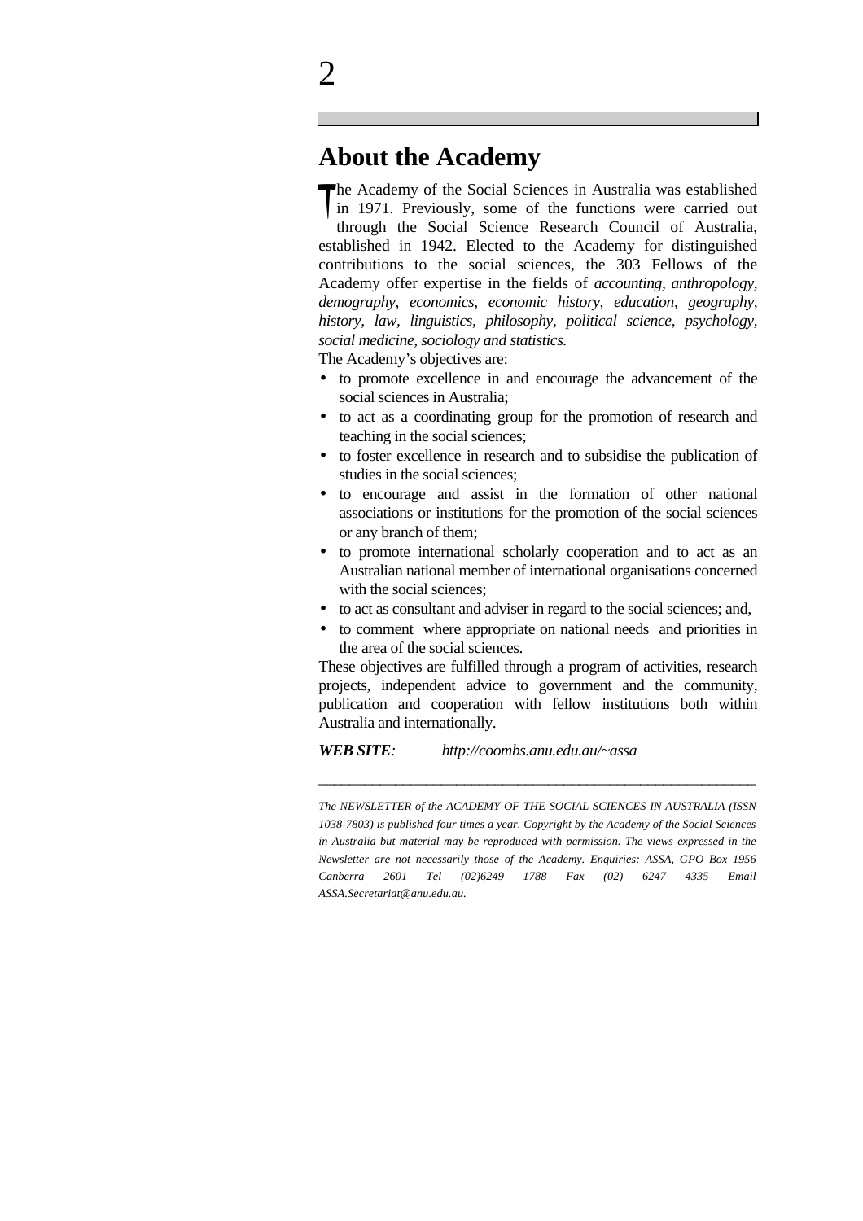## About the Academy

The Academy of the Social Sciences in Australia was established in 1971. Previously, some of the functions were carried out through the Social Science Research Council of Australia, established in 1942. Elected to the Academy for distinguished contributions to the social sciences, the 303 Fellows of the Academy offer expertise in the fields of *accounting, anthropology, demography, economics, economic history, education, geography, history, law, linguistics, philosophy, political science, psychology, social medicine, sociology and statistics.*

The Academy's objectives are:

- to promote excellence in and encourage the advancement of the social sciences in Australia;
- to act as a coordinating group for the promotion of research and teaching in the social sciences;
- to foster excellence in research and to subsidise the publication of studies in the social sciences;
- to encourage and assist in the formation of other national associations or institutions for the promotion of the social sciences or any branch of them;
- to promote international scholarly cooperation and to act as an Australian national member of international organisations concerned with the social sciences;
- to act as consultant and adviser in regard to the social sciences; and,
- to comment where appropriate on national needs and priorities in the area of the social sciences.

These objectives are fulfilled through a program of activities, research projects, independent advice to government and the community, publication and cooperation with fellow institutions both within Australia and internationally.

***WEB SITE**:* *http://coombs.anu.edu.au/~assa*

---

*The NEWSLETTER of the ACADEMY OF THE SOCIAL SCIENCES IN AUSTRALIA (ISSN 1038-7803) is published four times a year. Copyright by the Academy of the Social Sciences in Australia but material may be reproduced with permission. The views expressed in the Newsletter are not necessarily those of the Academy. Enquiries: ASSA, GPO Box 1956 Canberra 2601 Tel (02)6249 1788 Fax (02) 6247 4335 Email ASSA.Secretariat@anu.edu.au.*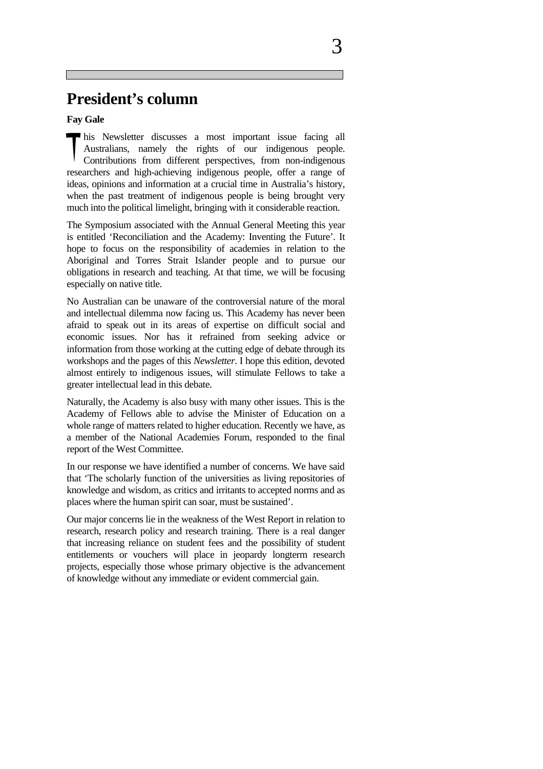## President's column

**Fay Gale**

This Newsletter discusses a most important issue facing all Australians, namely the rights of our indigenous people. Contributions from different perspectives, from non-indigenous researchers and high-achieving indigenous people, offer a range of ideas, opinions and information at a crucial time in Australia's history, when the past treatment of indigenous people is being brought very much into the political limelight, bringing with it considerable reaction.

The Symposium associated with the Annual General Meeting this year is entitled 'Reconciliation and the Academy: Inventing the Future'. It hope to focus on the responsibility of academies in relation to the Aboriginal and Torres Strait Islander people and to pursue our obligations in research and teaching. At that time, we will be focusing especially on native title.

No Australian can be unaware of the controversial nature of the moral and intellectual dilemma now facing us. This Academy has never been afraid to speak out in its areas of expertise on difficult social and economic issues. Nor has it refrained from seeking advice or information from those working at the cutting edge of debate through its workshops and the pages of this *Newsletter*. I hope this edition, devoted almost entirely to indigenous issues, will stimulate Fellows to take a greater intellectual lead in this debate.

Naturally, the Academy is also busy with many other issues. This is the Academy of Fellows able to advise the Minister of Education on a whole range of matters related to higher education. Recently we have, as a member of the National Academies Forum, responded to the final report of the West Committee.

In our response we have identified a number of concerns. We have said that 'The scholarly function of the universities as living repositories of knowledge and wisdom, as critics and irritants to accepted norms and as places where the human spirit can soar, must be sustained'.

Our major concerns lie in the weakness of the West Report in relation to research, research policy and research training. There is a real danger that increasing reliance on student fees and the possibility of student entitlements or vouchers will place in jeopardy longterm research projects, especially those whose primary objective is the advancement of knowledge without any immediate or evident commercial gain.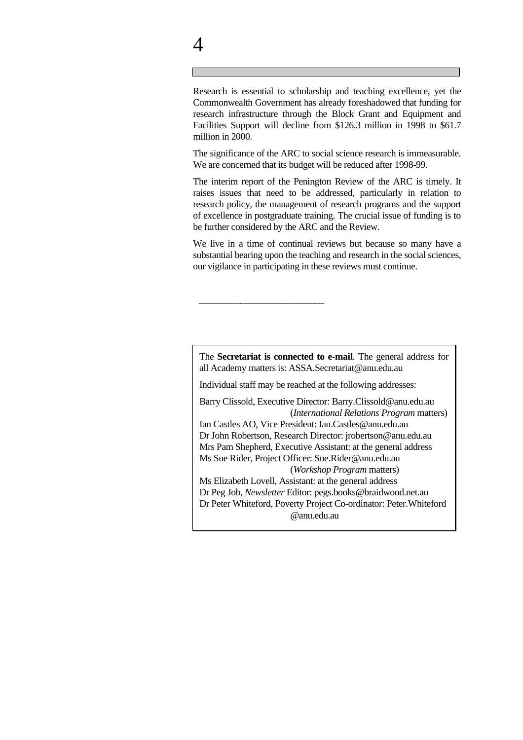Research is essential to scholarship and teaching excellence, yet the Commonwealth Government has already foreshadowed that funding for research infrastructure through the Block Grant and Equipment and Facilities Support will decline from $126.3 million in 1998 to $61.7 million in 2000.

The significance of the ARC to social science research is immeasurable. We are concerned that its budget will be reduced after 1998-99.

The interim report of the Penington Review of the ARC is timely. It raises issues that need to be addressed, particularly in relation to research policy, the management of research programs and the support of excellence in postgraduate training. The crucial issue of funding is to be further considered by the ARC and the Review.

We live in a time of continual reviews but because so many have a substantial bearing upon the teaching and research in the social sciences, our vigilance in participating in these reviews must continue.

---

The **Secretariat is connected to e-mail**. The general address for all Academy matters is: ASSA.Secretariat@anu.edu.au

Individual staff may be reached at the following addresses:

Barry Clissold, Executive Director: Barry.Clissold@anu.edu.au (*International Relations Program* matters)
Ian Castles AO, Vice President: Ian.Castles@anu.edu.au
Dr John Robertson, Research Director: jrobertson@anu.edu.au
Mrs Pam Shepherd, Executive Assistant: at the general address
Ms Sue Rider, Project Officer: Sue.Rider@anu.edu.au (*Workshop Program* matters)
Ms Elizabeth Lovell, Assistant: at the general address
Dr Peg Job, *Newsletter* Editor: pegs.books@braidwood.net.au
Dr Peter Whiteford, Poverty Project Co-ordinator: Peter.Whiteford@anu.edu.au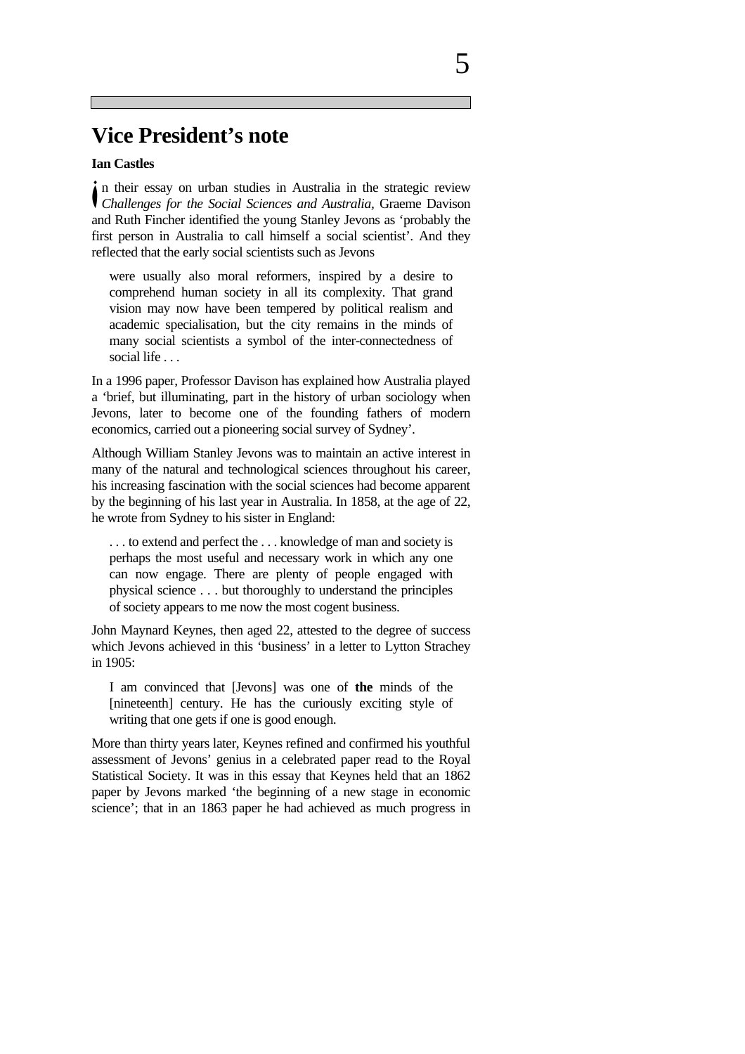# Vice President's note

**Ian Castles**

In their essay on urban studies in Australia in the strategic review *Challenges for the Social Sciences and Australia*, Graeme Davison and Ruth Fincher identified the young Stanley Jevons as 'probably the first person in Australia to call himself a social scientist'. And they reflected that the early social scientists such as Jevons

> were usually also moral reformers, inspired by a desire to comprehend human society in all its complexity. That grand vision may now have been tempered by political realism and academic specialisation, but the city remains in the minds of many social scientists a symbol of the inter-connectedness of social life . . .

In a 1996 paper, Professor Davison has explained how Australia played a 'brief, but illuminating, part in the history of urban sociology when Jevons, later to become one of the founding fathers of modern economics, carried out a pioneering social survey of Sydney'.

Although William Stanley Jevons was to maintain an active interest in many of the natural and technological sciences throughout his career, his increasing fascination with the social sciences had become apparent by the beginning of his last year in Australia. In 1858, at the age of 22, he wrote from Sydney to his sister in England:

> . . . to extend and perfect the . . . knowledge of man and society is perhaps the most useful and necessary work in which any one can now engage. There are plenty of people engaged with physical science . . . but thoroughly to understand the principles of society appears to me now the most cogent business.

John Maynard Keynes, then aged 22, attested to the degree of success which Jevons achieved in this 'business' in a letter to Lytton Strachey in 1905:

> I am convinced that [Jevons] was one of **the** minds of the [nineteenth] century. He has the curiously exciting style of writing that one gets if one is good enough.

More than thirty years later, Keynes refined and confirmed his youthful assessment of Jevons' genius in a celebrated paper read to the Royal Statistical Society. It was in this essay that Keynes held that an 1862 paper by Jevons marked 'the beginning of a new stage in economic science'; that in an 1863 paper he had achieved as much progress in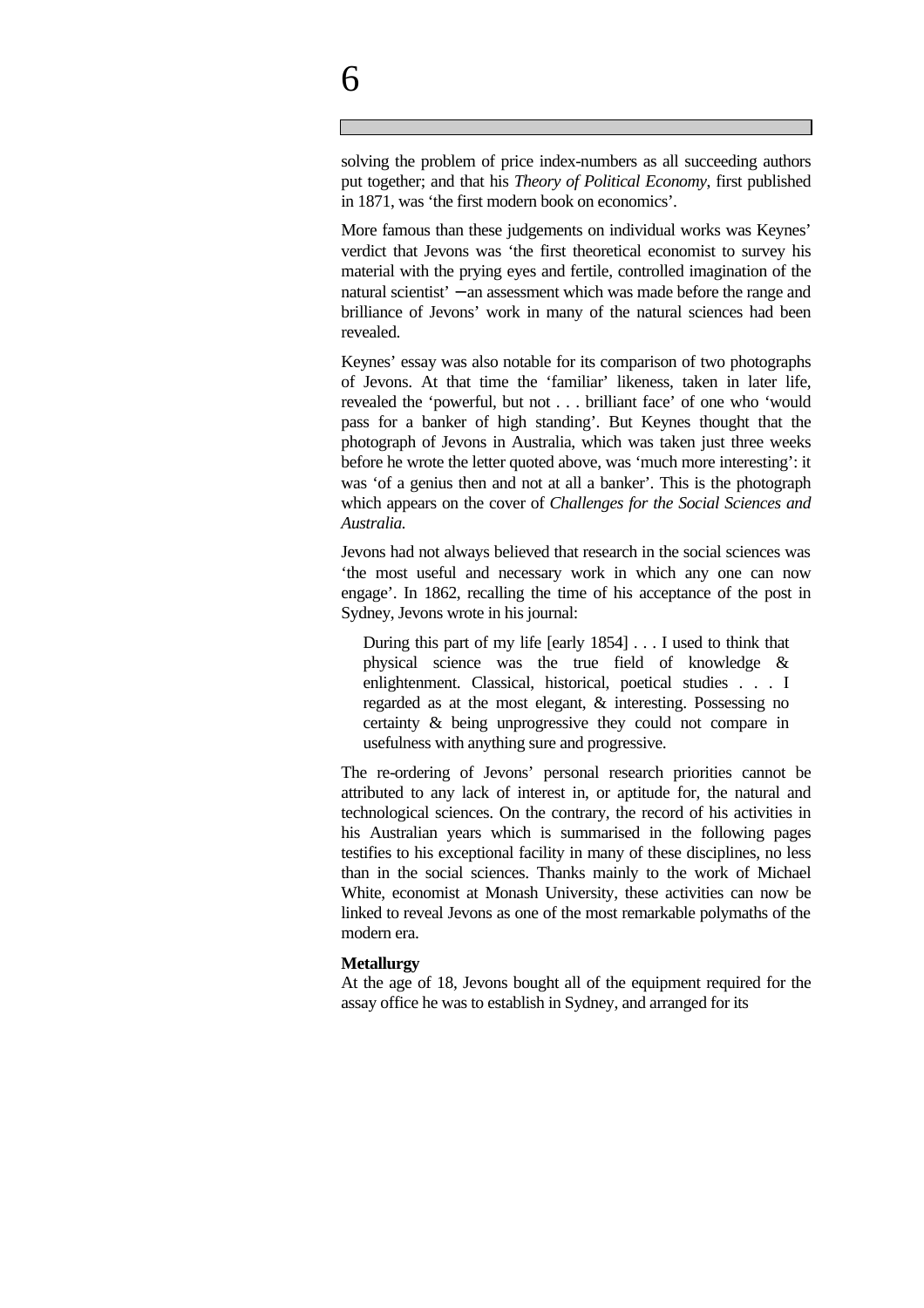solving the problem of price index-numbers as all succeeding authors put together; and that his *Theory of Political Economy*, first published in 1871, was 'the first modern book on economics'.

More famous than these judgements on individual works was Keynes' verdict that Jevons was 'the first theoretical economist to survey his material with the prying eyes and fertile, controlled imagination of the natural scientist' – an assessment which was made before the range and brilliance of Jevons' work in many of the natural sciences had been revealed.

Keynes' essay was also notable for its comparison of two photographs of Jevons. At that time the 'familiar' likeness, taken in later life, revealed the 'powerful, but not . . . brilliant face' of one who 'would pass for a banker of high standing'. But Keynes thought that the photograph of Jevons in Australia, which was taken just three weeks before he wrote the letter quoted above, was 'much more interesting': it was 'of a genius then and not at all a banker'. This is the photograph which appears on the cover of *Challenges for the Social Sciences and Australia.*

Jevons had not always believed that research in the social sciences was 'the most useful and necessary work in which any one can now engage'. In 1862, recalling the time of his acceptance of the post in Sydney, Jevons wrote in his journal:

> During this part of my life [early 1854] . . . I used to think that physical science was the true field of knowledge & enlightenment. Classical, historical, poetical studies . . . I regarded as at the most elegant, & interesting. Possessing no certainty & being unprogressive they could not compare in usefulness with anything sure and progressive.

The re-ordering of Jevons' personal research priorities cannot be attributed to any lack of interest in, or aptitude for, the natural and technological sciences. On the contrary, the record of his activities in his Australian years which is summarised in the following pages testifies to his exceptional facility in many of these disciplines, no less than in the social sciences. Thanks mainly to the work of Michael White, economist at Monash University, these activities can now be linked to reveal Jevons as one of the most remarkable polymaths of the modern era.

**Metallurgy**

At the age of 18, Jevons bought all of the equipment required for the assay office he was to establish in Sydney, and arranged for its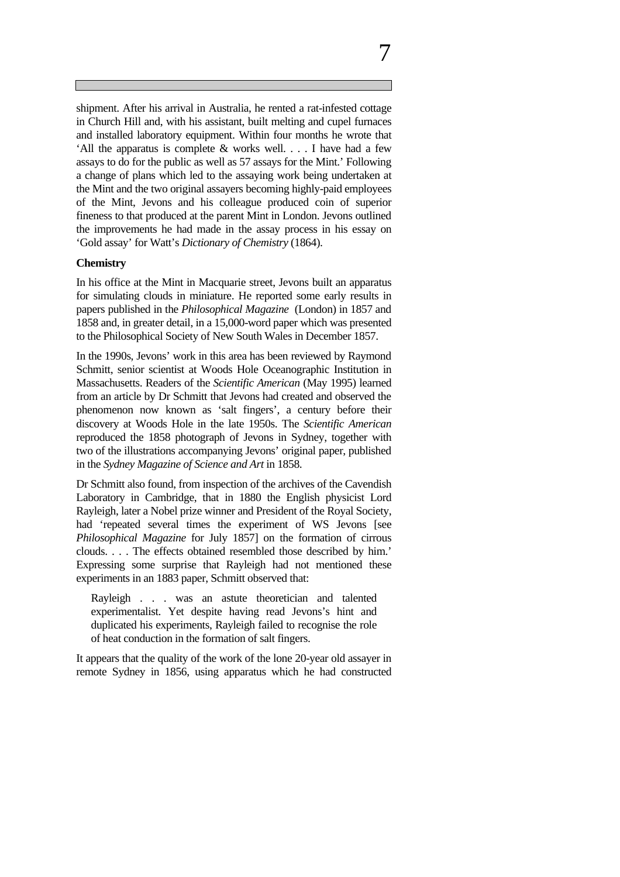shipment. After his arrival in Australia, he rented a rat-infested cottage in Church Hill and, with his assistant, built melting and cupel furnaces and installed laboratory equipment. Within four months he wrote that 'All the apparatus is complete & works well. . . . I have had a few assays to do for the public as well as 57 assays for the Mint.' Following a change of plans which led to the assaying work being undertaken at the Mint and the two original assayers becoming highly-paid employees of the Mint, Jevons and his colleague produced coin of superior fineness to that produced at the parent Mint in London. Jevons outlined the improvements he had made in the assay process in his essay on 'Gold assay' for Watt's *Dictionary of Chemistry* (1864).

**Chemistry**

In his office at the Mint in Macquarie street, Jevons built an apparatus for simulating clouds in miniature. He reported some early results in papers published in the *Philosophical Magazine* (London) in 1857 and 1858 and, in greater detail, in a 15,000-word paper which was presented to the Philosophical Society of New South Wales in December 1857.

In the 1990s, Jevons' work in this area has been reviewed by Raymond Schmitt, senior scientist at Woods Hole Oceanographic Institution in Massachusetts. Readers of the *Scientific American* (May 1995) learned from an article by Dr Schmitt that Jevons had created and observed the phenomenon now known as 'salt fingers', a century before their discovery at Woods Hole in the late 1950s. The *Scientific American* reproduced the 1858 photograph of Jevons in Sydney, together with two of the illustrations accompanying Jevons' original paper, published in the *Sydney Magazine of Science and Art* in 1858.

Dr Schmitt also found, from inspection of the archives of the Cavendish Laboratory in Cambridge, that in 1880 the English physicist Lord Rayleigh, later a Nobel prize winner and President of the Royal Society, had 'repeated several times the experiment of WS Jevons [see *Philosophical Magazine* for July 1857] on the formation of cirrous clouds. . . . The effects obtained resembled those described by him.' Expressing some surprise that Rayleigh had not mentioned these experiments in an 1883 paper, Schmitt observed that:

> Rayleigh . . . was an astute theoretician and talented experimentalist. Yet despite having read Jevons's hint and duplicated his experiments, Rayleigh failed to recognise the role of heat conduction in the formation of salt fingers.

It appears that the quality of the work of the lone 20-year old assayer in remote Sydney in 1856, using apparatus which he had constructed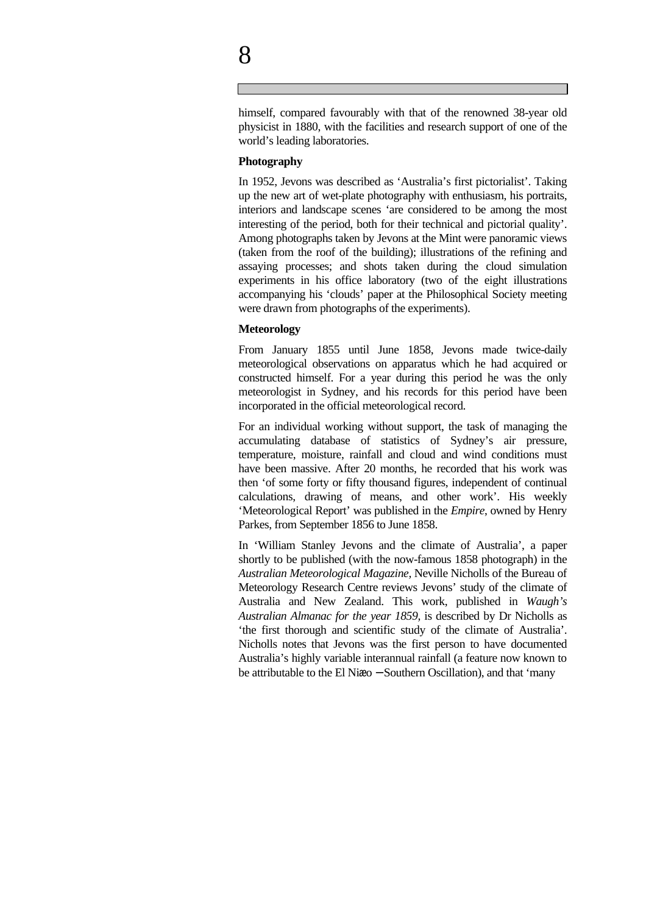himself, compared favourably with that of the renowned 38-year old physicist in 1880, with the facilities and research support of one of the world's leading laboratories.

**Photography**

In 1952, Jevons was described as 'Australia's first pictorialist'. Taking up the new art of wet-plate photography with enthusiasm, his portraits, interiors and landscape scenes 'are considered to be among the most interesting of the period, both for their technical and pictorial quality'. Among photographs taken by Jevons at the Mint were panoramic views (taken from the roof of the building); illustrations of the refining and assaying processes; and shots taken during the cloud simulation experiments in his office laboratory (two of the eight illustrations accompanying his 'clouds' paper at the Philosophical Society meeting were drawn from photographs of the experiments).

**Meteorology**

From January 1855 until June 1858, Jevons made twice-daily meteorological observations on apparatus which he had acquired or constructed himself. For a year during this period he was the only meteorologist in Sydney, and his records for this period have been incorporated in the official meteorological record.

For an individual working without support, the task of managing the accumulating database of statistics of Sydney's air pressure, temperature, moisture, rainfall and cloud and wind conditions must have been massive. After 20 months, he recorded that his work was then 'of some forty or fifty thousand figures, independent of continual calculations, drawing of means, and other work'. His weekly 'Meteorological Report' was published in the *Empire*, owned by Henry Parkes, from September 1856 to June 1858.

In 'William Stanley Jevons and the climate of Australia', a paper shortly to be published (with the now-famous 1858 photograph) in the *Australian Meteorological Magazine*, Neville Nicholls of the Bureau of Meteorology Research Centre reviews Jevons' study of the climate of Australia and New Zealand. This work, published in *Waugh's Australian Almanac for the year 1859,* is described by Dr Nicholls as 'the first thorough and scientific study of the climate of Australia'. Nicholls notes that Jevons was the first person to have documented Australia's highly variable interannual rainfall (a feature now known to be attributable to the El Niæo – Southern Oscillation), and that 'many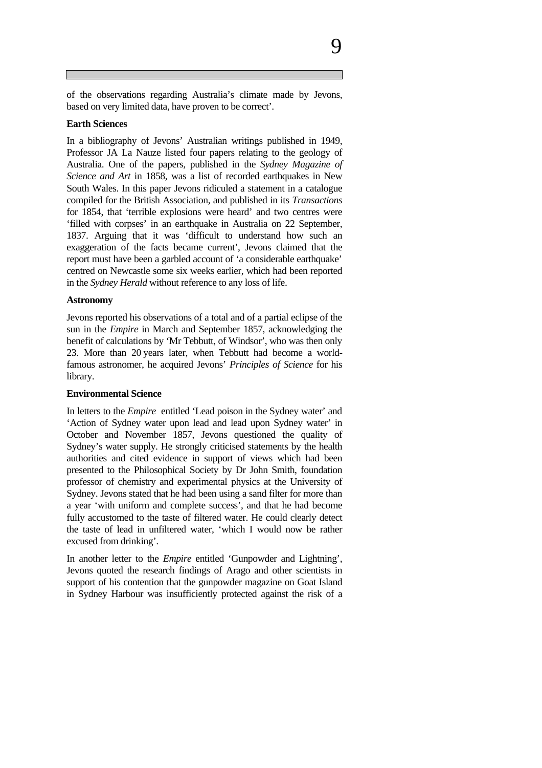of the observations regarding Australia's climate made by Jevons, based on very limited data, have proven to be correct'.

**Earth Sciences**

In a bibliography of Jevons' Australian writings published in 1949, Professor JA La Nauze listed four papers relating to the geology of Australia. One of the papers, published in the *Sydney Magazine of Science and Art* in 1858, was a list of recorded earthquakes in New South Wales. In this paper Jevons ridiculed a statement in a catalogue compiled for the British Association, and published in its *Transactions* for 1854, that 'terrible explosions were heard' and two centres were 'filled with corpses' in an earthquake in Australia on 22 September, 1837. Arguing that it was 'difficult to understand how such an exaggeration of the facts became current', Jevons claimed that the report must have been a garbled account of 'a considerable earthquake' centred on Newcastle some six weeks earlier, which had been reported in the *Sydney Herald* without reference to any loss of life.

**Astronomy**

Jevons reported his observations of a total and of a partial eclipse of the sun in the *Empire* in March and September 1857, acknowledging the benefit of calculations by 'Mr Tebbutt, of Windsor', who was then only 23. More than 20 years later, when Tebbutt had become a world-famous astronomer, he acquired Jevons' *Principles of Science* for his library.

**Environmental Science**

In letters to the *Empire* entitled 'Lead poison in the Sydney water' and 'Action of Sydney water upon lead and lead upon Sydney water' in October and November 1857, Jevons questioned the quality of Sydney's water supply. He strongly criticised statements by the health authorities and cited evidence in support of views which had been presented to the Philosophical Society by Dr John Smith, foundation professor of chemistry and experimental physics at the University of Sydney. Jevons stated that he had been using a sand filter for more than a year 'with uniform and complete success', and that he had become fully accustomed to the taste of filtered water. He could clearly detect the taste of lead in unfiltered water, 'which I would now be rather excused from drinking'.

In another letter to the *Empire* entitled 'Gunpowder and Lightning', Jevons quoted the research findings of Arago and other scientists in support of his contention that the gunpowder magazine on Goat Island in Sydney Harbour was insufficiently protected against the risk of a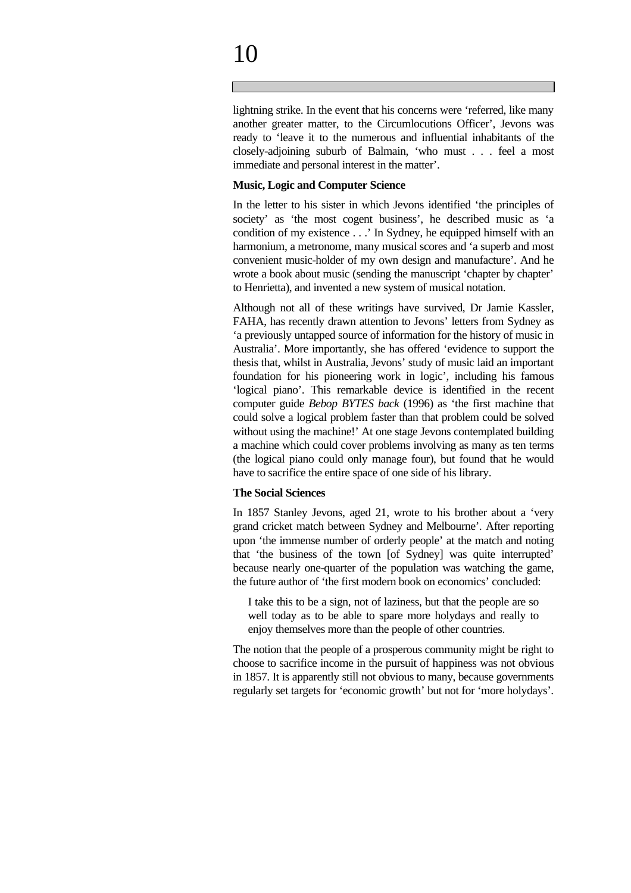lightning strike. In the event that his concerns were 'referred, like many another greater matter, to the Circumlocutions Officer', Jevons was ready to 'leave it to the numerous and influential inhabitants of the closely-adjoining suburb of Balmain, 'who must . . . feel a most immediate and personal interest in the matter'.

**Music, Logic and Computer Science**

In the letter to his sister in which Jevons identified 'the principles of society' as 'the most cogent business', he described music as 'a condition of my existence . . .' In Sydney, he equipped himself with an harmonium, a metronome, many musical scores and 'a superb and most convenient music-holder of my own design and manufacture'. And he wrote a book about music (sending the manuscript 'chapter by chapter' to Henrietta), and invented a new system of musical notation.

Although not all of these writings have survived, Dr Jamie Kassler, FAHA, has recently drawn attention to Jevons' letters from Sydney as 'a previously untapped source of information for the history of music in Australia'. More importantly, she has offered 'evidence to support the thesis that, whilst in Australia, Jevons' study of music laid an important foundation for his pioneering work in logic', including his famous 'logical piano'. This remarkable device is identified in the recent computer guide *Bebop BYTES back* (1996) as 'the first machine that could solve a logical problem faster than that problem could be solved without using the machine!' At one stage Jevons contemplated building a machine which could cover problems involving as many as ten terms (the logical piano could only manage four), but found that he would have to sacrifice the entire space of one side of his library.

**The Social Sciences**

In 1857 Stanley Jevons, aged 21, wrote to his brother about a 'very grand cricket match between Sydney and Melbourne'. After reporting upon 'the immense number of orderly people' at the match and noting that 'the business of the town [of Sydney] was quite interrupted' because nearly one-quarter of the population was watching the game, the future author of 'the first modern book on economics' concluded:

> I take this to be a sign, not of laziness, but that the people are so well today as to be able to spare more holydays and really to enjoy themselves more than the people of other countries.

The notion that the people of a prosperous community might be right to choose to sacrifice income in the pursuit of happiness was not obvious in 1857. It is apparently still not obvious to many, because governments regularly set targets for 'economic growth' but not for 'more holydays'.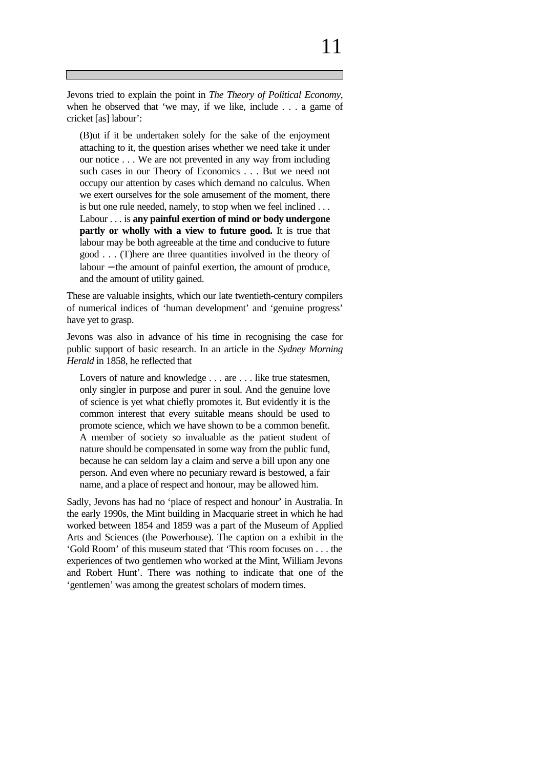Jevons tried to explain the point in *The Theory of Political Economy*, when he observed that 'we may, if we like, include . . . a game of cricket [as] labour':

> (B)ut if it be undertaken solely for the sake of the enjoyment attaching to it, the question arises whether we need take it under our notice . . . We are not prevented in any way from including such cases in our Theory of Economics . . . But we need not occupy our attention by cases which demand no calculus. When we exert ourselves for the sole amusement of the moment, there is but one rule needed, namely, to stop when we feel inclined . . . Labour . . . is **any painful exertion of mind or body undergone partly or wholly with a view to future good.** It is true that labour may be both agreeable at the time and conducive to future good . . . (T)here are three quantities involved in the theory of labour − the amount of painful exertion, the amount of produce, and the amount of utility gained.

These are valuable insights, which our late twentieth-century compilers of numerical indices of 'human development' and 'genuine progress' have yet to grasp.

Jevons was also in advance of his time in recognising the case for public support of basic research. In an article in the *Sydney Morning Herald* in 1858, he reflected that

> Lovers of nature and knowledge . . . are . . . like true statesmen, only singler in purpose and purer in soul. And the genuine love of science is yet what chiefly promotes it. But evidently it is the common interest that every suitable means should be used to promote science, which we have shown to be a common benefit. A member of society so invaluable as the patient student of nature should be compensated in some way from the public fund, because he can seldom lay a claim and serve a bill upon any one person. And even where no pecuniary reward is bestowed, a fair name, and a place of respect and honour, may be allowed him.

Sadly, Jevons has had no 'place of respect and honour' in Australia. In the early 1990s, the Mint building in Macquarie street in which he had worked between 1854 and 1859 was a part of the Museum of Applied Arts and Sciences (the Powerhouse). The caption on a exhibit in the 'Gold Room' of this museum stated that 'This room focuses on . . . the experiences of two gentlemen who worked at the Mint, William Jevons and Robert Hunt'. There was nothing to indicate that one of the 'gentlemen' was among the greatest scholars of modern times.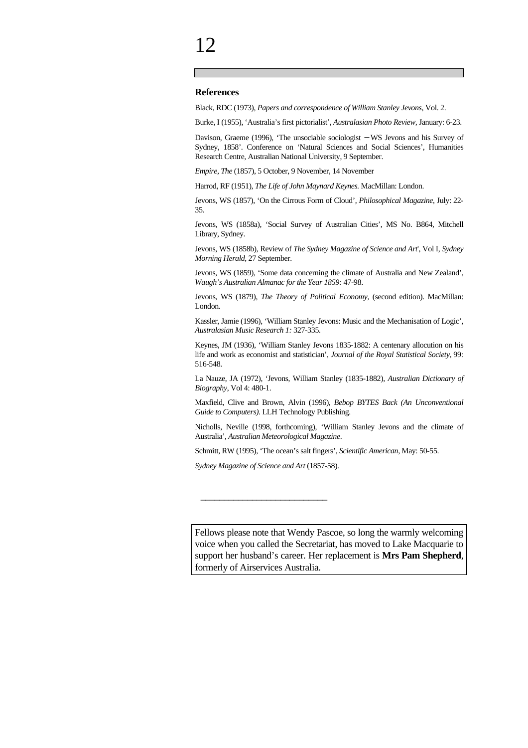## References

Black, RDC (1973), *Papers and correspondence of William Stanley Jevons*, Vol. 2.

Burke, I (1955), 'Australia's first pictorialist', *Australasian Photo Review*, January: 6-23.

Davison, Graeme (1996), 'The unsociable sociologist – WS Jevons and his Survey of Sydney, 1858'. Conference on 'Natural Sciences and Social Sciences', Humanities Research Centre, Australian National University, 9 September.

*Empire, The* (1857), 5 October, 9 November, 14 November

Harrod, RF (1951), *The Life of John Maynard Keynes*. MacMillan: London.

Jevons, WS (1857), 'On the Cirrous Form of Cloud', *Philosophical Magazine*, July: 22-35.

Jevons, WS (1858a), 'Social Survey of Australian Cities', MS No. B864, Mitchell Library, Sydney.

Jevons, WS (1858b), Review of *The Sydney Magazine of Science and Art*', Vol I, *Sydney Morning Herald*, 27 September.

Jevons, WS (1859), 'Some data concerning the climate of Australia and New Zealand', *Waugh's Australian Almanac for the Year 1859:* 47-98.

Jevons, WS (1879), *The Theory of Political Economy*, (second edition). MacMillan: London.

Kassler, Jamie (1996), 'William Stanley Jevons: Music and the Mechanisation of Logic', *Australasian Music Research 1:* 327-335.

Keynes, JM (1936), 'William Stanley Jevons 1835-1882: A centenary allocution on his life and work as economist and statistician', *Journal of the Royal Statistical Society*, 99: 516-548.

La Nauze, JA (1972), 'Jevons, William Stanley (1835-1882), *Australian Dictionary of Biography*, Vol 4: 480-1.

Maxfield, Clive and Brown, Alvin (1996), *Bebop BYTES Back (An Unconventional Guide to Computers)*. LLH Technology Publishing.

Nicholls, Neville (1998, forthcoming), 'William Stanley Jevons and the climate of Australia', *Australian Meteorological Magazine*.

Schmitt, RW (1995), 'The ocean's salt fingers', *Scientific American*, May: 50-55.

*Sydney Magazine of Science and Art* (1857-58).

---

Fellows please note that Wendy Pascoe, so long the warmly welcoming voice when you called the Secretariat, has moved to Lake Macquarie to support her husband's career. Her replacement is **Mrs Pam Shepherd**, formerly of Airservices Australia.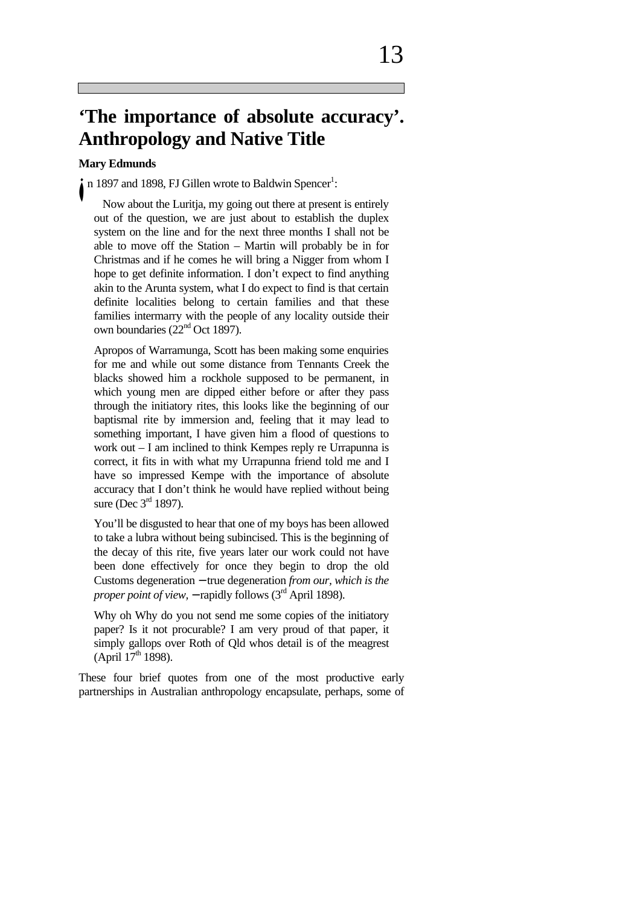# 'The importance of absolute accuracy'. Anthropology and Native Title

**Mary Edmunds**

In 1897 and 1898, FJ Gillen wrote to Baldwin Spencer[1]:

> Now about the Luritja, my going out there at present is entirely out of the question, we are just about to establish the duplex system on the line and for the next three months I shall not be able to move off the Station – Martin will probably be in for Christmas and if he comes he will bring a Nigger from whom I hope to get definite information. I don't expect to find anything akin to the Arunta system, what I do expect to find is that certain definite localities belong to certain families and that these families intermarry with the people of any locality outside their own boundaries (22nd Oct 1897).

> Apropos of Warramunga, Scott has been making some enquiries for me and while out some distance from Tennants Creek the blacks showed him a rockhole supposed to be permanent, in which young men are dipped either before or after they pass through the initiatory rites, this looks like the beginning of our baptismal rite by immersion and, feeling that it may lead to something important, I have given him a flood of questions to work out – I am inclined to think Kempes reply re Urrapunna is correct, it fits in with what my Urrapunna friend told me and I have so impressed Kempe with the importance of absolute accuracy that I don't think he would have replied without being sure (Dec 3rd 1897).

> You'll be disgusted to hear that one of my boys has been allowed to take a lubra without being subincised. This is the beginning of the decay of this rite, five years later our work could not have been done effectively for once they begin to drop the old Customs degeneration – true degeneration *from our, which is the proper point of view,* – rapidly follows (3rd April 1898).

> Why oh Why do you not send me some copies of the initiatory paper? Is it not procurable? I am very proud of that paper, it simply gallops over Roth of Qld whos detail is of the meagrest (April 17th 1898).

These four brief quotes from one of the most productive early partnerships in Australian anthropology encapsulate, perhaps, some of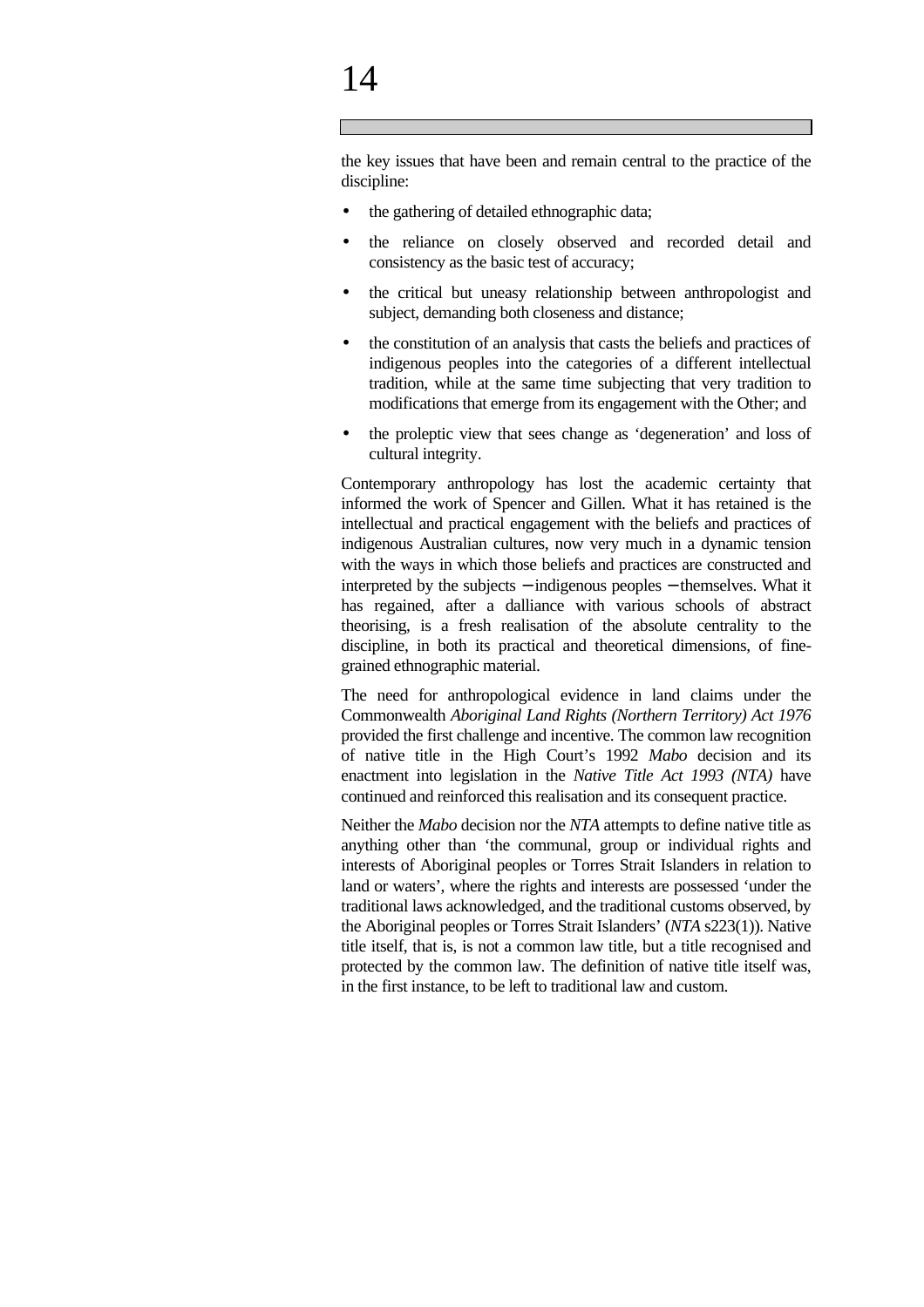the key issues that have been and remain central to the practice of the discipline:

- the gathering of detailed ethnographic data;
- the reliance on closely observed and recorded detail and consistency as the basic test of accuracy;
- the critical but uneasy relationship between anthropologist and subject, demanding both closeness and distance;
- the constitution of an analysis that casts the beliefs and practices of indigenous peoples into the categories of a different intellectual tradition, while at the same time subjecting that very tradition to modifications that emerge from its engagement with the Other; and
- the proleptic view that sees change as 'degeneration' and loss of cultural integrity.

Contemporary anthropology has lost the academic certainty that informed the work of Spencer and Gillen. What it has retained is the intellectual and practical engagement with the beliefs and practices of indigenous Australian cultures, now very much in a dynamic tension with the ways in which those beliefs and practices are constructed and interpreted by the subjects – indigenous peoples – themselves. What it has regained, after a dalliance with various schools of abstract theorising, is a fresh realisation of the absolute centrality to the discipline, in both its practical and theoretical dimensions, of fine-grained ethnographic material.

The need for anthropological evidence in land claims under the Commonwealth *Aboriginal Land Rights (Northern Territory) Act 1976* provided the first challenge and incentive. The common law recognition of native title in the High Court's 1992 *Mabo* decision and its enactment into legislation in the *Native Title Act 1993 (NTA)* have continued and reinforced this realisation and its consequent practice.

Neither the *Mabo* decision nor the *NTA* attempts to define native title as anything other than 'the communal, group or individual rights and interests of Aboriginal peoples or Torres Strait Islanders in relation to land or waters', where the rights and interests are possessed 'under the traditional laws acknowledged, and the traditional customs observed, by the Aboriginal peoples or Torres Strait Islanders' (*NTA* s223(1)). Native title itself, that is, is not a common law title, but a title recognised and protected by the common law. The definition of native title itself was, in the first instance, to be left to traditional law and custom.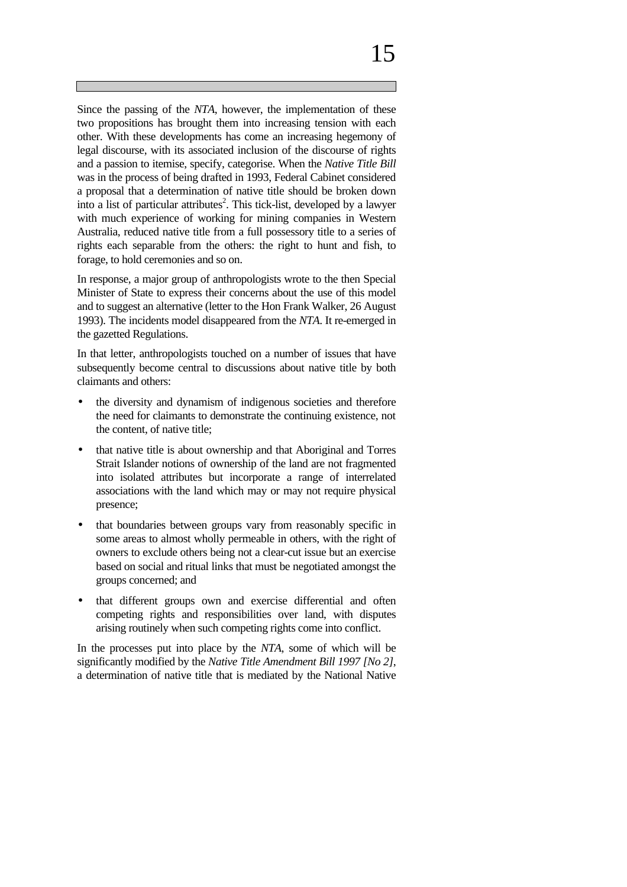Since the passing of the *NTA*, however, the implementation of these two propositions has brought them into increasing tension with each other. With these developments has come an increasing hegemony of legal discourse, with its associated inclusion of the discourse of rights and a passion to itemise, specify, categorise. When the *Native Title Bill* was in the process of being drafted in 1993, Federal Cabinet considered a proposal that a determination of native title should be broken down into a list of particular attributes[2]. This tick-list, developed by a lawyer with much experience of working for mining companies in Western Australia, reduced native title from a full possessory title to a series of rights each separable from the others: the right to hunt and fish, to forage, to hold ceremonies and so on.

In response, a major group of anthropologists wrote to the then Special Minister of State to express their concerns about the use of this model and to suggest an alternative (letter to the Hon Frank Walker, 26 August 1993). The incidents model disappeared from the *NTA*. It re-emerged in the gazetted Regulations.

In that letter, anthropologists touched on a number of issues that have subsequently become central to discussions about native title by both claimants and others:

- the diversity and dynamism of indigenous societies and therefore the need for claimants to demonstrate the continuing existence, not the content, of native title;
- that native title is about ownership and that Aboriginal and Torres Strait Islander notions of ownership of the land are not fragmented into isolated attributes but incorporate a range of interrelated associations with the land which may or may not require physical presence;
- that boundaries between groups vary from reasonably specific in some areas to almost wholly permeable in others, with the right of owners to exclude others being not a clear-cut issue but an exercise based on social and ritual links that must be negotiated amongst the groups concerned; and
- that different groups own and exercise differential and often competing rights and responsibilities over land, with disputes arising routinely when such competing rights come into conflict.

In the processes put into place by the *NTA*, some of which will be significantly modified by the *Native Title Amendment Bill 1997 [No 2]*, a determination of native title that is mediated by the National Native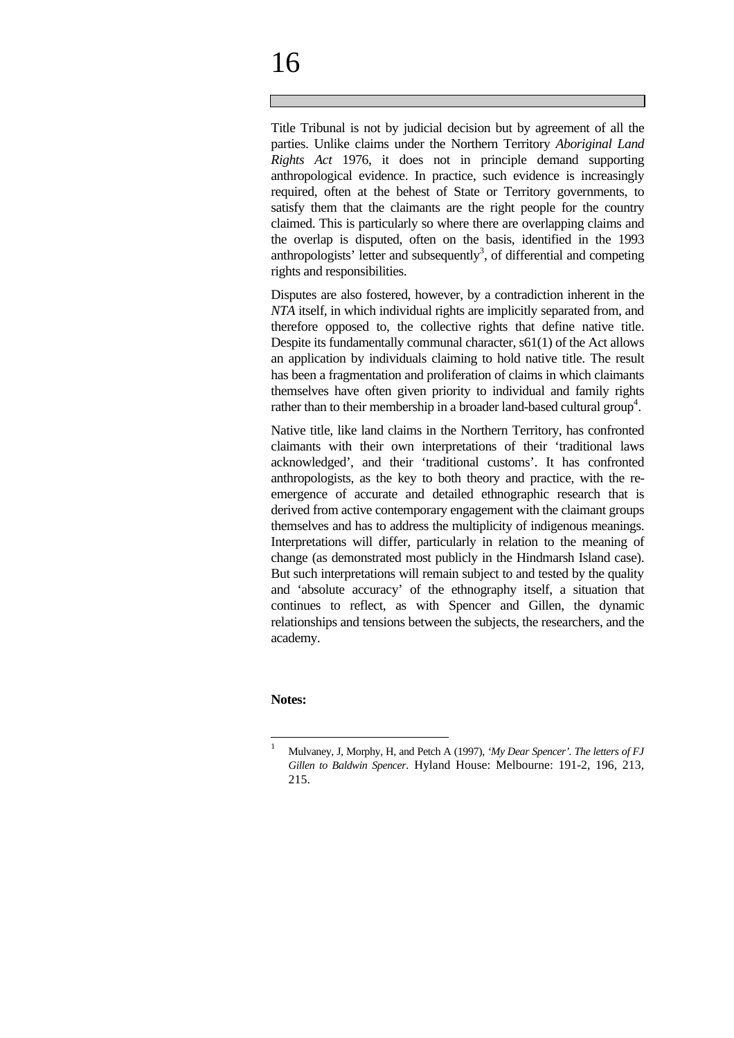Title Tribunal is not by judicial decision but by agreement of all the parties. Unlike claims under the Northern Territory *Aboriginal Land Rights Act* 1976, it does not in principle demand supporting anthropological evidence. In practice, such evidence is increasingly required, often at the behest of State or Territory governments, to satisfy them that the claimants are the right people for the country claimed. This is particularly so where there are overlapping claims and the overlap is disputed, often on the basis, identified in the 1993 anthropologists' letter and subsequently[3], of differential and competing rights and responsibilities.

Disputes are also fostered, however, by a contradiction inherent in the *NTA* itself, in which individual rights are implicitly separated from, and therefore opposed to, the collective rights that define native title. Despite its fundamentally communal character, s61(1) of the Act allows an application by individuals claiming to hold native title. The result has been a fragmentation and proliferation of claims in which claimants themselves have often given priority to individual and family rights rather than to their membership in a broader land-based cultural group[4].

Native title, like land claims in the Northern Territory, has confronted claimants with their own interpretations of their 'traditional laws acknowledged', and their 'traditional customs'. It has confronted anthropologists, as the key to both theory and practice, with the re-emergence of accurate and detailed ethnographic research that is derived from active contemporary engagement with the claimant groups themselves and has to address the multiplicity of indigenous meanings. Interpretations will differ, particularly in relation to the meaning of change (as demonstrated most publicly in the Hindmarsh Island case). But such interpretations will remain subject to and tested by the quality and 'absolute accuracy' of the ethnography itself, a situation that continues to reflect, as with Spencer and Gillen, the dynamic relationships and tensions between the subjects, the researchers, and the academy.

**Notes:**

[1] Mulvaney, J, Morphy, H, and Petch A (1997), *'My Dear Spencer'. The letters of FJ Gillen to Baldwin Spencer.* Hyland House: Melbourne: 191-2, 196, 213, 215.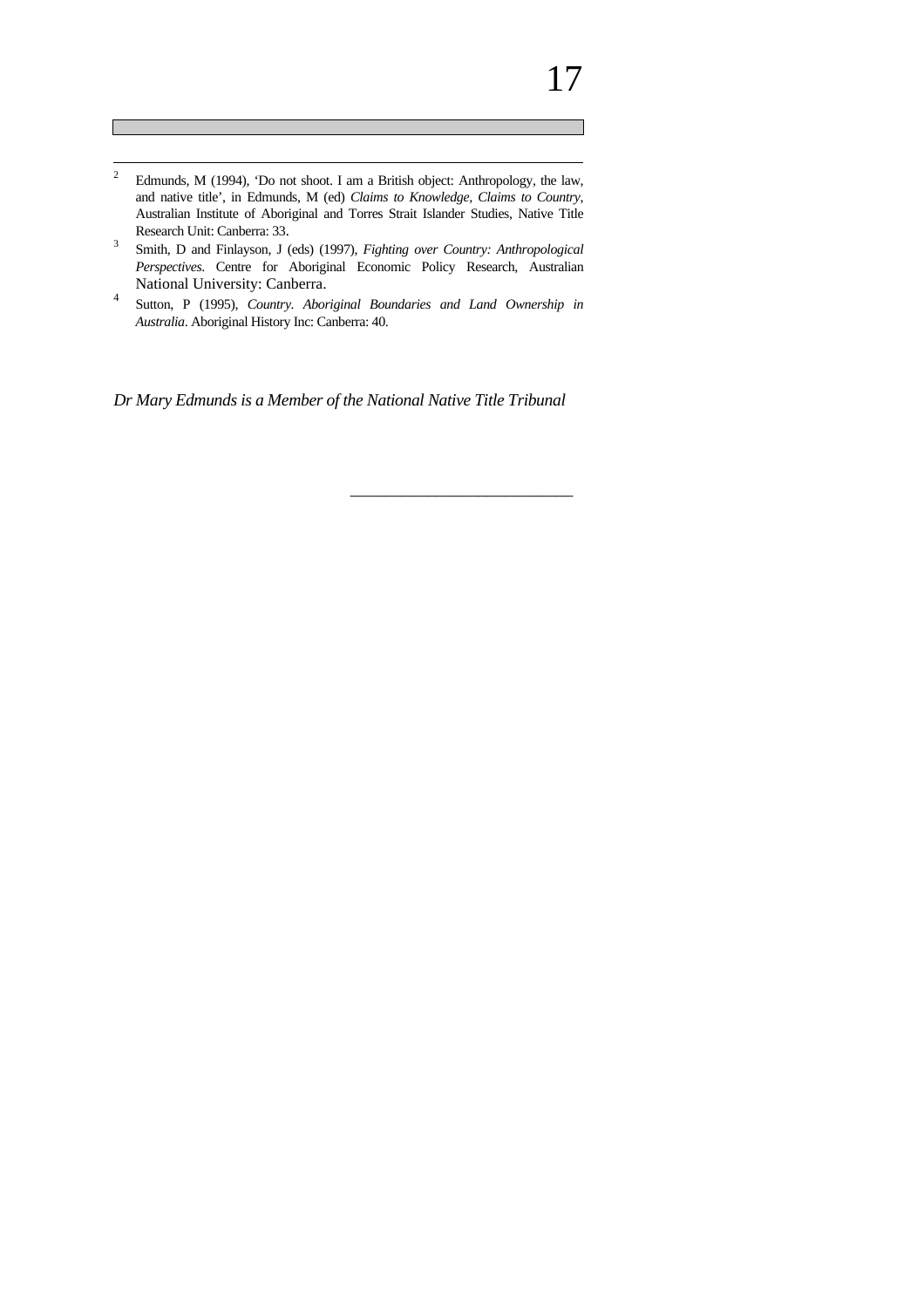[2] Edmunds, M (1994), 'Do not shoot. I am a British object: Anthropology, the law, and native title', in Edmunds, M (ed) *Claims to Knowledge, Claims to Country*, Australian Institute of Aboriginal and Torres Strait Islander Studies, Native Title Research Unit: Canberra: 33.

[3] Smith, D and Finlayson, J (eds) (1997), *Fighting over Country: Anthropological Perspectives*. Centre for Aboriginal Economic Policy Research, Australian National University: Canberra.

[4] Sutton, P (1995), *Country. Aboriginal Boundaries and Land Ownership in Australia*. Aboriginal History Inc: Canberra: 40.

*Dr Mary Edmunds is a Member of the National Native Title Tribunal*

---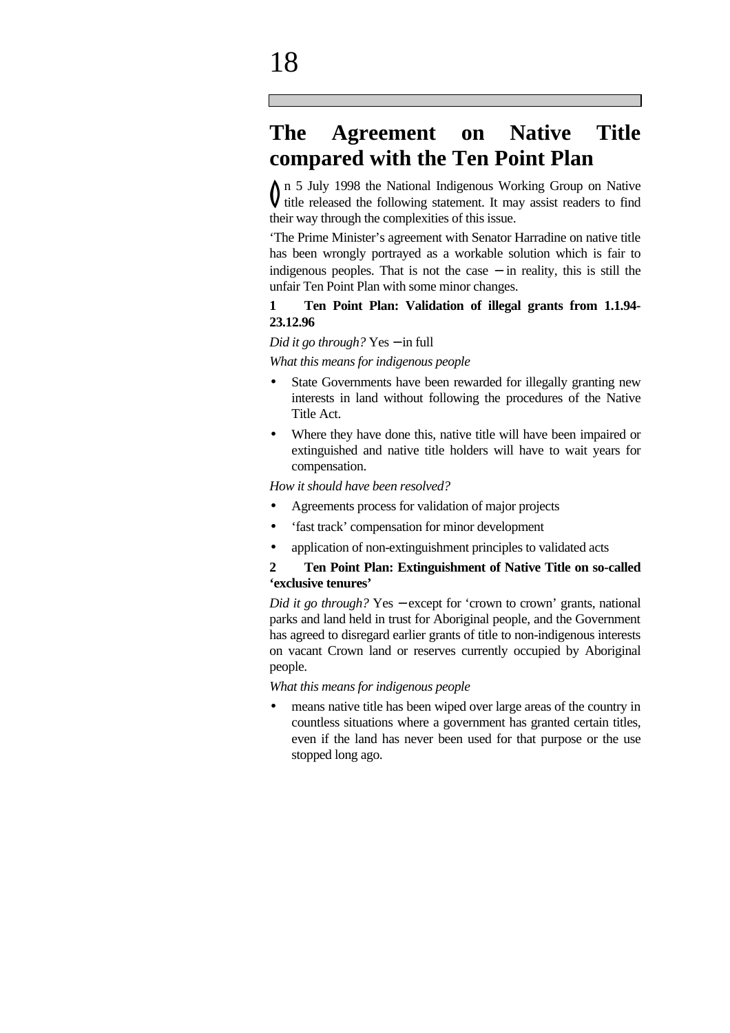## The Agreement on Native Title compared with the Ten Point Plan

On 5 July 1998 the National Indigenous Working Group on Native title released the following statement. It may assist readers to find their way through the complexities of this issue.

'The Prime Minister's agreement with Senator Harradine on native title has been wrongly portrayed as a workable solution which is fair to indigenous peoples. That is not the case – in reality, this is still the unfair Ten Point Plan with some minor changes.

**1 Ten Point Plan: Validation of illegal grants from 1.1.94-23.12.96**

*Did it go through?* Yes – in full

*What this means for indigenous people*

- State Governments have been rewarded for illegally granting new interests in land without following the procedures of the Native Title Act.
- Where they have done this, native title will have been impaired or extinguished and native title holders will have to wait years for compensation.

*How it should have been resolved?*

- Agreements process for validation of major projects
- 'fast track' compensation for minor development
- application of non-extinguishment principles to validated acts

**2 Ten Point Plan: Extinguishment of Native Title on so-called 'exclusive tenures'**

*Did it go through?* Yes – except for 'crown to crown' grants, national parks and land held in trust for Aboriginal people, and the Government has agreed to disregard earlier grants of title to non-indigenous interests on vacant Crown land or reserves currently occupied by Aboriginal people.

*What this means for indigenous people*

- means native title has been wiped over large areas of the country in countless situations where a government has granted certain titles, even if the land has never been used for that purpose or the use stopped long ago.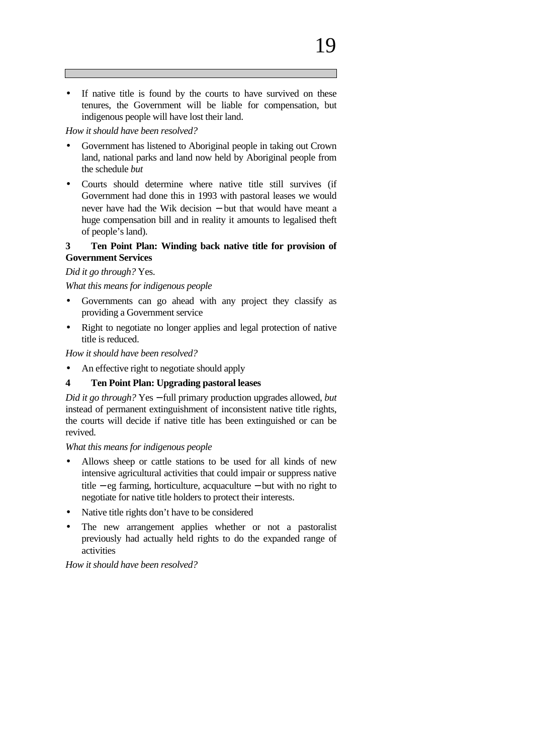- If native title is found by the courts to have survived on these tenures, the Government will be liable for compensation, but indigenous people will have lost their land.

*How it should have been resolved?*

- Government has listened to Aboriginal people in taking out Crown land, national parks and land now held by Aboriginal people from the schedule *but*
- Courts should determine where native title still survives (if Government had done this in 1993 with pastoral leases we would never have had the Wik decision – but that would have meant a huge compensation bill and in reality it amounts to legalised theft of people's land).

**3 Ten Point Plan: Winding back native title for provision of Government Services**

*Did it go through?* Yes.

*What this means for indigenous people*

- Governments can go ahead with any project they classify as providing a Government service
- Right to negotiate no longer applies and legal protection of native title is reduced.

*How it should have been resolved?*

- An effective right to negotiate should apply

**4 Ten Point Plan: Upgrading pastoral leases**

*Did it go through?* Yes – full primary production upgrades allowed, *but* instead of permanent extinguishment of inconsistent native title rights, the courts will decide if native title has been extinguished or can be revived.

*What this means for indigenous people*

- Allows sheep or cattle stations to be used for all kinds of new intensive agricultural activities that could impair or suppress native title – eg farming, horticulture, acquaculture – but with no right to negotiate for native title holders to protect their interests.
- Native title rights don't have to be considered
- The new arrangement applies whether or not a pastoralist previously had actually held rights to do the expanded range of activities

*How it should have been resolved?*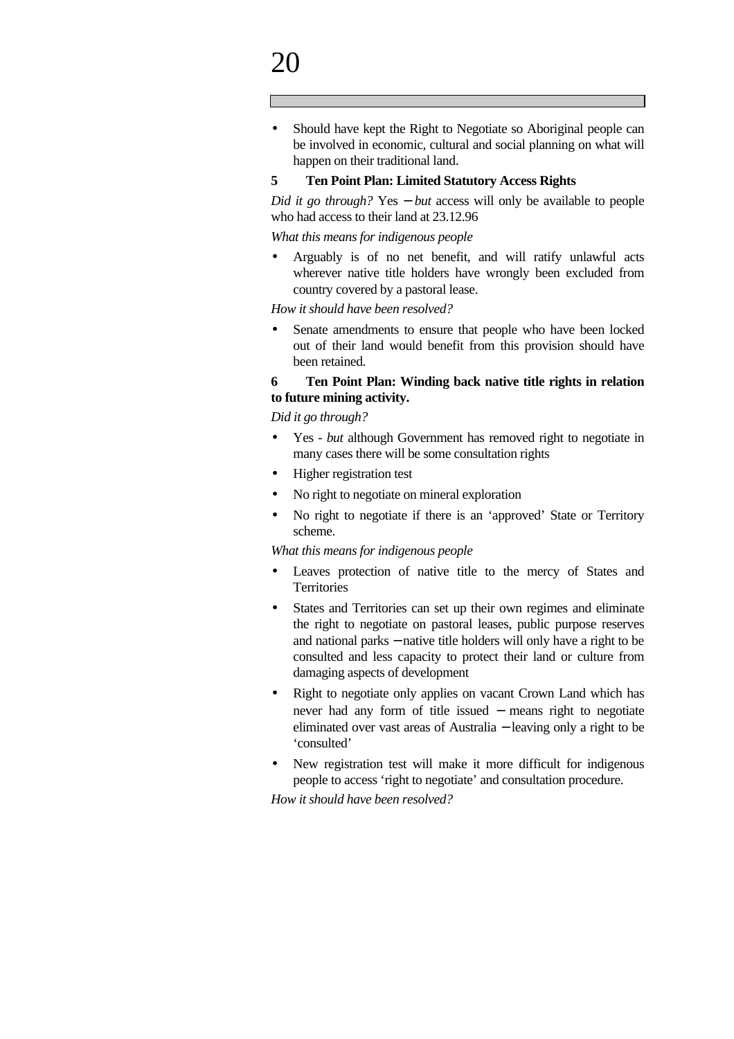- Should have kept the Right to Negotiate so Aboriginal people can be involved in economic, cultural and social planning on what will happen on their traditional land.

**5 Ten Point Plan: Limited Statutory Access Rights**

*Did it go through?* Yes – *but* access will only be available to people who had access to their land at 23.12.96

*What this means for indigenous people*

- Arguably is of no net benefit, and will ratify unlawful acts wherever native title holders have wrongly been excluded from country covered by a pastoral lease.

*How it should have been resolved?*

- Senate amendments to ensure that people who have been locked out of their land would benefit from this provision should have been retained.

**6 Ten Point Plan: Winding back native title rights in relation to future mining activity.**

*Did it go through?*

- Yes - *but* although Government has removed right to negotiate in many cases there will be some consultation rights
- Higher registration test
- No right to negotiate on mineral exploration
- No right to negotiate if there is an 'approved' State or Territory scheme.

*What this means for indigenous people*

- Leaves protection of native title to the mercy of States and Territories
- States and Territories can set up their own regimes and eliminate the right to negotiate on pastoral leases, public purpose reserves and national parks – native title holders will only have a right to be consulted and less capacity to protect their land or culture from damaging aspects of development
- Right to negotiate only applies on vacant Crown Land which has never had any form of title issued – means right to negotiate eliminated over vast areas of Australia – leaving only a right to be 'consulted'
- New registration test will make it more difficult for indigenous people to access 'right to negotiate' and consultation procedure.

*How it should have been resolved?*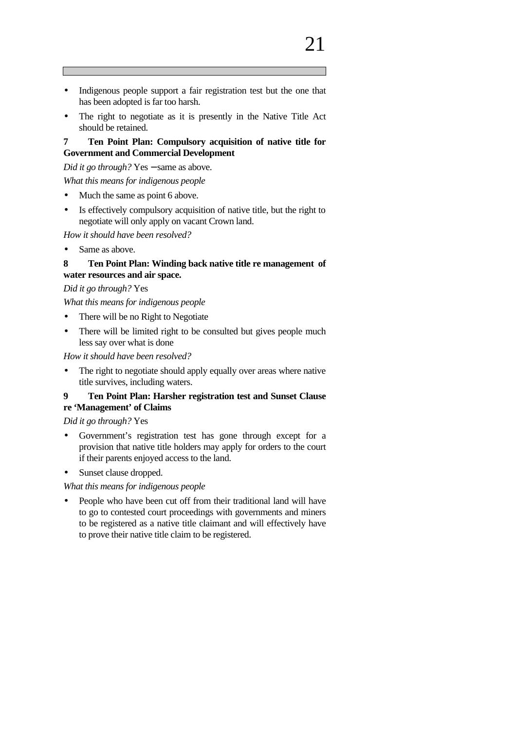- Indigenous people support a fair registration test but the one that has been adopted is far too harsh.
- The right to negotiate as it is presently in the Native Title Act should be retained.

**7 Ten Point Plan: Compulsory acquisition of native title for Government and Commercial Development**

*Did it go through?* Yes – same as above.

*What this means for indigenous people*

- Much the same as point 6 above.
- Is effectively compulsory acquisition of native title, but the right to negotiate will only apply on vacant Crown land.

*How it should have been resolved?*

- Same as above.

**8 Ten Point Plan: Winding back native title re management of water resources and air space.**

*Did it go through?* Yes

*What this means for indigenous people*

- There will be no Right to Negotiate
- There will be limited right to be consulted but gives people much less say over what is done

*How it should have been resolved?*

- The right to negotiate should apply equally over areas where native title survives, including waters.

**9 Ten Point Plan: Harsher registration test and Sunset Clause re 'Management' of Claims**

*Did it go through?* Yes

- Government's registration test has gone through except for a provision that native title holders may apply for orders to the court if their parents enjoyed access to the land.
- Sunset clause dropped.

*What this means for indigenous people*

- People who have been cut off from their traditional land will have to go to contested court proceedings with governments and miners to be registered as a native title claimant and will effectively have to prove their native title claim to be registered.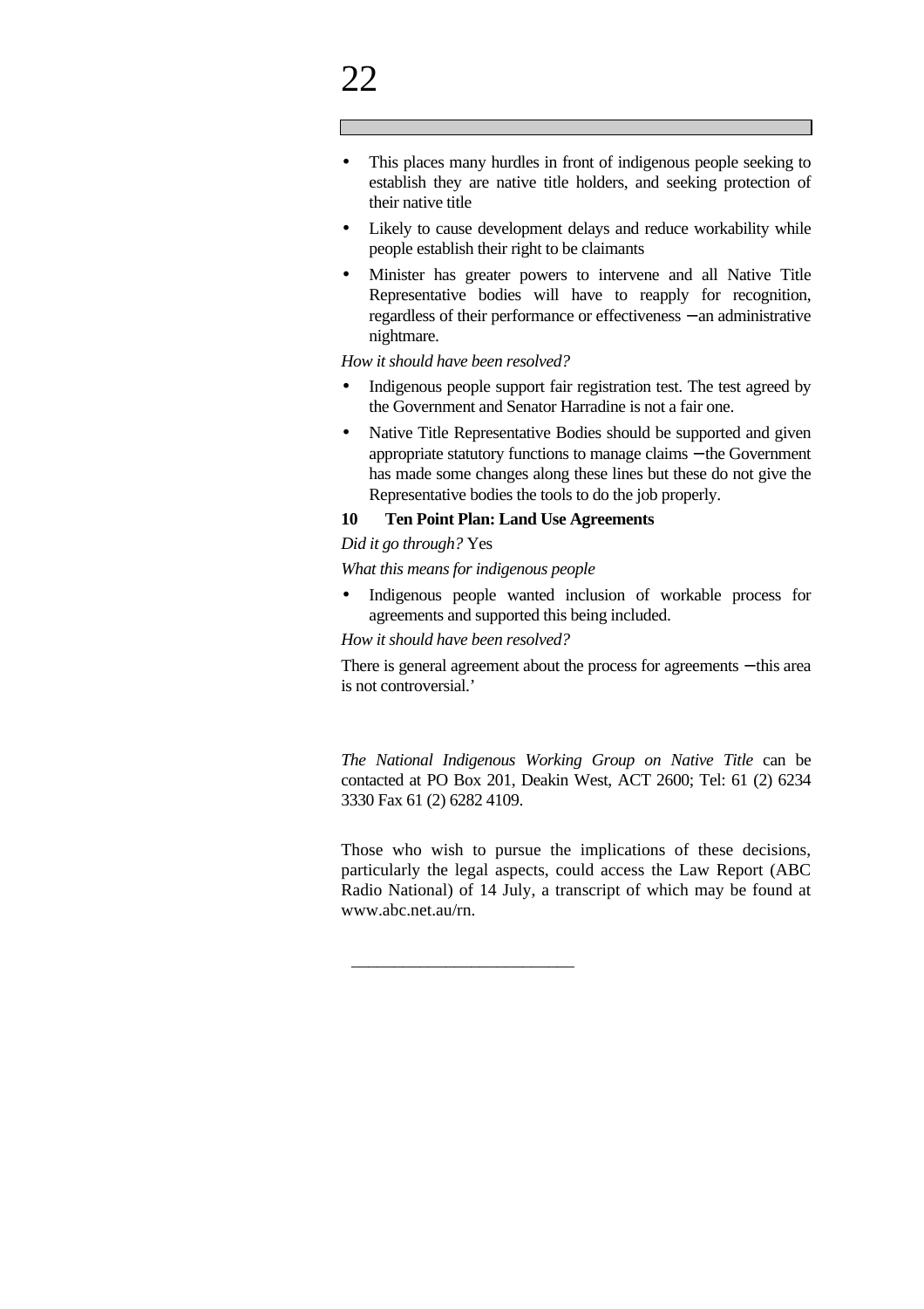- This places many hurdles in front of indigenous people seeking to establish they are native title holders, and seeking protection of their native title
- Likely to cause development delays and reduce workability while people establish their right to be claimants
- Minister has greater powers to intervene and all Native Title Representative bodies will have to reapply for recognition, regardless of their performance or effectiveness – an administrative nightmare.

*How it should have been resolved?*

- Indigenous people support fair registration test. The test agreed by the Government and Senator Harradine is not a fair one.
- Native Title Representative Bodies should be supported and given appropriate statutory functions to manage claims – the Government has made some changes along these lines but these do not give the Representative bodies the tools to do the job properly.

**10 Ten Point Plan: Land Use Agreements**

*Did it go through?* Yes

*What this means for indigenous people*

- Indigenous people wanted inclusion of workable process for agreements and supported this being included.

*How it should have been resolved?*

There is general agreement about the process for agreements – this area is not controversial.'

*The National Indigenous Working Group on Native Title* can be contacted at PO Box 201, Deakin West, ACT 2600; Tel: 61 (2) 6234 3330 Fax 61 (2) 6282 4109.

Those who wish to pursue the implications of these decisions, particularly the legal aspects, could access the Law Report (ABC Radio National) of 14 July, a transcript of which may be found at www.abc.net.au/rn.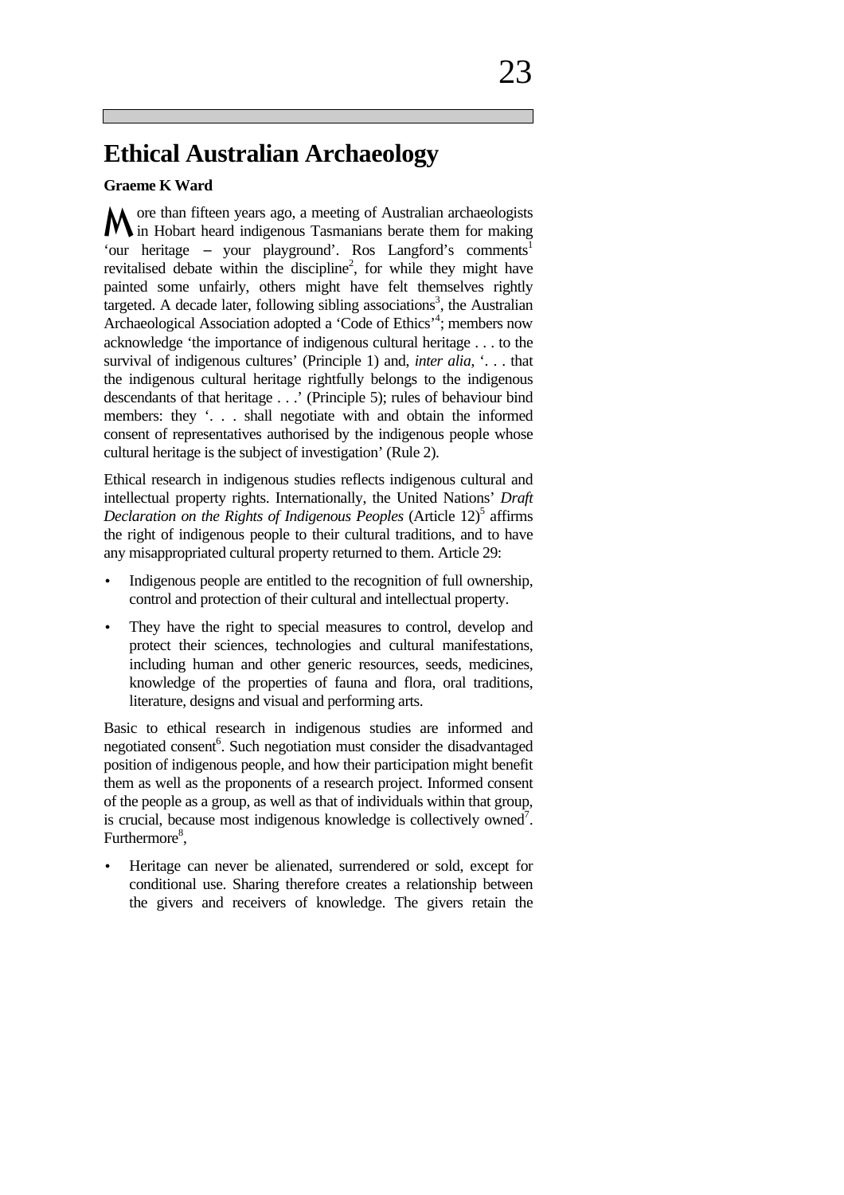# Ethical Australian Archaeology

**Graeme K Ward**

More than fifteen years ago, a meeting of Australian archaeologists in Hobart heard indigenous Tasmanians berate them for making 'our heritage – your playground'. Ros Langford's comments[1] revitalised debate within the discipline[2], for while they might have painted some unfairly, others might have felt themselves rightly targeted. A decade later, following sibling associations[3], the Australian Archaeological Association adopted a 'Code of Ethics'[4]; members now acknowledge 'the importance of indigenous cultural heritage . . . to the survival of indigenous cultures' (Principle 1) and, *inter alia*, '. . . that the indigenous cultural heritage rightfully belongs to the indigenous descendants of that heritage . . .' (Principle 5); rules of behaviour bind members: they '. . . shall negotiate with and obtain the informed consent of representatives authorised by the indigenous people whose cultural heritage is the subject of investigation' (Rule 2).

Ethical research in indigenous studies reflects indigenous cultural and intellectual property rights. Internationally, the United Nations' *Draft Declaration on the Rights of Indigenous Peoples* (Article 12)[5] affirms the right of indigenous people to their cultural traditions, and to have any misappropriated cultural property returned to them. Article 29:

- Indigenous people are entitled to the recognition of full ownership, control and protection of their cultural and intellectual property.
- They have the right to special measures to control, develop and protect their sciences, technologies and cultural manifestations, including human and other generic resources, seeds, medicines, knowledge of the properties of fauna and flora, oral traditions, literature, designs and visual and performing arts.

Basic to ethical research in indigenous studies are informed and negotiated consent[6]. Such negotiation must consider the disadvantaged position of indigenous people, and how their participation might benefit them as well as the proponents of a research project. Informed consent of the people as a group, as well as that of individuals within that group, is crucial, because most indigenous knowledge is collectively owned[7]. Furthermore[8],

- Heritage can never be alienated, surrendered or sold, except for conditional use. Sharing therefore creates a relationship between the givers and receivers of knowledge. The givers retain the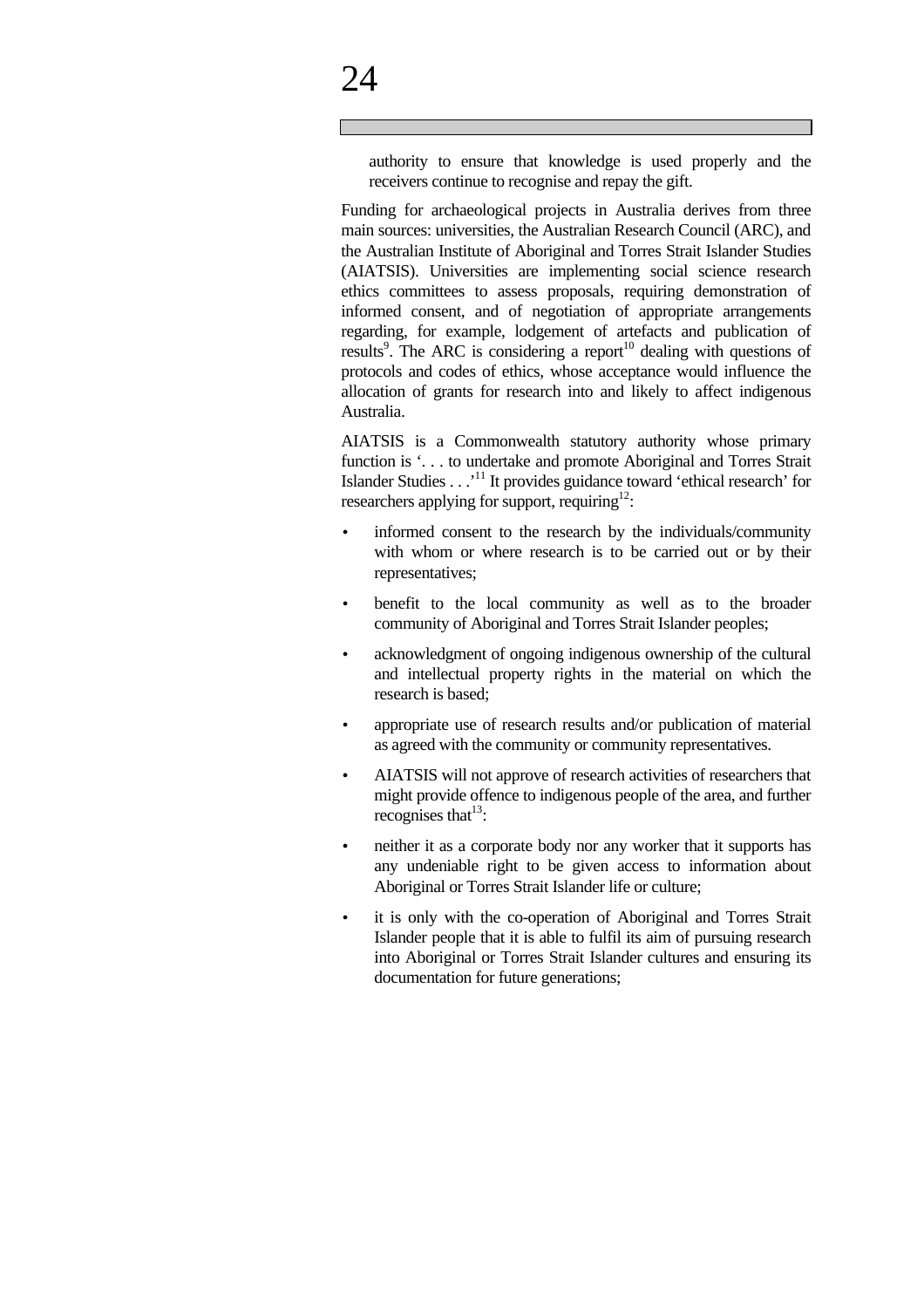authority to ensure that knowledge is used properly and the receivers continue to recognise and repay the gift.

Funding for archaeological projects in Australia derives from three main sources: universities, the Australian Research Council (ARC), and the Australian Institute of Aboriginal and Torres Strait Islander Studies (AIATSIS). Universities are implementing social science research ethics committees to assess proposals, requiring demonstration of informed consent, and of negotiation of appropriate arrangements regarding, for example, lodgement of artefacts and publication of results[9]. The ARC is considering a report[10] dealing with questions of protocols and codes of ethics, whose acceptance would influence the allocation of grants for research into and likely to affect indigenous Australia.

AIATSIS is a Commonwealth statutory authority whose primary function is '. . . to undertake and promote Aboriginal and Torres Strait Islander Studies . . .'[11] It provides guidance toward 'ethical research' for researchers applying for support, requiring[12]:

- informed consent to the research by the individuals/community with whom or where research is to be carried out or by their representatives;
- benefit to the local community as well as to the broader community of Aboriginal and Torres Strait Islander peoples;
- acknowledgment of ongoing indigenous ownership of the cultural and intellectual property rights in the material on which the research is based;
- appropriate use of research results and/or publication of material as agreed with the community or community representatives.
- AIATSIS will not approve of research activities of researchers that might provide offence to indigenous people of the area, and further recognises that[13]:
- neither it as a corporate body nor any worker that it supports has any undeniable right to be given access to information about Aboriginal or Torres Strait Islander life or culture;
- it is only with the co-operation of Aboriginal and Torres Strait Islander people that it is able to fulfil its aim of pursuing research into Aboriginal or Torres Strait Islander cultures and ensuring its documentation for future generations;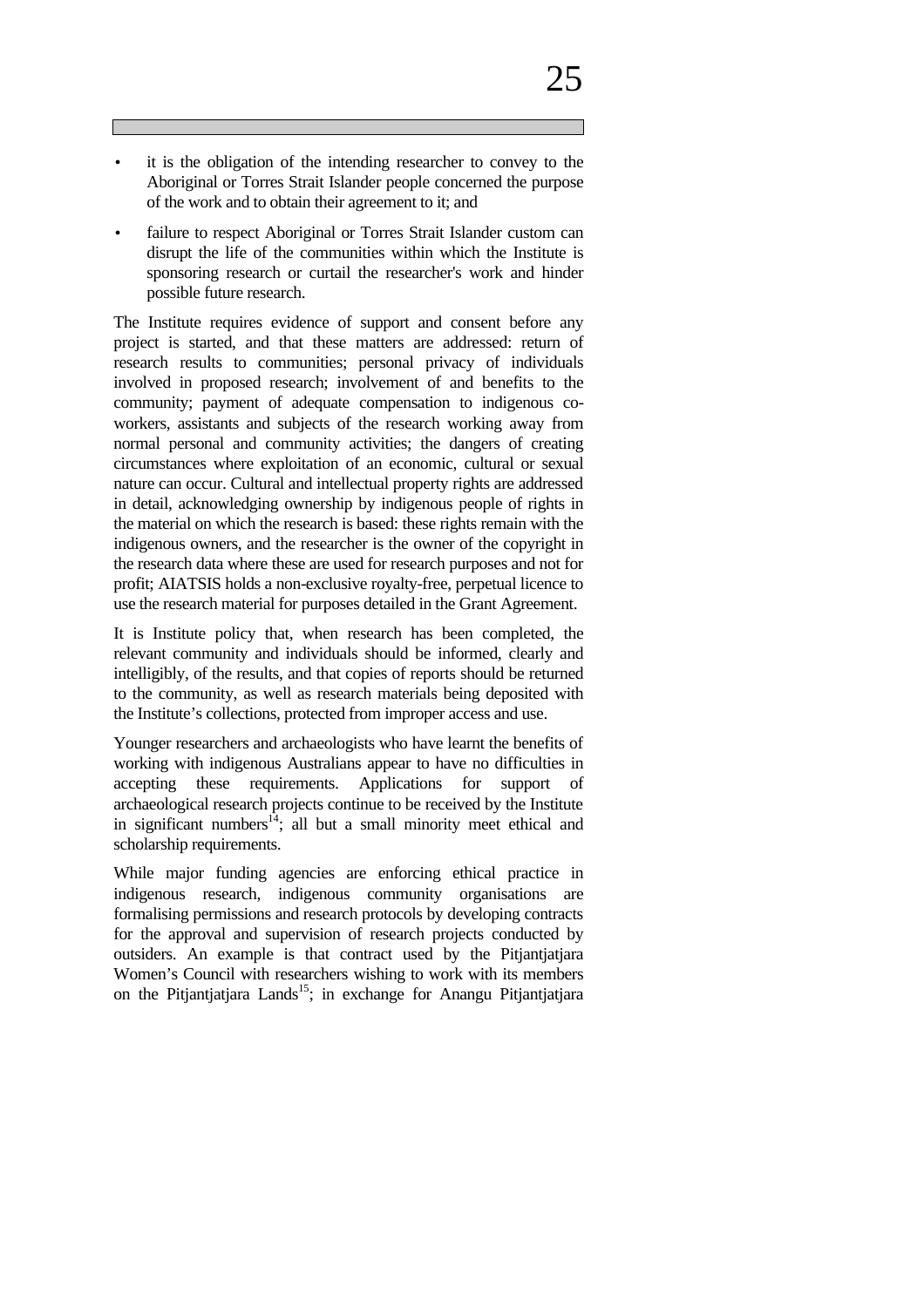- it is the obligation of the intending researcher to convey to the Aboriginal or Torres Strait Islander people concerned the purpose of the work and to obtain their agreement to it; and
- failure to respect Aboriginal or Torres Strait Islander custom can disrupt the life of the communities within which the Institute is sponsoring research or curtail the researcher's work and hinder possible future research.

The Institute requires evidence of support and consent before any project is started, and that these matters are addressed: return of research results to communities; personal privacy of individuals involved in proposed research; involvement of and benefits to the community; payment of adequate compensation to indigenous co-workers, assistants and subjects of the research working away from normal personal and community activities; the dangers of creating circumstances where exploitation of an economic, cultural or sexual nature can occur. Cultural and intellectual property rights are addressed in detail, acknowledging ownership by indigenous people of rights in the material on which the research is based: these rights remain with the indigenous owners, and the researcher is the owner of the copyright in the research data where these are used for research purposes and not for profit; AIATSIS holds a non-exclusive royalty-free, perpetual licence to use the research material for purposes detailed in the Grant Agreement.

It is Institute policy that, when research has been completed, the relevant community and individuals should be informed, clearly and intelligibly, of the results, and that copies of reports should be returned to the community, as well as research materials being deposited with the Institute's collections, protected from improper access and use.

Younger researchers and archaeologists who have learnt the benefits of working with indigenous Australians appear to have no difficulties in accepting these requirements. Applications for support of archaeological research projects continue to be received by the Institute in significant numbers[14]; all but a small minority meet ethical and scholarship requirements.

While major funding agencies are enforcing ethical practice in indigenous research, indigenous community organisations are formalising permissions and research protocols by developing contracts for the approval and supervision of research projects conducted by outsiders. An example is that contract used by the Pitjantjatjara Women's Council with researchers wishing to work with its members on the Pitjantjatjara Lands[15]; in exchange for Anangu Pitjantjatjara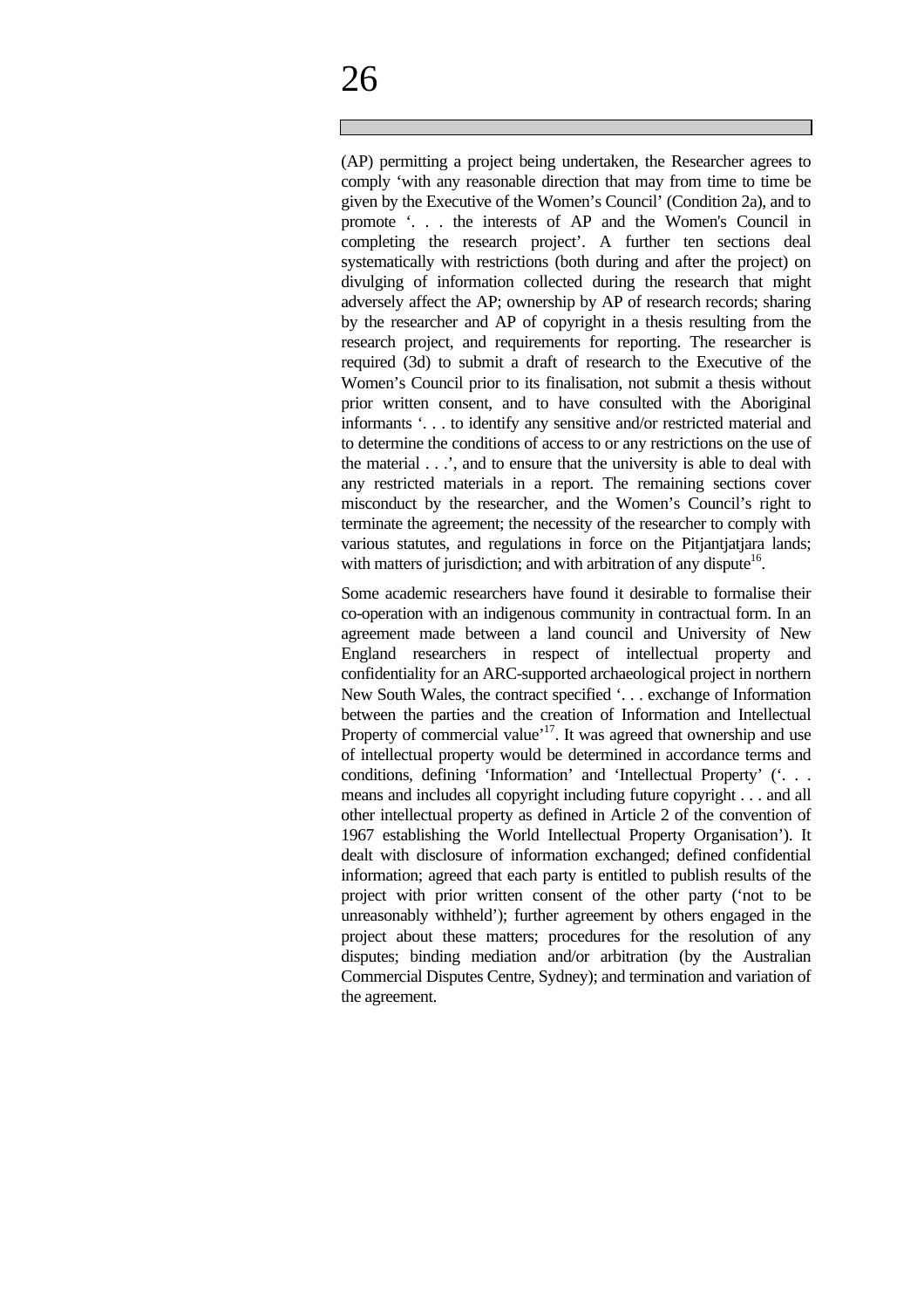(AP) permitting a project being undertaken, the Researcher agrees to comply 'with any reasonable direction that may from time to time be given by the Executive of the Women's Council' (Condition 2a), and to promote '. . . the interests of AP and the Women's Council in completing the research project'. A further ten sections deal systematically with restrictions (both during and after the project) on divulging of information collected during the research that might adversely affect the AP; ownership by AP of research records; sharing by the researcher and AP of copyright in a thesis resulting from the research project, and requirements for reporting. The researcher is required (3d) to submit a draft of research to the Executive of the Women's Council prior to its finalisation, not submit a thesis without prior written consent, and to have consulted with the Aboriginal informants '. . . to identify any sensitive and/or restricted material and to determine the conditions of access to or any restrictions on the use of the material . . .', and to ensure that the university is able to deal with any restricted materials in a report. The remaining sections cover misconduct by the researcher, and the Women's Council's right to terminate the agreement; the necessity of the researcher to comply with various statutes, and regulations in force on the Pitjantjatjara lands; with matters of jurisdiction; and with arbitration of any dispute[16].

Some academic researchers have found it desirable to formalise their co-operation with an indigenous community in contractual form. In an agreement made between a land council and University of New England researchers in respect of intellectual property and confidentiality for an ARC-supported archaeological project in northern New South Wales, the contract specified '. . . exchange of Information between the parties and the creation of Information and Intellectual Property of commercial value'[17]. It was agreed that ownership and use of intellectual property would be determined in accordance terms and conditions, defining 'Information' and 'Intellectual Property' ('. . . means and includes all copyright including future copyright . . . and all other intellectual property as defined in Article 2 of the convention of 1967 establishing the World Intellectual Property Organisation'). It dealt with disclosure of information exchanged; defined confidential information; agreed that each party is entitled to publish results of the project with prior written consent of the other party ('not to be unreasonably withheld'); further agreement by others engaged in the project about these matters; procedures for the resolution of any disputes; binding mediation and/or arbitration (by the Australian Commercial Disputes Centre, Sydney); and termination and variation of the agreement.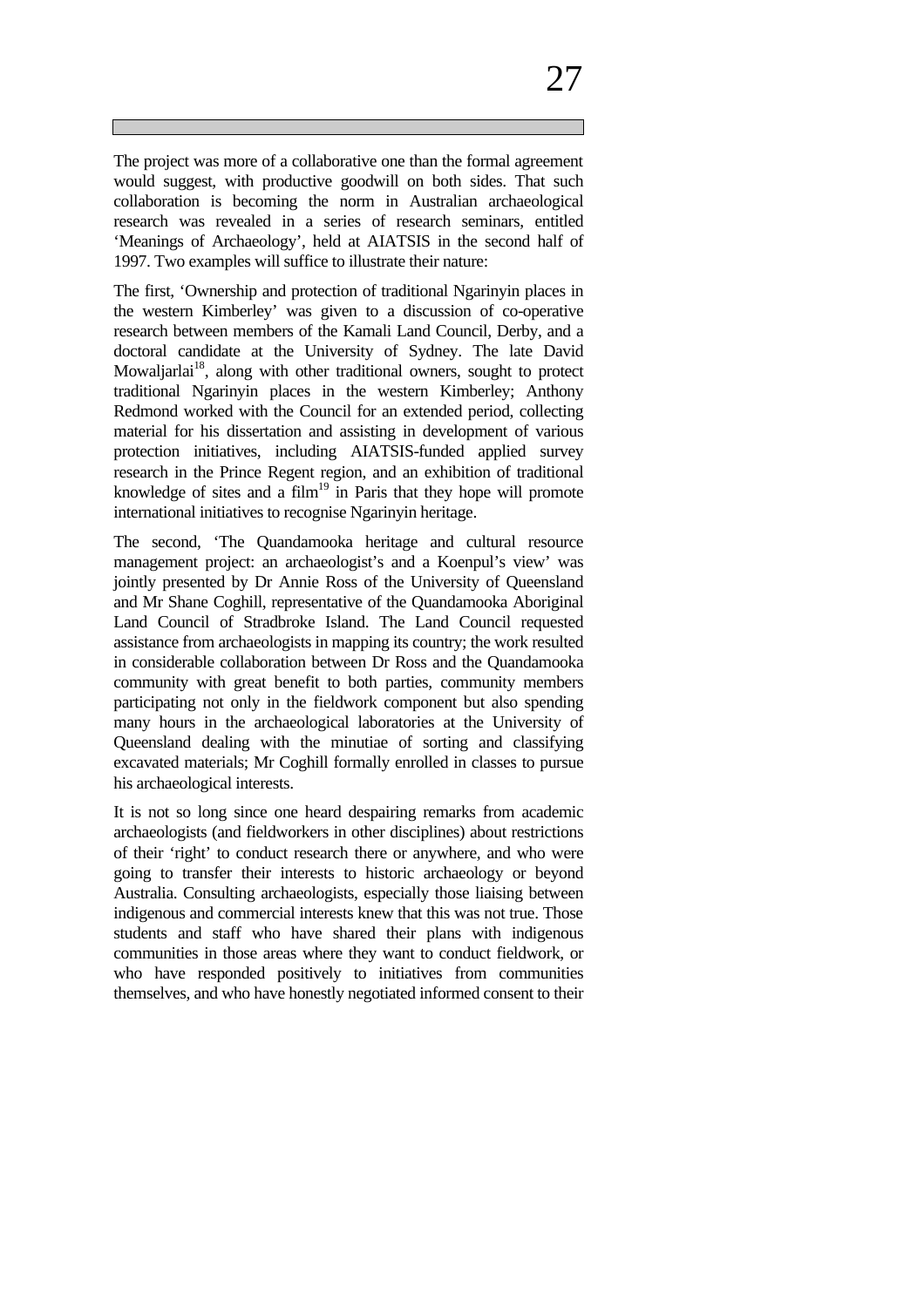The project was more of a collaborative one than the formal agreement would suggest, with productive goodwill on both sides. That such collaboration is becoming the norm in Australian archaeological research was revealed in a series of research seminars, entitled 'Meanings of Archaeology', held at AIATSIS in the second half of 1997. Two examples will suffice to illustrate their nature:

The first, 'Ownership and protection of traditional Ngarinyin places in the western Kimberley' was given to a discussion of co-operative research between members of the Kamali Land Council, Derby, and a doctoral candidate at the University of Sydney. The late David Mowaljarlai[18], along with other traditional owners, sought to protect traditional Ngarinyin places in the western Kimberley; Anthony Redmond worked with the Council for an extended period, collecting material for his dissertation and assisting in development of various protection initiatives, including AIATSIS-funded applied survey research in the Prince Regent region, and an exhibition of traditional knowledge of sites and a film[19] in Paris that they hope will promote international initiatives to recognise Ngarinyin heritage.

The second, 'The Quandamooka heritage and cultural resource management project: an archaeologist's and a Koenpul's view' was jointly presented by Dr Annie Ross of the University of Queensland and Mr Shane Coghill, representative of the Quandamooka Aboriginal Land Council of Stradbroke Island. The Land Council requested assistance from archaeologists in mapping its country; the work resulted in considerable collaboration between Dr Ross and the Quandamooka community with great benefit to both parties, community members participating not only in the fieldwork component but also spending many hours in the archaeological laboratories at the University of Queensland dealing with the minutiae of sorting and classifying excavated materials; Mr Coghill formally enrolled in classes to pursue his archaeological interests.

It is not so long since one heard despairing remarks from academic archaeologists (and fieldworkers in other disciplines) about restrictions of their 'right' to conduct research there or anywhere, and who were going to transfer their interests to historic archaeology or beyond Australia. Consulting archaeologists, especially those liaising between indigenous and commercial interests knew that this was not true. Those students and staff who have shared their plans with indigenous communities in those areas where they want to conduct fieldwork, or who have responded positively to initiatives from communities themselves, and who have honestly negotiated informed consent to their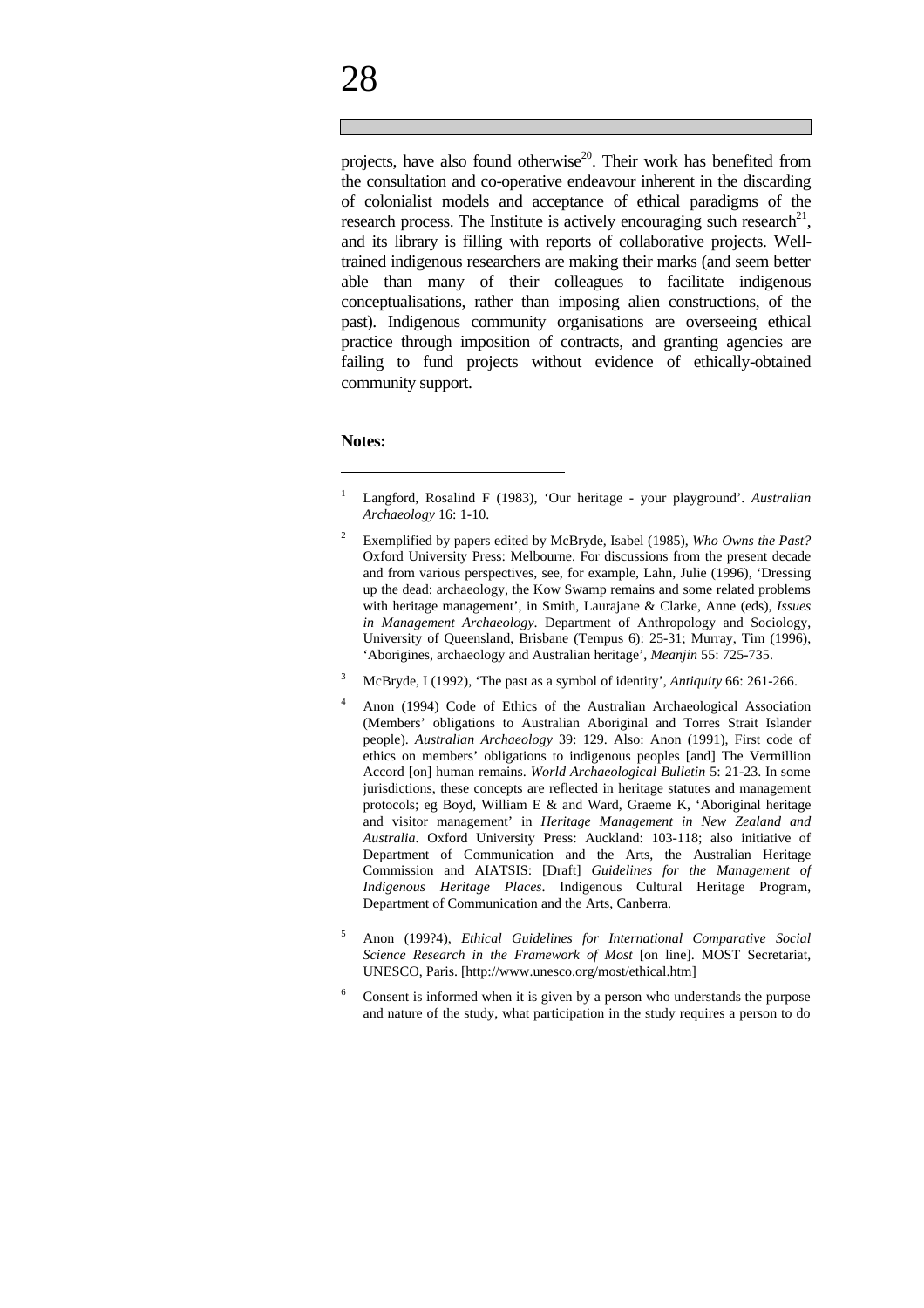projects, have also found otherwise[20]. Their work has benefited from the consultation and co-operative endeavour inherent in the discarding of colonialist models and acceptance of ethical paradigms of the research process. The Institute is actively encouraging such research[21], and its library is filling with reports of collaborative projects. Well-trained indigenous researchers are making their marks (and seem better able than many of their colleagues to facilitate indigenous conceptualisations, rather than imposing alien constructions, of the past). Indigenous community organisations are overseeing ethical practice through imposition of contracts, and granting agencies are failing to fund projects without evidence of ethically-obtained community support.

**Notes:**

---

1. Langford, Rosalind F (1983), 'Our heritage - your playground'. *Australian Archaeology* 16: 1-10.

2. Exemplified by papers edited by McBryde, Isabel (1985), *Who Owns the Past?* Oxford University Press: Melbourne. For discussions from the present decade and from various perspectives, see, for example, Lahn, Julie (1996), 'Dressing up the dead: archaeology, the Kow Swamp remains and some related problems with heritage management', in Smith, Laurajane & Clarke, Anne (eds), *Issues in Management Archaeology*. Department of Anthropology and Sociology, University of Queensland, Brisbane (Tempus 6): 25-31; Murray, Tim (1996), 'Aborigines, archaeology and Australian heritage', *Meanjin* 55: 725-735.

3. McBryde, I (1992), 'The past as a symbol of identity', *Antiquity* 66: 261-266.

4. Anon (1994) Code of Ethics of the Australian Archaeological Association (Members' obligations to Australian Aboriginal and Torres Strait Islander people). *Australian Archaeology* 39: 129. Also: Anon (1991), First code of ethics on members' obligations to indigenous peoples [and] The Vermillion Accord [on] human remains. *World Archaeological Bulletin* 5: 21-23. In some jurisdictions, these concepts are reflected in heritage statutes and management protocols; eg Boyd, William E & and Ward, Graeme K, 'Aboriginal heritage and visitor management' in *Heritage Management in New Zealand and Australia*. Oxford University Press: Auckland: 103-118; also initiative of Department of Communication and the Arts, the Australian Heritage Commission and AIATSIS: [Draft] *Guidelines for the Management of Indigenous Heritage Places*. Indigenous Cultural Heritage Program, Department of Communication and the Arts, Canberra.

5. Anon (199?4), *Ethical Guidelines for International Comparative Social Science Research in the Framework of Most* [on line]. MOST Secretariat, UNESCO, Paris. [http://www.unesco.org/most/ethical.htm]

6. Consent is informed when it is given by a person who understands the purpose and nature of the study, what participation in the study requires a person to do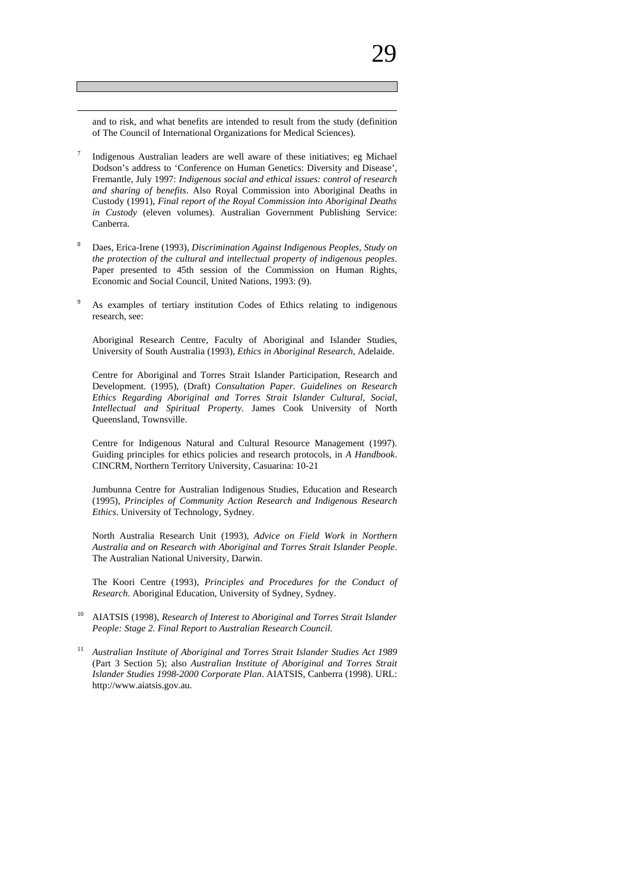and to risk, and what benefits are intended to result from the study (definition of The Council of International Organizations for Medical Sciences).

[7] Indigenous Australian leaders are well aware of these initiatives; eg Michael Dodson's address to 'Conference on Human Genetics: Diversity and Disease', Fremantle, July 1997: *Indigenous social and ethical issues: control of research and sharing of benefits*. Also Royal Commission into Aboriginal Deaths in Custody (1991), *Final report of the Royal Commission into Aboriginal Deaths in Custody* (eleven volumes). Australian Government Publishing Service: Canberra.

[8] Daes, Erica-Irene (1993), *Discrimination Against Indigenous Peoples, Study on the protection of the cultural and intellectual property of indigenous peoples*. Paper presented to 45th session of the Commission on Human Rights, Economic and Social Council, United Nations, 1993: (9).

[9] As examples of tertiary institution Codes of Ethics relating to indigenous research, see:

Aboriginal Research Centre, Faculty of Aboriginal and Islander Studies, University of South Australia (1993), *Ethics in Aboriginal Research*, Adelaide.

Centre for Aboriginal and Torres Strait Islander Participation, Research and Development. (1995), (Draft) *Consultation Paper. Guidelines on Research Ethics Regarding Aboriginal and Torres Strait Islander Cultural, Social, Intellectual and Spiritual Property*. James Cook University of North Queensland, Townsville.

Centre for Indigenous Natural and Cultural Resource Management (1997). Guiding principles for ethics policies and research protocols, in *A Handbook*. CINCRM, Northern Territory University, Casuarina: 10-21

Jumbunna Centre for Australian Indigenous Studies, Education and Research (1995), *Principles of Community Action Research and Indigenous Research Ethics*. University of Technology, Sydney.

North Australia Research Unit (1993), *Advice on Field Work in Northern Australia and on Research with Aboriginal and Torres Strait Islander People*. The Australian National University, Darwin.

The Koori Centre (1993), *Principles and Procedures for the Conduct of Research*. Aboriginal Education, University of Sydney, Sydney.

[10] AIATSIS (1998), *Research of Interest to Aboriginal and Torres Strait Islander People: Stage 2. Final Report to Australian Research Council.*

[11] *Australian Institute of Aboriginal and Torres Strait Islander Studies Act 1989* (Part 3 Section 5); also *Australian Institute of Aboriginal and Torres Strait Islander Studies 1998-2000 Corporate Plan*. AIATSIS, Canberra (1998). URL: http://www.aiatsis.gov.au.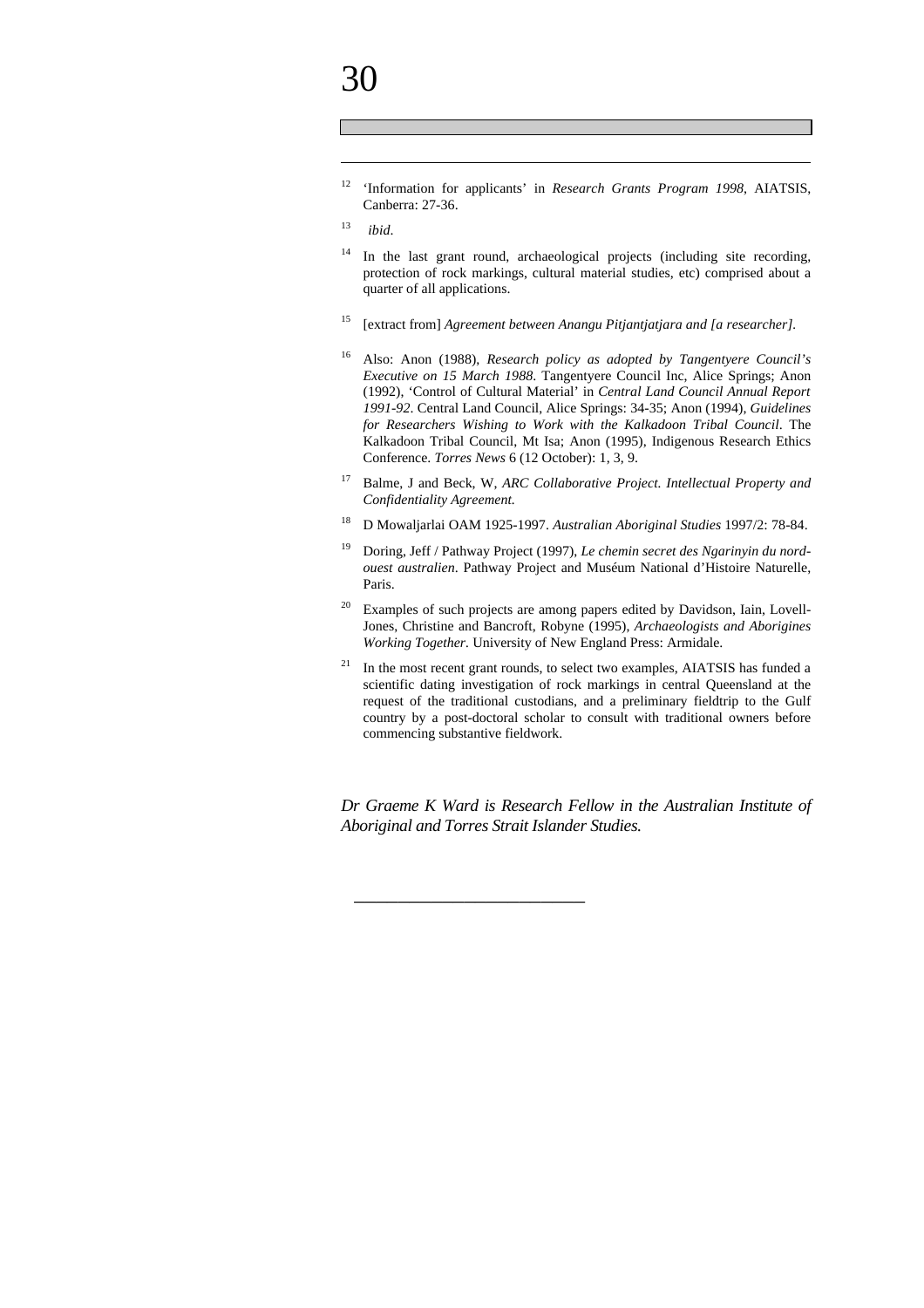[12] 'Information for applicants' in *Research Grants Program 1998*, AIATSIS, Canberra: 27-36.

[13] *ibid*.

[14] In the last grant round, archaeological projects (including site recording, protection of rock markings, cultural material studies, etc) comprised about a quarter of all applications.

[15] [extract from] *Agreement between Anangu Pitjantjatjara and [a researcher].*

[16] Also: Anon (1988), *Research policy as adopted by Tangentyere Council's Executive on 15 March 1988*. Tangentyere Council Inc, Alice Springs; Anon (1992), 'Control of Cultural Material' in *Central Land Council Annual Report 1991-92*. Central Land Council, Alice Springs: 34-35; Anon (1994), *Guidelines for Researchers Wishing to Work with the Kalkadoon Tribal Council*. The Kalkadoon Tribal Council, Mt Isa; Anon (1995), Indigenous Research Ethics Conference. *Torres News* 6 (12 October): 1, 3, 9.

[17] Balme, J and Beck, W, *ARC Collaborative Project. Intellectual Property and Confidentiality Agreement.*

[18] D Mowaljarlai OAM 1925-1997. *Australian Aboriginal Studies* 1997/2: 78-84.

[19] Doring, Jeff / Pathway Project (1997), *Le chemin secret des Ngarinyin du nord-ouest australien*. Pathway Project and Muséum National d'Histoire Naturelle, Paris.

[20] Examples of such projects are among papers edited by Davidson, Iain, Lovell-Jones, Christine and Bancroft, Robyne (1995), *Archaeologists and Aborigines Working Together*. University of New England Press: Armidale.

[21] In the most recent grant rounds, to select two examples, AIATSIS has funded a scientific dating investigation of rock markings in central Queensland at the request of the traditional custodians, and a preliminary fieldtrip to the Gulf country by a post-doctoral scholar to consult with traditional owners before commencing substantive fieldwork.

*Dr Graeme K Ward is Research Fellow in the Australian Institute of Aboriginal and Torres Strait Islander Studies.*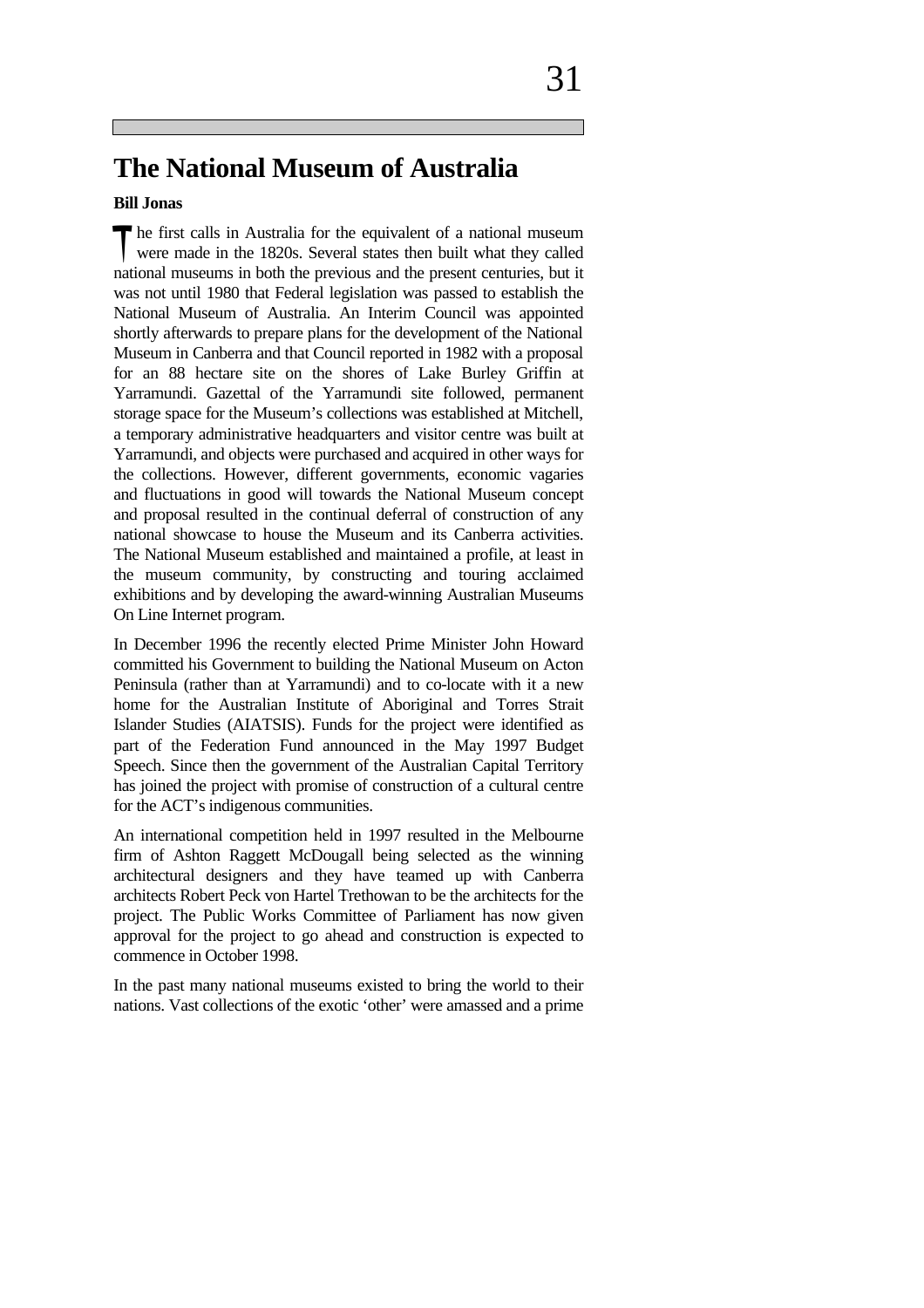# The National Museum of Australia

**Bill Jonas**

The first calls in Australia for the equivalent of a national museum were made in the 1820s. Several states then built what they called national museums in both the previous and the present centuries, but it was not until 1980 that Federal legislation was passed to establish the National Museum of Australia. An Interim Council was appointed shortly afterwards to prepare plans for the development of the National Museum in Canberra and that Council reported in 1982 with a proposal for an 88 hectare site on the shores of Lake Burley Griffin at Yarramundi. Gazettal of the Yarramundi site followed, permanent storage space for the Museum's collections was established at Mitchell, a temporary administrative headquarters and visitor centre was built at Yarramundi, and objects were purchased and acquired in other ways for the collections. However, different governments, economic vagaries and fluctuations in good will towards the National Museum concept and proposal resulted in the continual deferral of construction of any national showcase to house the Museum and its Canberra activities. The National Museum established and maintained a profile, at least in the museum community, by constructing and touring acclaimed exhibitions and by developing the award-winning Australian Museums On Line Internet program.

In December 1996 the recently elected Prime Minister John Howard committed his Government to building the National Museum on Acton Peninsula (rather than at Yarramundi) and to co-locate with it a new home for the Australian Institute of Aboriginal and Torres Strait Islander Studies (AIATSIS). Funds for the project were identified as part of the Federation Fund announced in the May 1997 Budget Speech. Since then the government of the Australian Capital Territory has joined the project with promise of construction of a cultural centre for the ACT's indigenous communities.

An international competition held in 1997 resulted in the Melbourne firm of Ashton Raggett McDougall being selected as the winning architectural designers and they have teamed up with Canberra architects Robert Peck von Hartel Trethowan to be the architects for the project. The Public Works Committee of Parliament has now given approval for the project to go ahead and construction is expected to commence in October 1998.

In the past many national museums existed to bring the world to their nations. Vast collections of the exotic 'other' were amassed and a prime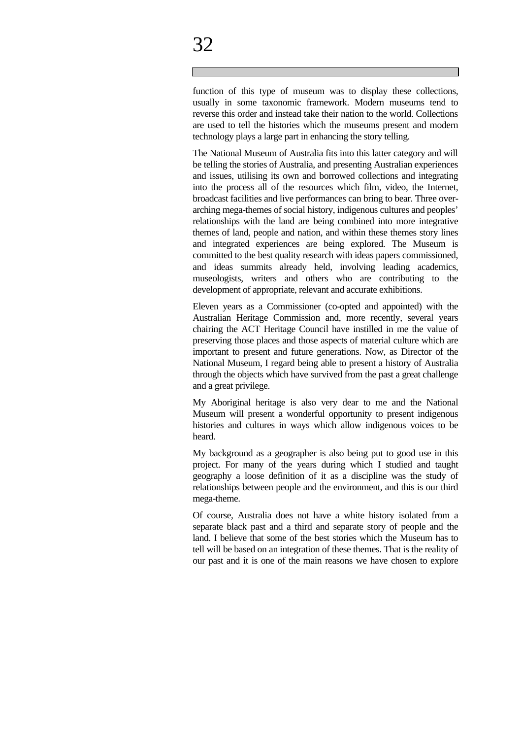function of this type of museum was to display these collections, usually in some taxonomic framework. Modern museums tend to reverse this order and instead take their nation to the world. Collections are used to tell the histories which the museums present and modern technology plays a large part in enhancing the story telling.

The National Museum of Australia fits into this latter category and will be telling the stories of Australia, and presenting Australian experiences and issues, utilising its own and borrowed collections and integrating into the process all of the resources which film, video, the Internet, broadcast facilities and live performances can bring to bear. Three over-arching mega-themes of social history, indigenous cultures and peoples' relationships with the land are being combined into more integrative themes of land, people and nation, and within these themes story lines and integrated experiences are being explored. The Museum is committed to the best quality research with ideas papers commissioned, and ideas summits already held, involving leading academics, museologists, writers and others who are contributing to the development of appropriate, relevant and accurate exhibitions.

Eleven years as a Commissioner (co-opted and appointed) with the Australian Heritage Commission and, more recently, several years chairing the ACT Heritage Council have instilled in me the value of preserving those places and those aspects of material culture which are important to present and future generations. Now, as Director of the National Museum, I regard being able to present a history of Australia through the objects which have survived from the past a great challenge and a great privilege.

My Aboriginal heritage is also very dear to me and the National Museum will present a wonderful opportunity to present indigenous histories and cultures in ways which allow indigenous voices to be heard.

My background as a geographer is also being put to good use in this project. For many of the years during which I studied and taught geography a loose definition of it as a discipline was the study of relationships between people and the environment, and this is our third mega-theme.

Of course, Australia does not have a white history isolated from a separate black past and a third and separate story of people and the land. I believe that some of the best stories which the Museum has to tell will be based on an integration of these themes. That is the reality of our past and it is one of the main reasons we have chosen to explore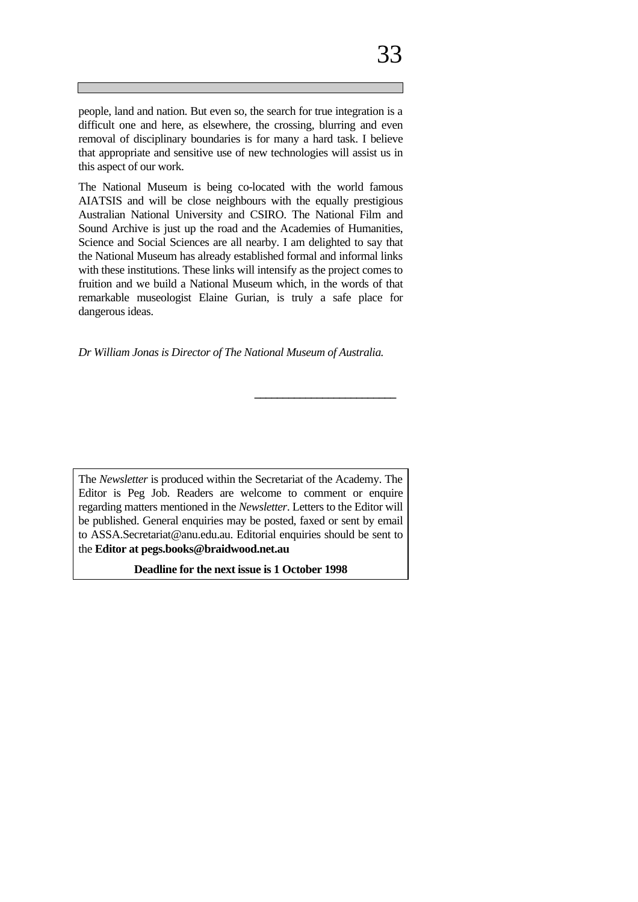people, land and nation. But even so, the search for true integration is a difficult one and here, as elsewhere, the crossing, blurring and even removal of disciplinary boundaries is for many a hard task. I believe that appropriate and sensitive use of new technologies will assist us in this aspect of our work.

The National Museum is being co-located with the world famous AIATSIS and will be close neighbours with the equally prestigious Australian National University and CSIRO. The National Film and Sound Archive is just up the road and the Academies of Humanities, Science and Social Sciences are all nearby. I am delighted to say that the National Museum has already established formal and informal links with these institutions. These links will intensify as the project comes to fruition and we build a National Museum which, in the words of that remarkable museologist Elaine Gurian, is truly a safe place for dangerous ideas.

*Dr William Jonas is Director of The National Museum of Australia.*

---

The *Newsletter* is produced within the Secretariat of the Academy. The Editor is Peg Job. Readers are welcome to comment or enquire regarding matters mentioned in the *Newsletter*. Letters to the Editor will be published. General enquiries may be posted, faxed or sent by email to ASSA.Secretariat@anu.edu.au. Editorial enquiries should be sent to the **Editor at pegs.books@braidwood.net.au**

**Deadline for the next issue is 1 October 1998**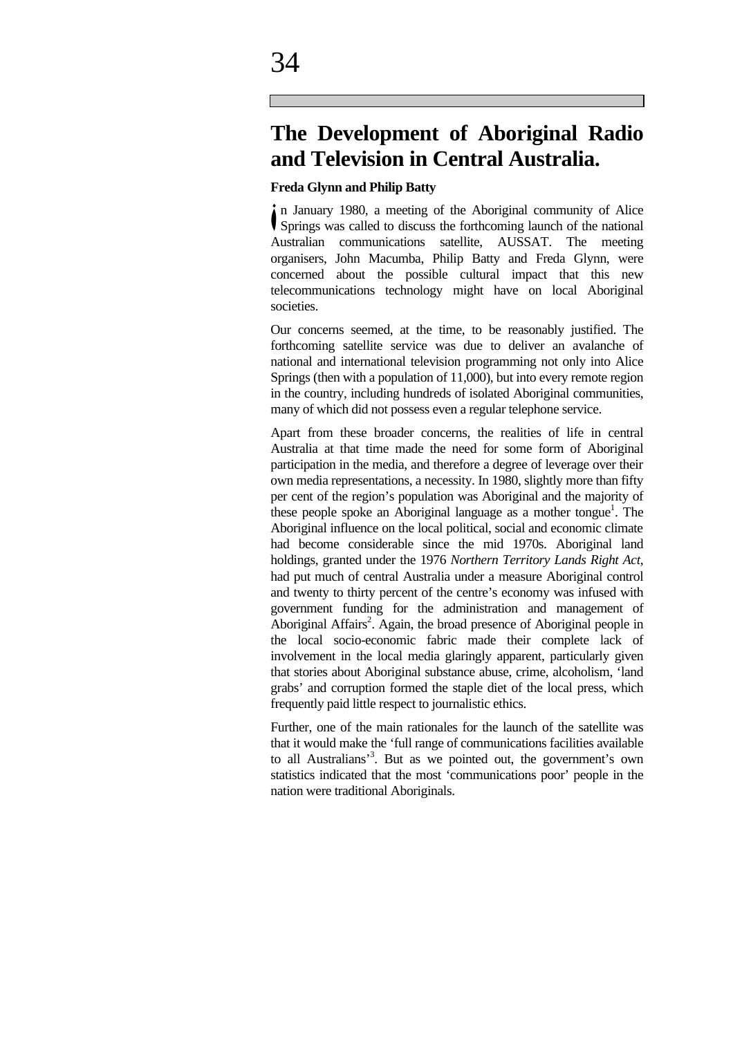# The Development of Aboriginal Radio and Television in Central Australia.

**Freda Glynn and Philip Batty**

In January 1980, a meeting of the Aboriginal community of Alice Springs was called to discuss the forthcoming launch of the national Australian communications satellite, AUSSAT. The meeting organisers, John Macumba, Philip Batty and Freda Glynn, were concerned about the possible cultural impact that this new telecommunications technology might have on local Aboriginal societies.

Our concerns seemed, at the time, to be reasonably justified. The forthcoming satellite service was due to deliver an avalanche of national and international television programming not only into Alice Springs (then with a population of 11,000), but into every remote region in the country, including hundreds of isolated Aboriginal communities, many of which did not possess even a regular telephone service.

Apart from these broader concerns, the realities of life in central Australia at that time made the need for some form of Aboriginal participation in the media, and therefore a degree of leverage over their own media representations, a necessity. In 1980, slightly more than fifty per cent of the region's population was Aboriginal and the majority of these people spoke an Aboriginal language as a mother tongue[1]. The Aboriginal influence on the local political, social and economic climate had become considerable since the mid 1970s. Aboriginal land holdings, granted under the 1976 *Northern Territory Lands Right Act*, had put much of central Australia under a measure Aboriginal control and twenty to thirty percent of the centre's economy was infused with government funding for the administration and management of Aboriginal Affairs[2]. Again, the broad presence of Aboriginal people in the local socio-economic fabric made their complete lack of involvement in the local media glaringly apparent, particularly given that stories about Aboriginal substance abuse, crime, alcoholism, 'land grabs' and corruption formed the staple diet of the local press, which frequently paid little respect to journalistic ethics.

Further, one of the main rationales for the launch of the satellite was that it would make the 'full range of communications facilities available to all Australians'[3]. But as we pointed out, the government's own statistics indicated that the most 'communications poor' people in the nation were traditional Aboriginals.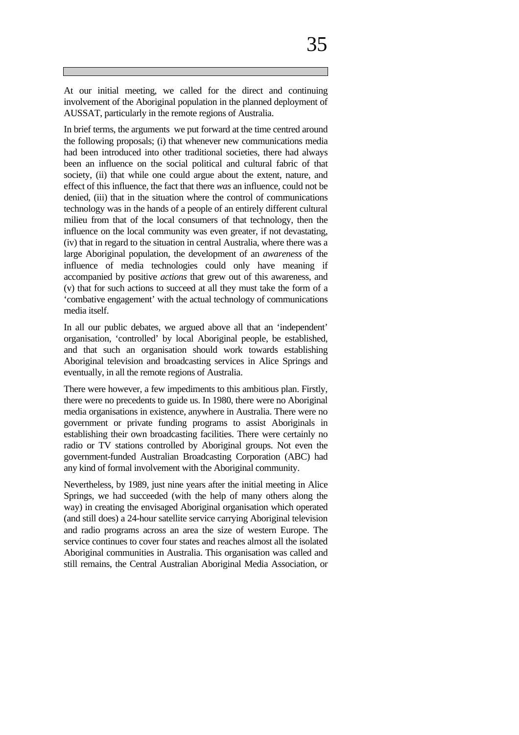At our initial meeting, we called for the direct and continuing involvement of the Aboriginal population in the planned deployment of AUSSAT, particularly in the remote regions of Australia.

In brief terms, the arguments we put forward at the time centred around the following proposals; (i) that whenever new communications media had been introduced into other traditional societies, there had always been an influence on the social political and cultural fabric of that society, (ii) that while one could argue about the extent, nature, and effect of this influence, the fact that there *was* an influence, could not be denied, (iii) that in the situation where the control of communications technology was in the hands of a people of an entirely different cultural milieu from that of the local consumers of that technology, then the influence on the local community was even greater, if not devastating, (iv) that in regard to the situation in central Australia, where there was a large Aboriginal population, the development of an *awareness* of the influence of media technologies could only have meaning if accompanied by positive *actions* that grew out of this awareness, and (v) that for such actions to succeed at all they must take the form of a 'combative engagement' with the actual technology of communications media itself.

In all our public debates, we argued above all that an 'independent' organisation, 'controlled' by local Aboriginal people, be established, and that such an organisation should work towards establishing Aboriginal television and broadcasting services in Alice Springs and eventually, in all the remote regions of Australia.

There were however, a few impediments to this ambitious plan. Firstly, there were no precedents to guide us. In 1980, there were no Aboriginal media organisations in existence, anywhere in Australia. There were no government or private funding programs to assist Aboriginals in establishing their own broadcasting facilities. There were certainly no radio or TV stations controlled by Aboriginal groups. Not even the government-funded Australian Broadcasting Corporation (ABC) had any kind of formal involvement with the Aboriginal community.

Nevertheless, by 1989, just nine years after the initial meeting in Alice Springs, we had succeeded (with the help of many others along the way) in creating the envisaged Aboriginal organisation which operated (and still does) a 24-hour satellite service carrying Aboriginal television and radio programs across an area the size of western Europe. The service continues to cover four states and reaches almost all the isolated Aboriginal communities in Australia. This organisation was called and still remains, the Central Australian Aboriginal Media Association, or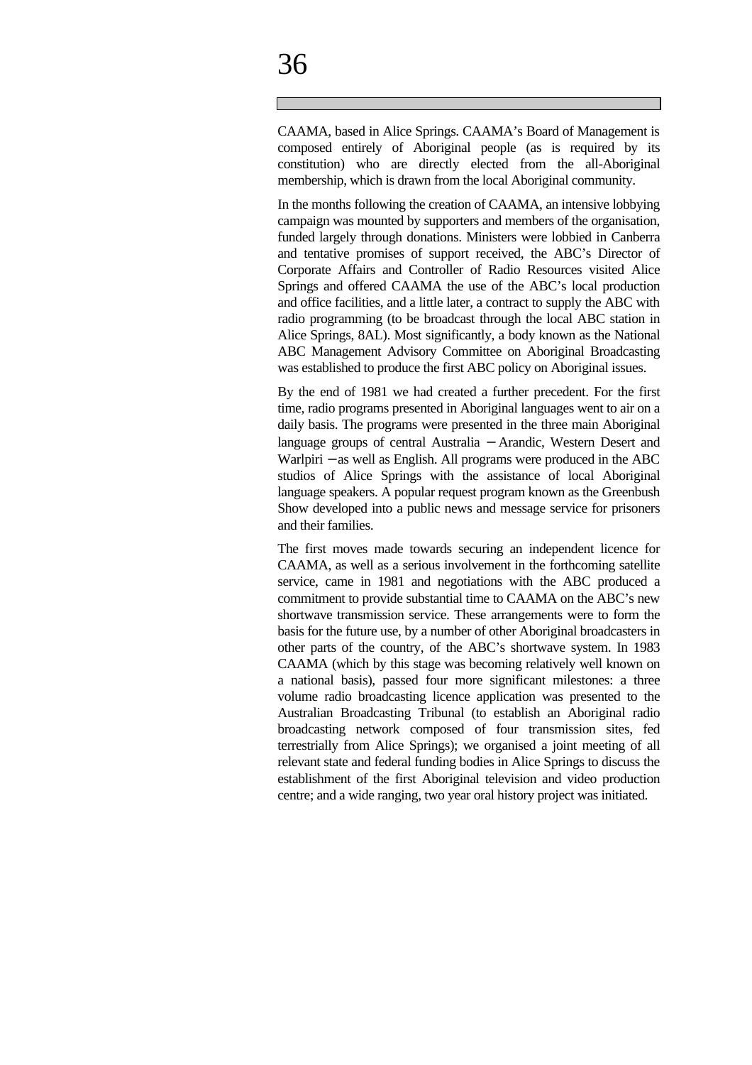CAAMA, based in Alice Springs. CAAMA's Board of Management is composed entirely of Aboriginal people (as is required by its constitution) who are directly elected from the all-Aboriginal membership, which is drawn from the local Aboriginal community.

In the months following the creation of CAAMA, an intensive lobbying campaign was mounted by supporters and members of the organisation, funded largely through donations. Ministers were lobbied in Canberra and tentative promises of support received, the ABC's Director of Corporate Affairs and Controller of Radio Resources visited Alice Springs and offered CAAMA the use of the ABC's local production and office facilities, and a little later, a contract to supply the ABC with radio programming (to be broadcast through the local ABC station in Alice Springs, 8AL). Most significantly, a body known as the National ABC Management Advisory Committee on Aboriginal Broadcasting was established to produce the first ABC policy on Aboriginal issues.

By the end of 1981 we had created a further precedent. For the first time, radio programs presented in Aboriginal languages went to air on a daily basis. The programs were presented in the three main Aboriginal language groups of central Australia – Arandic, Western Desert and Warlpiri – as well as English. All programs were produced in the ABC studios of Alice Springs with the assistance of local Aboriginal language speakers. A popular request program known as the Greenbush Show developed into a public news and message service for prisoners and their families.

The first moves made towards securing an independent licence for CAAMA, as well as a serious involvement in the forthcoming satellite service, came in 1981 and negotiations with the ABC produced a commitment to provide substantial time to CAAMA on the ABC's new shortwave transmission service. These arrangements were to form the basis for the future use, by a number of other Aboriginal broadcasters in other parts of the country, of the ABC's shortwave system. In 1983 CAAMA (which by this stage was becoming relatively well known on a national basis), passed four more significant milestones: a three volume radio broadcasting licence application was presented to the Australian Broadcasting Tribunal (to establish an Aboriginal radio broadcasting network composed of four transmission sites, fed terrestrially from Alice Springs); we organised a joint meeting of all relevant state and federal funding bodies in Alice Springs to discuss the establishment of the first Aboriginal television and video production centre; and a wide ranging, two year oral history project was initiated.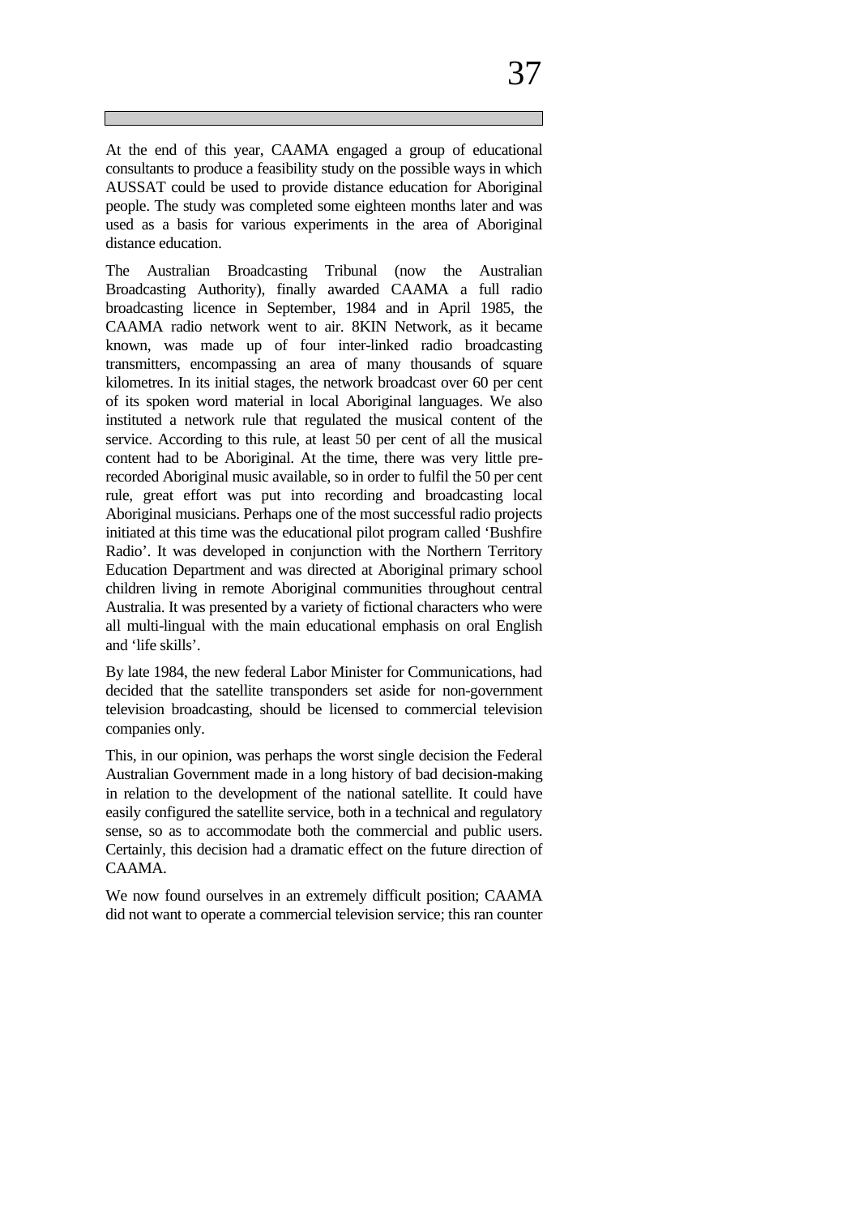At the end of this year, CAAMA engaged a group of educational consultants to produce a feasibility study on the possible ways in which AUSSAT could be used to provide distance education for Aboriginal people. The study was completed some eighteen months later and was used as a basis for various experiments in the area of Aboriginal distance education.

The Australian Broadcasting Tribunal (now the Australian Broadcasting Authority), finally awarded CAAMA a full radio broadcasting licence in September, 1984 and in April 1985, the CAAMA radio network went to air. 8KIN Network, as it became known, was made up of four inter-linked radio broadcasting transmitters, encompassing an area of many thousands of square kilometres. In its initial stages, the network broadcast over 60 per cent of its spoken word material in local Aboriginal languages. We also instituted a network rule that regulated the musical content of the service. According to this rule, at least 50 per cent of all the musical content had to be Aboriginal. At the time, there was very little pre-recorded Aboriginal music available, so in order to fulfil the 50 per cent rule, great effort was put into recording and broadcasting local Aboriginal musicians. Perhaps one of the most successful radio projects initiated at this time was the educational pilot program called 'Bushfire Radio'. It was developed in conjunction with the Northern Territory Education Department and was directed at Aboriginal primary school children living in remote Aboriginal communities throughout central Australia. It was presented by a variety of fictional characters who were all multi-lingual with the main educational emphasis on oral English and 'life skills'.

By late 1984, the new federal Labor Minister for Communications, had decided that the satellite transponders set aside for non-government television broadcasting, should be licensed to commercial television companies only.

This, in our opinion, was perhaps the worst single decision the Federal Australian Government made in a long history of bad decision-making in relation to the development of the national satellite. It could have easily configured the satellite service, both in a technical and regulatory sense, so as to accommodate both the commercial and public users. Certainly, this decision had a dramatic effect on the future direction of CAAMA.

We now found ourselves in an extremely difficult position; CAAMA did not want to operate a commercial television service; this ran counter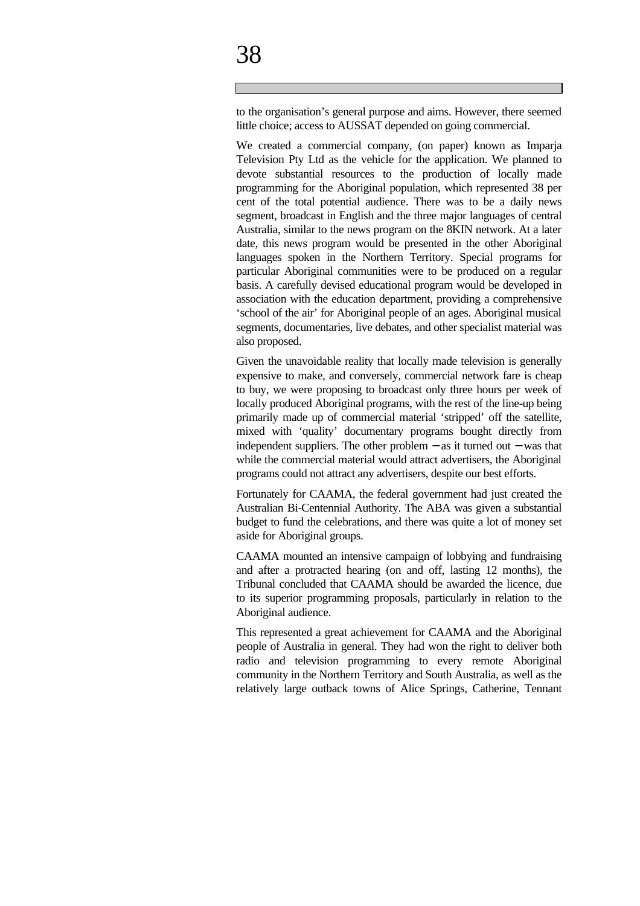to the organisation's general purpose and aims. However, there seemed little choice; access to AUSSAT depended on going commercial.

We created a commercial company, (on paper) known as Imparja Television Pty Ltd as the vehicle for the application. We planned to devote substantial resources to the production of locally made programming for the Aboriginal population, which represented 38 per cent of the total potential audience. There was to be a daily news segment, broadcast in English and the three major languages of central Australia, similar to the news program on the 8KIN network. At a later date, this news program would be presented in the other Aboriginal languages spoken in the Northern Territory. Special programs for particular Aboriginal communities were to be produced on a regular basis. A carefully devised educational program would be developed in association with the education department, providing a comprehensive 'school of the air' for Aboriginal people of an ages. Aboriginal musical segments, documentaries, live debates, and other specialist material was also proposed.

Given the unavoidable reality that locally made television is generally expensive to make, and conversely, commercial network fare is cheap to buy, we were proposing to broadcast only three hours per week of locally produced Aboriginal programs, with the rest of the line-up being primarily made up of commercial material 'stripped' off the satellite, mixed with 'quality' documentary programs bought directly from independent suppliers. The other problem – as it turned out – was that while the commercial material would attract advertisers, the Aboriginal programs could not attract any advertisers, despite our best efforts.

Fortunately for CAAMA, the federal government had just created the Australian Bi-Centennial Authority. The ABA was given a substantial budget to fund the celebrations, and there was quite a lot of money set aside for Aboriginal groups.

CAAMA mounted an intensive campaign of lobbying and fundraising and after a protracted hearing (on and off, lasting 12 months), the Tribunal concluded that CAAMA should be awarded the licence, due to its superior programming proposals, particularly in relation to the Aboriginal audience.

This represented a great achievement for CAAMA and the Aboriginal people of Australia in general. They had won the right to deliver both radio and television programming to every remote Aboriginal community in the Northern Territory and South Australia, as well as the relatively large outback towns of Alice Springs, Catherine, Tennant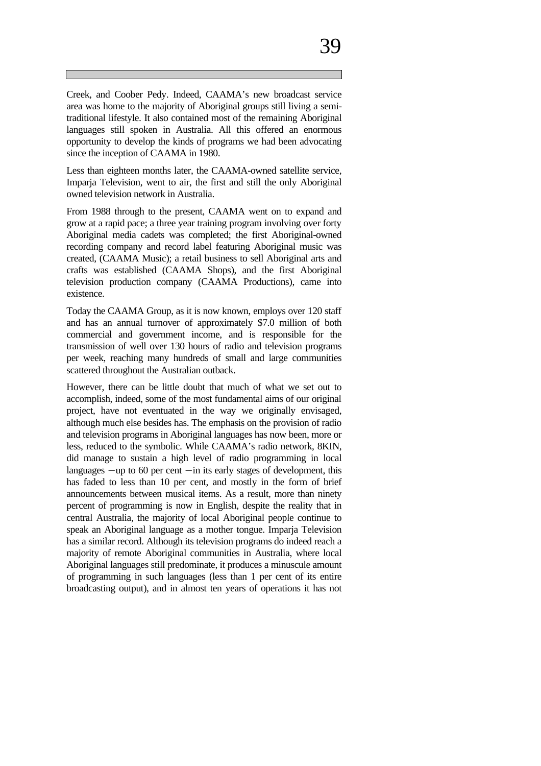Creek, and Coober Pedy. Indeed, CAAMA's new broadcast service area was home to the majority of Aboriginal groups still living a semi-traditional lifestyle. It also contained most of the remaining Aboriginal languages still spoken in Australia. All this offered an enormous opportunity to develop the kinds of programs we had been advocating since the inception of CAAMA in 1980.

Less than eighteen months later, the CAAMA-owned satellite service, Imparja Television, went to air, the first and still the only Aboriginal owned television network in Australia.

From 1988 through to the present, CAAMA went on to expand and grow at a rapid pace; a three year training program involving over forty Aboriginal media cadets was completed; the first Aboriginal-owned recording company and record label featuring Aboriginal music was created, (CAAMA Music); a retail business to sell Aboriginal arts and crafts was established (CAAMA Shops), and the first Aboriginal television production company (CAAMA Productions), came into existence.

Today the CAAMA Group, as it is now known, employs over 120 staff and has an annual turnover of approximately $7.0 million of both commercial and government income, and is responsible for the transmission of well over 130 hours of radio and television programs per week, reaching many hundreds of small and large communities scattered throughout the Australian outback.

However, there can be little doubt that much of what we set out to accomplish, indeed, some of the most fundamental aims of our original project, have not eventuated in the way we originally envisaged, although much else besides has. The emphasis on the provision of radio and television programs in Aboriginal languages has now been, more or less, reduced to the symbolic. While CAAMA's radio network, 8KIN, did manage to sustain a high level of radio programming in local languages – up to 60 per cent – in its early stages of development, this has faded to less than 10 per cent, and mostly in the form of brief announcements between musical items. As a result, more than ninety percent of programming is now in English, despite the reality that in central Australia, the majority of local Aboriginal people continue to speak an Aboriginal language as a mother tongue. Imparja Television has a similar record. Although its television programs do indeed reach a majority of remote Aboriginal communities in Australia, where local Aboriginal languages still predominate, it produces a minuscule amount of programming in such languages (less than 1 per cent of its entire broadcasting output), and in almost ten years of operations it has not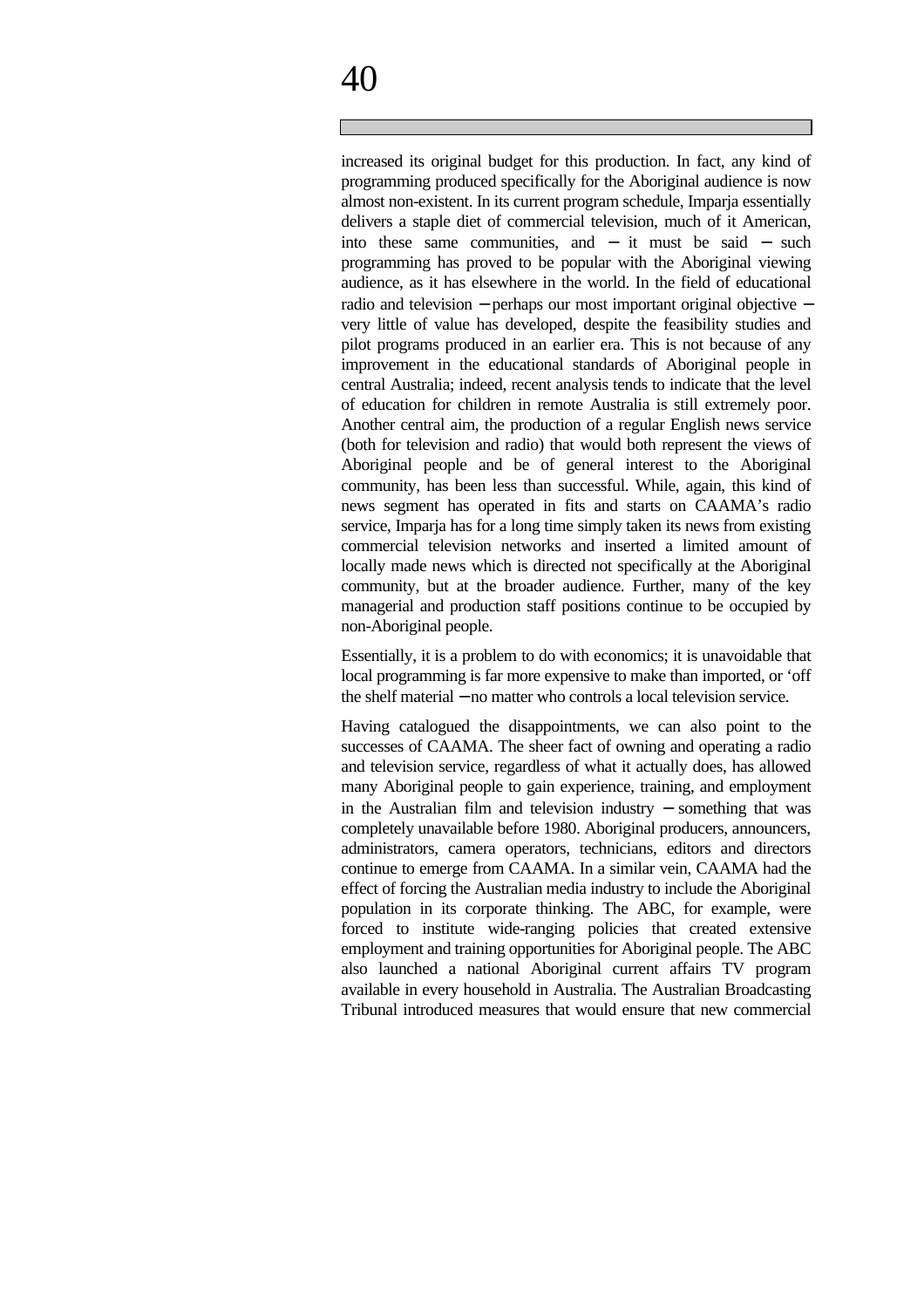increased its original budget for this production. In fact, any kind of programming produced specifically for the Aboriginal audience is now almost non-existent. In its current program schedule, Imparja essentially delivers a staple diet of commercial television, much of it American, into these same communities, and – it must be said – such programming has proved to be popular with the Aboriginal viewing audience, as it has elsewhere in the world. In the field of educational radio and television – perhaps our most important original objective – very little of value has developed, despite the feasibility studies and pilot programs produced in an earlier era. This is not because of any improvement in the educational standards of Aboriginal people in central Australia; indeed, recent analysis tends to indicate that the level of education for children in remote Australia is still extremely poor. Another central aim, the production of a regular English news service (both for television and radio) that would both represent the views of Aboriginal people and be of general interest to the Aboriginal community, has been less than successful. While, again, this kind of news segment has operated in fits and starts on CAAMA's radio service, Imparja has for a long time simply taken its news from existing commercial television networks and inserted a limited amount of locally made news which is directed not specifically at the Aboriginal community, but at the broader audience. Further, many of the key managerial and production staff positions continue to be occupied by non-Aboriginal people.

Essentially, it is a problem to do with economics; it is unavoidable that local programming is far more expensive to make than imported, or 'off the shelf material – no matter who controls a local television service.

Having catalogued the disappointments, we can also point to the successes of CAAMA. The sheer fact of owning and operating a radio and television service, regardless of what it actually does, has allowed many Aboriginal people to gain experience, training, and employment in the Australian film and television industry – something that was completely unavailable before 1980. Aboriginal producers, announcers, administrators, camera operators, technicians, editors and directors continue to emerge from CAAMA. In a similar vein, CAAMA had the effect of forcing the Australian media industry to include the Aboriginal population in its corporate thinking. The ABC, for example, were forced to institute wide-ranging policies that created extensive employment and training opportunities for Aboriginal people. The ABC also launched a national Aboriginal current affairs TV program available in every household in Australia. The Australian Broadcasting Tribunal introduced measures that would ensure that new commercial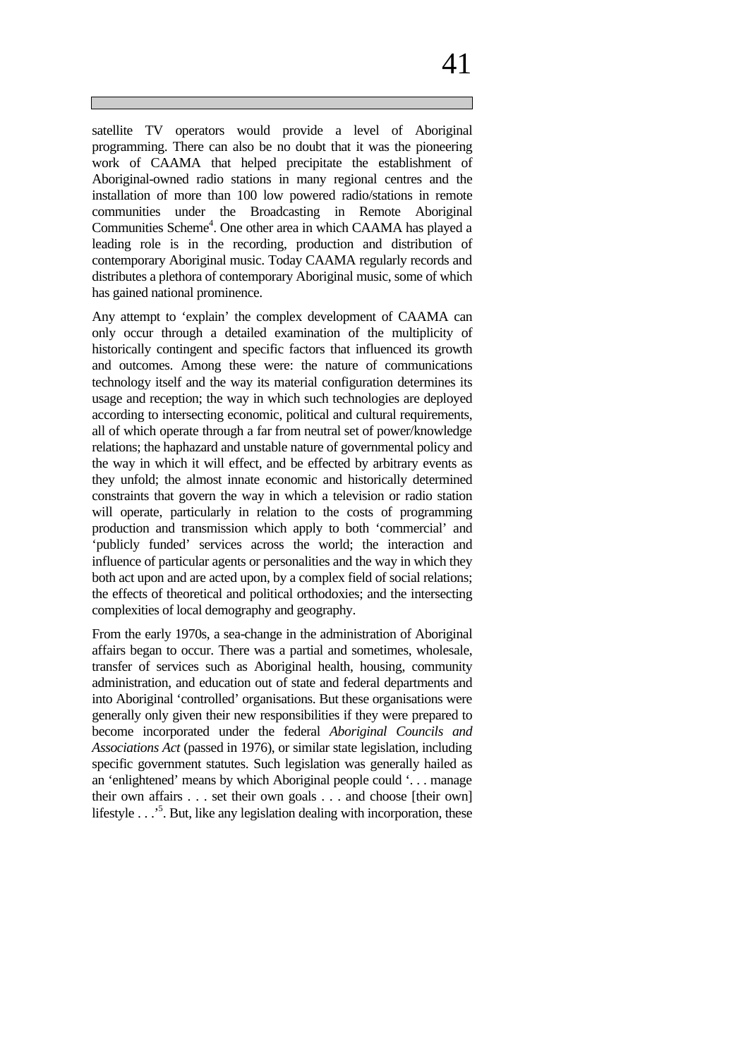satellite TV operators would provide a level of Aboriginal programming. There can also be no doubt that it was the pioneering work of CAAMA that helped precipitate the establishment of Aboriginal-owned radio stations in many regional centres and the installation of more than 100 low powered radio/stations in remote communities under the Broadcasting in Remote Aboriginal Communities Scheme[4]. One other area in which CAAMA has played a leading role is in the recording, production and distribution of contemporary Aboriginal music. Today CAAMA regularly records and distributes a plethora of contemporary Aboriginal music, some of which has gained national prominence.

Any attempt to 'explain' the complex development of CAAMA can only occur through a detailed examination of the multiplicity of historically contingent and specific factors that influenced its growth and outcomes. Among these were: the nature of communications technology itself and the way its material configuration determines its usage and reception; the way in which such technologies are deployed according to intersecting economic, political and cultural requirements, all of which operate through a far from neutral set of power/knowledge relations; the haphazard and unstable nature of governmental policy and the way in which it will effect, and be effected by arbitrary events as they unfold; the almost innate economic and historically determined constraints that govern the way in which a television or radio station will operate, particularly in relation to the costs of programming production and transmission which apply to both 'commercial' and 'publicly funded' services across the world; the interaction and influence of particular agents or personalities and the way in which they both act upon and are acted upon, by a complex field of social relations; the effects of theoretical and political orthodoxies; and the intersecting complexities of local demography and geography.

From the early 1970s, a sea-change in the administration of Aboriginal affairs began to occur. There was a partial and sometimes, wholesale, transfer of services such as Aboriginal health, housing, community administration, and education out of state and federal departments and into Aboriginal 'controlled' organisations. But these organisations were generally only given their new responsibilities if they were prepared to become incorporated under the federal *Aboriginal Councils and Associations Act* (passed in 1976), or similar state legislation, including specific government statutes. Such legislation was generally hailed as an 'enlightened' means by which Aboriginal people could '. . . manage their own affairs . . . set their own goals . . . and choose [their own] lifestyle . . .'[5]. But, like any legislation dealing with incorporation, these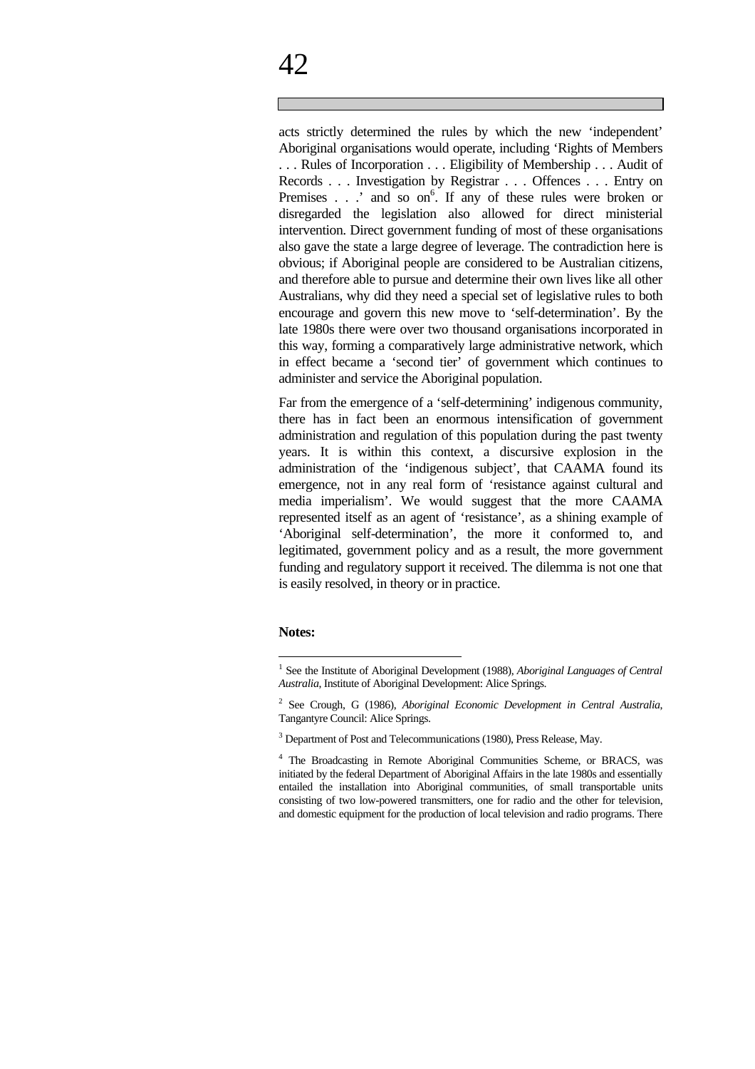acts strictly determined the rules by which the new 'independent' Aboriginal organisations would operate, including 'Rights of Members . . . Rules of Incorporation . . . Eligibility of Membership . . . Audit of Records . . . Investigation by Registrar . . . Offences . . . Entry on Premises . . .' and so on[6]. If any of these rules were broken or disregarded the legislation also allowed for direct ministerial intervention. Direct government funding of most of these organisations also gave the state a large degree of leverage. The contradiction here is obvious; if Aboriginal people are considered to be Australian citizens, and therefore able to pursue and determine their own lives like all other Australians, why did they need a special set of legislative rules to both encourage and govern this new move to 'self-determination'. By the late 1980s there were over two thousand organisations incorporated in this way, forming a comparatively large administrative network, which in effect became a 'second tier' of government which continues to administer and service the Aboriginal population.

Far from the emergence of a 'self-determining' indigenous community, there has in fact been an enormous intensification of government administration and regulation of this population during the past twenty years. It is within this context, a discursive explosion in the administration of the 'indigenous subject', that CAAMA found its emergence, not in any real form of 'resistance against cultural and media imperialism'. We would suggest that the more CAAMA represented itself as an agent of 'resistance', as a shining example of 'Aboriginal self-determination', the more it conformed to, and legitimated, government policy and as a result, the more government funding and regulatory support it received. The dilemma is not one that is easily resolved, in theory or in practice.

**Notes:**

[1] See the Institute of Aboriginal Development (1988), *Aboriginal Languages of Central Australia*, Institute of Aboriginal Development: Alice Springs.

[2] See Crough, G (1986), *Aboriginal Economic Development in Central Australia*, Tangantyre Council: Alice Springs.

[3] Department of Post and Telecommunications (1980), Press Release, May.

[4] The Broadcasting in Remote Aboriginal Communities Scheme, or BRACS, was initiated by the federal Department of Aboriginal Affairs in the late 1980s and essentially entailed the installation into Aboriginal communities, of small transportable units consisting of two low-powered transmitters, one for radio and the other for television, and domestic equipment for the production of local television and radio programs. There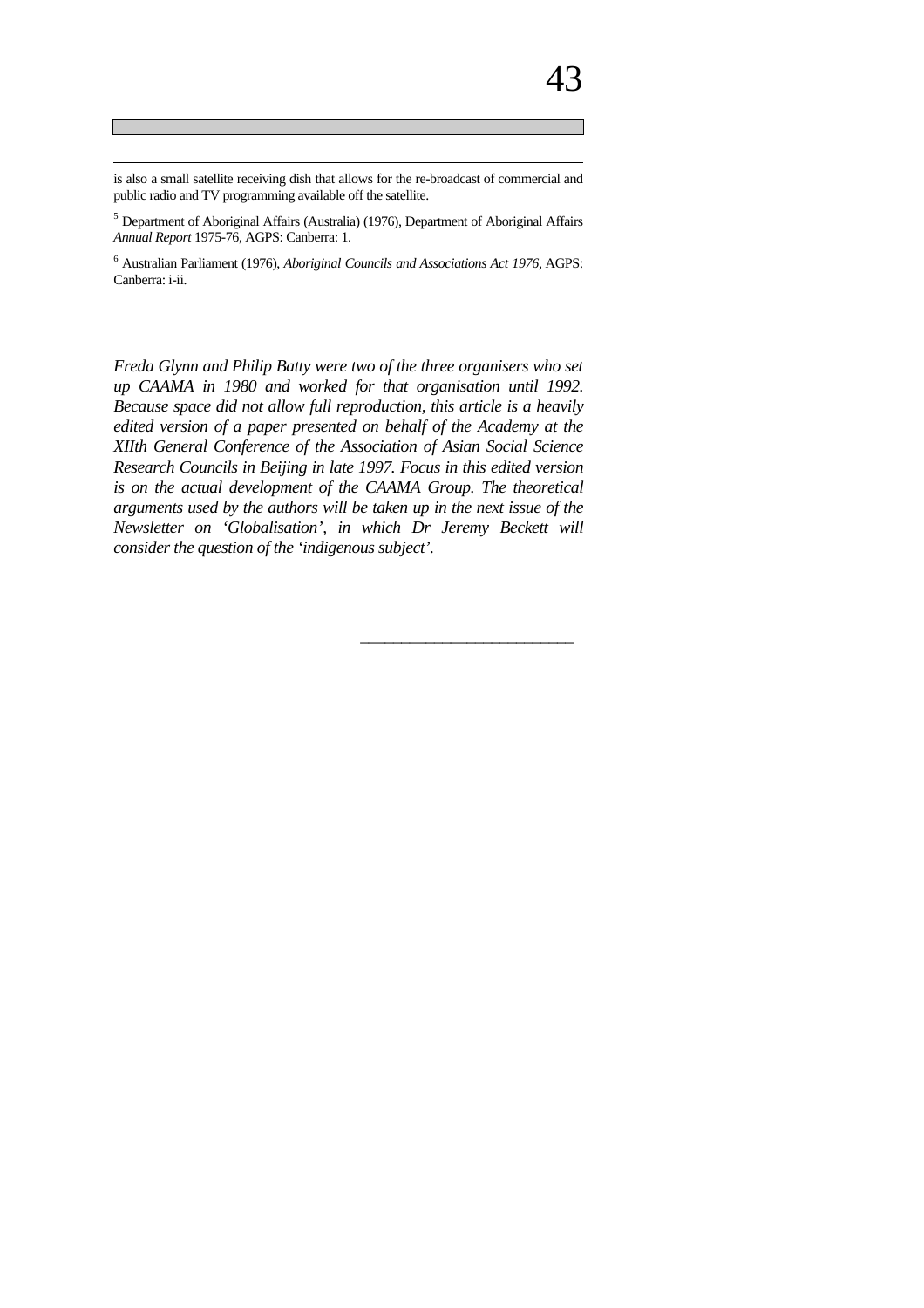is also a small satellite receiving dish that allows for the re-broadcast of commercial and public radio and TV programming available off the satellite.

[5] Department of Aboriginal Affairs (Australia) (1976), Department of Aboriginal Affairs *Annual Report* 1975-76, AGPS: Canberra: 1.

[6] Australian Parliament (1976), *Aboriginal Councils and Associations Act 1976*, AGPS: Canberra: i-ii.

*Freda Glynn and Philip Batty were two of the three organisers who set up CAAMA in 1980 and worked for that organisation until 1992. Because space did not allow full reproduction, this article is a heavily edited version of a paper presented on behalf of the Academy at the XIIth General Conference of the Association of Asian Social Science Research Councils in Beijing in late 1997. Focus in this edited version is on the actual development of the CAAMA Group. The theoretical arguments used by the authors will be taken up in the next issue of the Newsletter on 'Globalisation', in which Dr Jeremy Beckett will consider the question of the 'indigenous subject'.*

---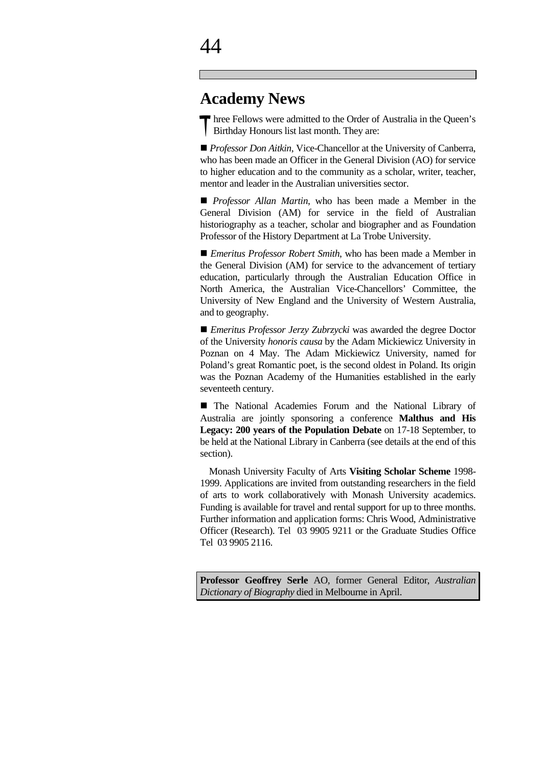## Academy News

Three Fellows were admitted to the Order of Australia in the Queen's Birthday Honours list last month. They are:

■ *Professor Don Aitkin*, Vice-Chancellor at the University of Canberra, who has been made an Officer in the General Division (AO) for service to higher education and to the community as a scholar, writer, teacher, mentor and leader in the Australian universities sector.

■ *Professor Allan Martin*, who has been made a Member in the General Division (AM) for service in the field of Australian historiography as a teacher, scholar and biographer and as Foundation Professor of the History Department at La Trobe University.

■ *Emeritus Professor Robert Smith*, who has been made a Member in the General Division (AM) for service to the advancement of tertiary education, particularly through the Australian Education Office in North America, the Australian Vice-Chancellors' Committee, the University of New England and the University of Western Australia, and to geography.

■ *Emeritus Professor Jerzy Zubrzycki* was awarded the degree Doctor of the University *honoris causa* by the Adam Mickiewicz University in Poznan on 4 May. The Adam Mickiewicz University, named for Poland's great Romantic poet, is the second oldest in Poland. Its origin was the Poznan Academy of the Humanities established in the early seventeeth century.

■ The National Academies Forum and the National Library of Australia are jointly sponsoring a conference **Malthus and His Legacy: 200 years of the Population Debate** on 17-18 September, to be held at the National Library in Canberra (see details at the end of this section).

Monash University Faculty of Arts **Visiting Scholar Scheme** 1998-1999. Applications are invited from outstanding researchers in the field of arts to work collaboratively with Monash University academics. Funding is available for travel and rental support for up to three months. Further information and application forms: Chris Wood, Administrative Officer (Research). Tel 03 9905 9211 or the Graduate Studies Office Tel 03 9905 2116.

**Professor Geoffrey Serle** AO, former General Editor, *Australian Dictionary of Biography* died in Melbourne in April.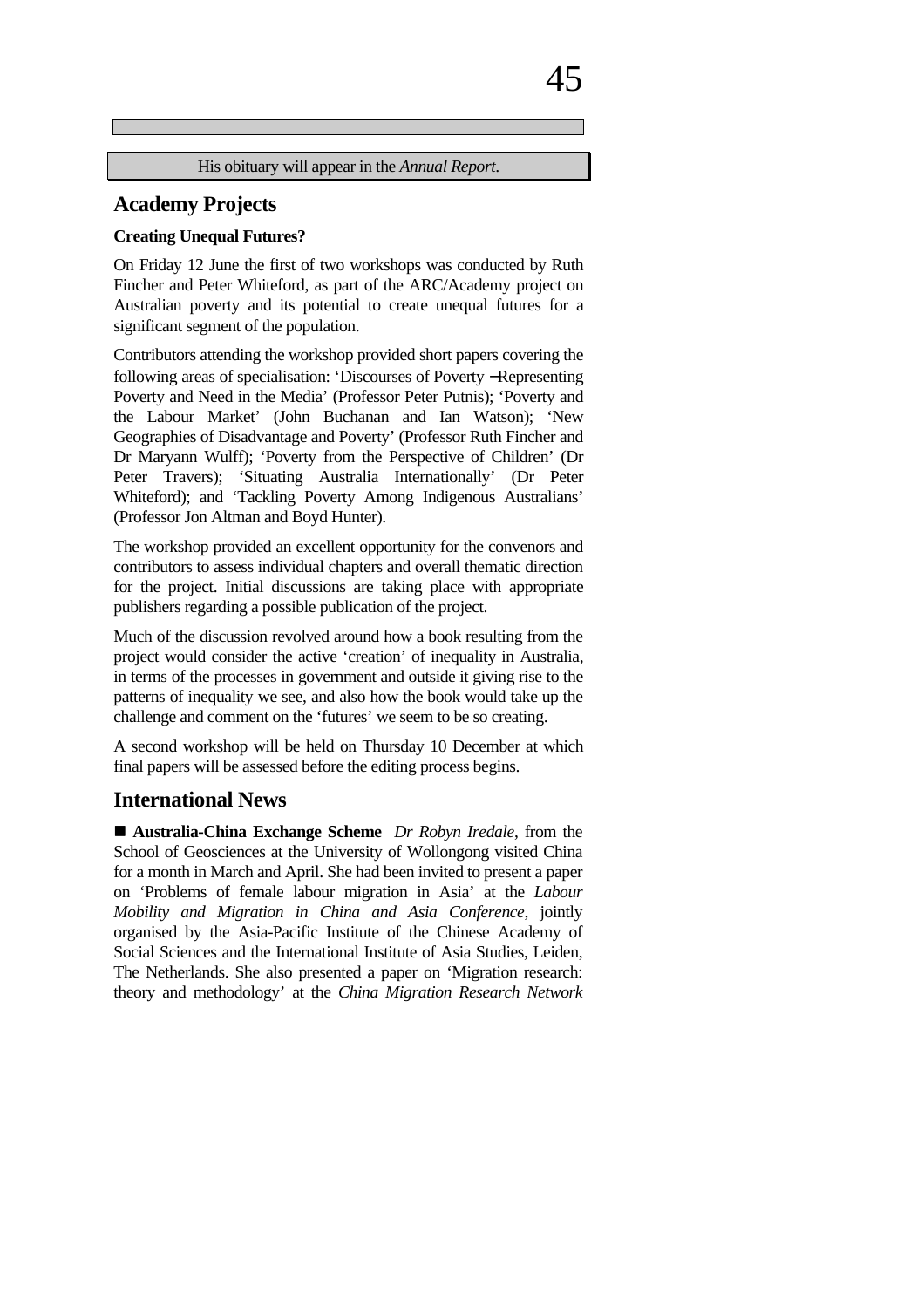His obituary will appear in the *Annual Report*.

## Academy Projects

**Creating Unequal Futures?**

On Friday 12 June the first of two workshops was conducted by Ruth Fincher and Peter Whiteford, as part of the ARC/Academy project on Australian poverty and its potential to create unequal futures for a significant segment of the population.

Contributors attending the workshop provided short papers covering the following areas of specialisation: 'Discourses of Poverty –Representing Poverty and Need in the Media' (Professor Peter Putnis); 'Poverty and the Labour Market' (John Buchanan and Ian Watson); 'New Geographies of Disadvantage and Poverty' (Professor Ruth Fincher and Dr Maryann Wulff); 'Poverty from the Perspective of Children' (Dr Peter Travers); 'Situating Australia Internationally' (Dr Peter Whiteford); and 'Tackling Poverty Among Indigenous Australians' (Professor Jon Altman and Boyd Hunter).

The workshop provided an excellent opportunity for the convenors and contributors to assess individual chapters and overall thematic direction for the project. Initial discussions are taking place with appropriate publishers regarding a possible publication of the project.

Much of the discussion revolved around how a book resulting from the project would consider the active 'creation' of inequality in Australia, in terms of the processes in government and outside it giving rise to the patterns of inequality we see, and also how the book would take up the challenge and comment on the 'futures' we seem to be so creating.

A second workshop will be held on Thursday 10 December at which final papers will be assessed before the editing process begins.

## International News

■ **Australia-China Exchange Scheme** *Dr Robyn Iredale*, from the School of Geosciences at the University of Wollongong visited China for a month in March and April. She had been invited to present a paper on 'Problems of female labour migration in Asia' at the *Labour Mobility and Migration in China and Asia Conference*, jointly organised by the Asia-Pacific Institute of the Chinese Academy of Social Sciences and the International Institute of Asia Studies, Leiden, The Netherlands. She also presented a paper on 'Migration research: theory and methodology' at the *China Migration Research Network*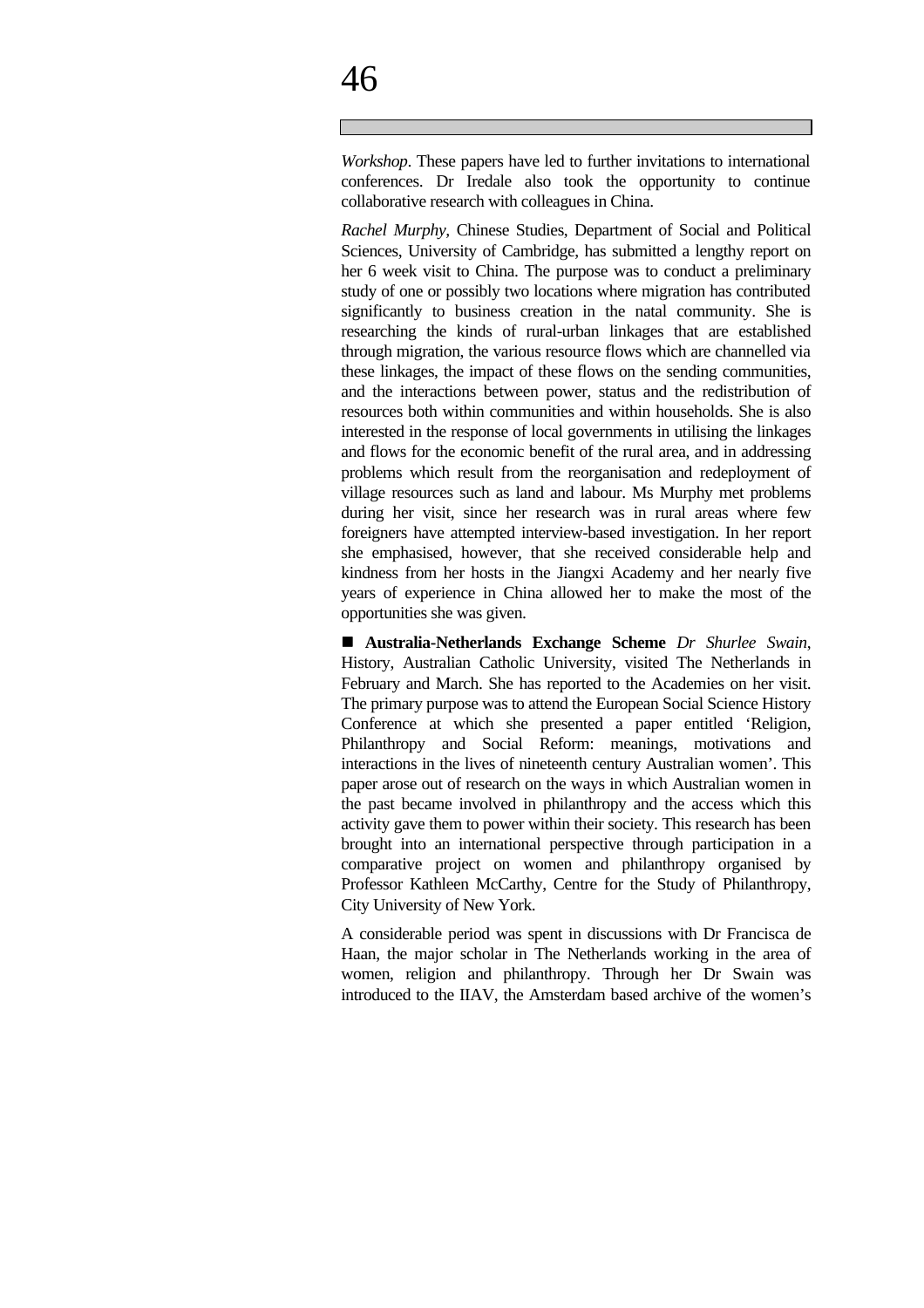*Workshop*. These papers have led to further invitations to international conferences. Dr Iredale also took the opportunity to continue collaborative research with colleagues in China.

*Rachel Murphy,* Chinese Studies, Department of Social and Political Sciences, University of Cambridge, has submitted a lengthy report on her 6 week visit to China. The purpose was to conduct a preliminary study of one or possibly two locations where migration has contributed significantly to business creation in the natal community. She is researching the kinds of rural-urban linkages that are established through migration, the various resource flows which are channelled via these linkages, the impact of these flows on the sending communities, and the interactions between power, status and the redistribution of resources both within communities and within households. She is also interested in the response of local governments in utilising the linkages and flows for the economic benefit of the rural area, and in addressing problems which result from the reorganisation and redeployment of village resources such as land and labour. Ms Murphy met problems during her visit, since her research was in rural areas where few foreigners have attempted interview-based investigation. In her report she emphasised, however, that she received considerable help and kindness from her hosts in the Jiangxi Academy and her nearly five years of experience in China allowed her to make the most of the opportunities she was given.

■ **Australia-Netherlands Exchange Scheme** *Dr Shurlee Swain*, History, Australian Catholic University, visited The Netherlands in February and March. She has reported to the Academies on her visit. The primary purpose was to attend the European Social Science History Conference at which she presented a paper entitled 'Religion, Philanthropy and Social Reform: meanings, motivations and interactions in the lives of nineteenth century Australian women'. This paper arose out of research on the ways in which Australian women in the past became involved in philanthropy and the access which this activity gave them to power within their society. This research has been brought into an international perspective through participation in a comparative project on women and philanthropy organised by Professor Kathleen McCarthy, Centre for the Study of Philanthropy, City University of New York.

A considerable period was spent in discussions with Dr Francisca de Haan, the major scholar in The Netherlands working in the area of women, religion and philanthropy. Through her Dr Swain was introduced to the IIAV, the Amsterdam based archive of the women's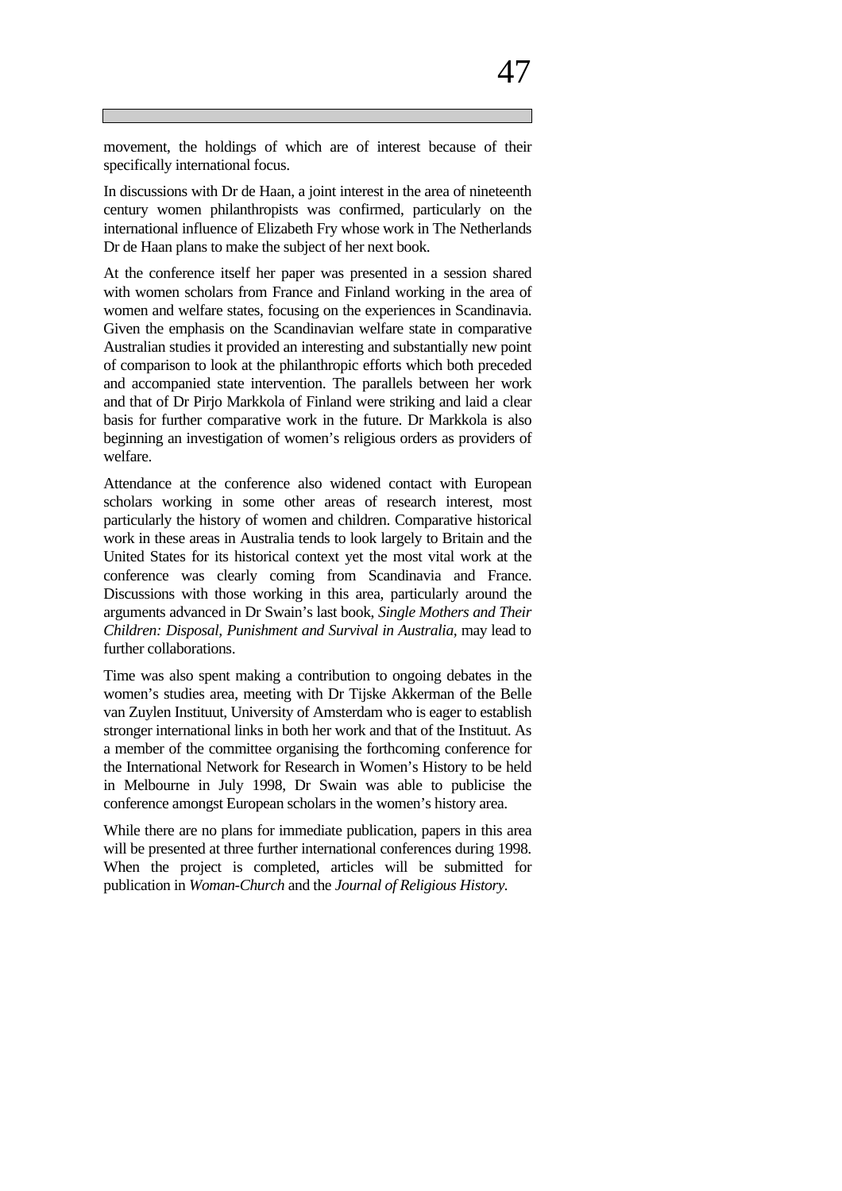movement, the holdings of which are of interest because of their specifically international focus.

In discussions with Dr de Haan, a joint interest in the area of nineteenth century women philanthropists was confirmed, particularly on the international influence of Elizabeth Fry whose work in The Netherlands Dr de Haan plans to make the subject of her next book.

At the conference itself her paper was presented in a session shared with women scholars from France and Finland working in the area of women and welfare states, focusing on the experiences in Scandinavia. Given the emphasis on the Scandinavian welfare state in comparative Australian studies it provided an interesting and substantially new point of comparison to look at the philanthropic efforts which both preceded and accompanied state intervention. The parallels between her work and that of Dr Pirjo Markkola of Finland were striking and laid a clear basis for further comparative work in the future. Dr Markkola is also beginning an investigation of women's religious orders as providers of welfare.

Attendance at the conference also widened contact with European scholars working in some other areas of research interest, most particularly the history of women and children. Comparative historical work in these areas in Australia tends to look largely to Britain and the United States for its historical context yet the most vital work at the conference was clearly coming from Scandinavia and France. Discussions with those working in this area, particularly around the arguments advanced in Dr Swain's last book, *Single Mothers and Their Children: Disposal, Punishment and Survival in Australia*, may lead to further collaborations.

Time was also spent making a contribution to ongoing debates in the women's studies area, meeting with Dr Tijske Akkerman of the Belle van Zuylen Instituut, University of Amsterdam who is eager to establish stronger international links in both her work and that of the Instituut. As a member of the committee organising the forthcoming conference for the International Network for Research in Women's History to be held in Melbourne in July 1998, Dr Swain was able to publicise the conference amongst European scholars in the women's history area.

While there are no plans for immediate publication, papers in this area will be presented at three further international conferences during 1998. When the project is completed, articles will be submitted for publication in *Woman-Church* and the *Journal of Religious History.*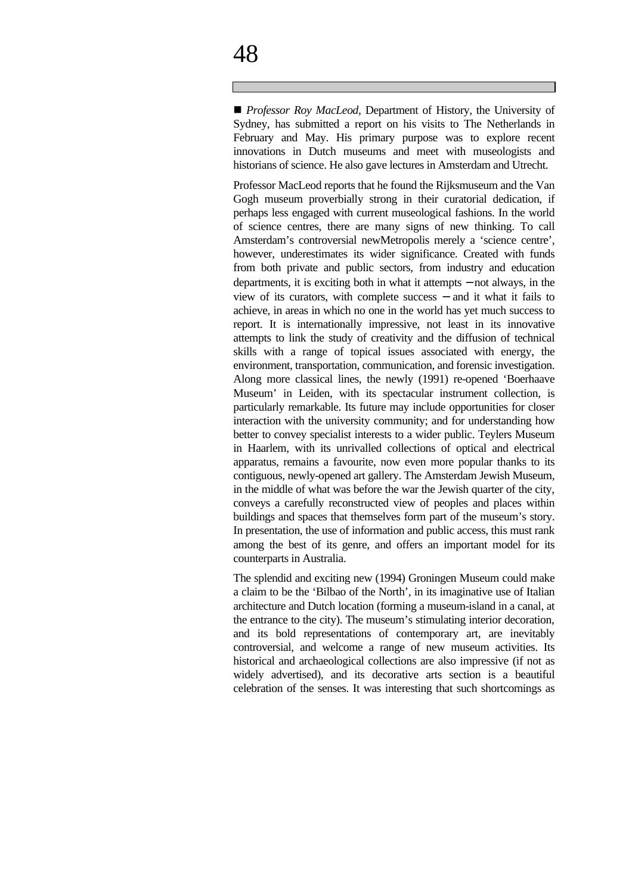■ *Professor Roy MacLeod*, Department of History, the University of Sydney, has submitted a report on his visits to The Netherlands in February and May. His primary purpose was to explore recent innovations in Dutch museums and meet with museologists and historians of science. He also gave lectures in Amsterdam and Utrecht.

Professor MacLeod reports that he found the Rijksmuseum and the Van Gogh museum proverbially strong in their curatorial dedication, if perhaps less engaged with current museological fashions. In the world of science centres, there are many signs of new thinking. To call Amsterdam's controversial newMetropolis merely a 'science centre', however, underestimates its wider significance. Created with funds from both private and public sectors, from industry and education departments, it is exciting both in what it attempts – not always, in the view of its curators, with complete success – and it what it fails to achieve, in areas in which no one in the world has yet much success to report. It is internationally impressive, not least in its innovative attempts to link the study of creativity and the diffusion of technical skills with a range of topical issues associated with energy, the environment, transportation, communication, and forensic investigation. Along more classical lines, the newly (1991) re-opened 'Boerhaave Museum' in Leiden, with its spectacular instrument collection, is particularly remarkable. Its future may include opportunities for closer interaction with the university community; and for understanding how better to convey specialist interests to a wider public. Teylers Museum in Haarlem, with its unrivalled collections of optical and electrical apparatus, remains a favourite, now even more popular thanks to its contiguous, newly-opened art gallery. The Amsterdam Jewish Museum, in the middle of what was before the war the Jewish quarter of the city, conveys a carefully reconstructed view of peoples and places within buildings and spaces that themselves form part of the museum's story. In presentation, the use of information and public access, this must rank among the best of its genre, and offers an important model for its counterparts in Australia.

The splendid and exciting new (1994) Groningen Museum could make a claim to be the 'Bilbao of the North', in its imaginative use of Italian architecture and Dutch location (forming a museum-island in a canal, at the entrance to the city). The museum's stimulating interior decoration, and its bold representations of contemporary art, are inevitably controversial, and welcome a range of new museum activities. Its historical and archaeological collections are also impressive (if not as widely advertised), and its decorative arts section is a beautiful celebration of the senses. It was interesting that such shortcomings as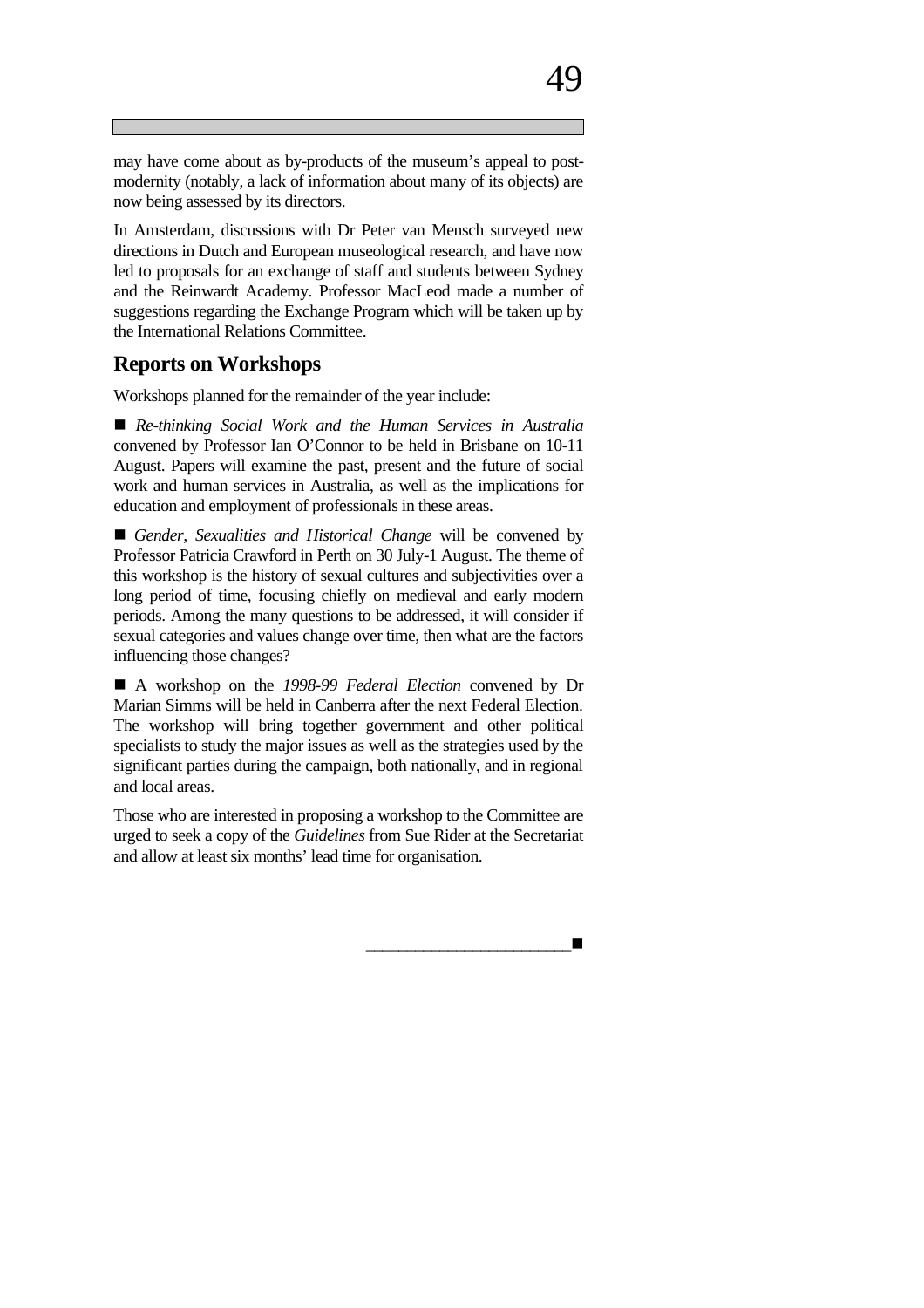may have come about as by-products of the museum's appeal to post-modernity (notably, a lack of information about many of its objects) are now being assessed by its directors.

In Amsterdam, discussions with Dr Peter van Mensch surveyed new directions in Dutch and European museological research, and have now led to proposals for an exchange of staff and students between Sydney and the Reinwardt Academy. Professor MacLeod made a number of suggestions regarding the Exchange Program which will be taken up by the International Relations Committee.

## Reports on Workshops

Workshops planned for the remainder of the year include:

- *Re-thinking Social Work and the Human Services in Australia* convened by Professor Ian O'Connor to be held in Brisbane on 10-11 August. Papers will examine the past, present and the future of social work and human services in Australia, as well as the implications for education and employment of professionals in these areas.

- *Gender, Sexualities and Historical Change* will be convened by Professor Patricia Crawford in Perth on 30 July-1 August. The theme of this workshop is the history of sexual cultures and subjectivities over a long period of time, focusing chiefly on medieval and early modern periods. Among the many questions to be addressed, it will consider if sexual categories and values change over time, then what are the factors influencing those changes?

- A workshop on the *1998-99 Federal Election* convened by Dr Marian Simms will be held in Canberra after the next Federal Election. The workshop will bring together government and other political specialists to study the major issues as well as the strategies used by the significant parties during the campaign, both nationally, and in regional and local areas.

Those who are interested in proposing a workshop to the Committee are urged to seek a copy of the *Guidelines* from Sue Rider at the Secretariat and allow at least six months' lead time for organisation.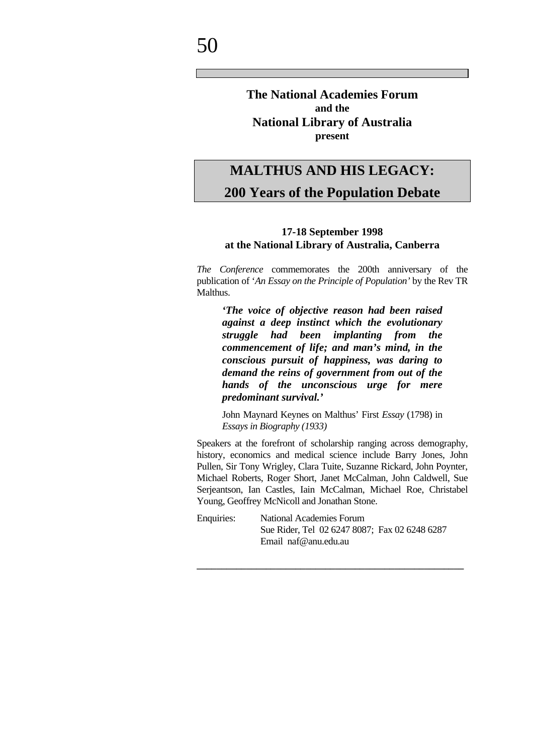**The National Academies Forum**
**and the**
**National Library of Australia**
**present**

# MALTHUS AND HIS LEGACY: 200 Years of the Population Debate

**17-18 September 1998**
**at the National Library of Australia, Canberra**

*The Conference* commemorates the 200th anniversary of the publication of '*An Essay on the Principle of Population*' by the Rev TR Malthus.

> ***'The voice of objective reason had been raised against a deep instinct which the evolutionary struggle had been implanting from the commencement of life; and man's mind, in the conscious pursuit of happiness, was daring to demand the reins of government from out of the hands of the unconscious urge for mere predominant survival.'***
>
> John Maynard Keynes on Malthus' First *Essay* (1798) in *Essays in Biography (1933)*

Speakers at the forefront of scholarship ranging across demography, history, economics and medical science include Barry Jones, John Pullen, Sir Tony Wrigley, Clara Tuite, Suzanne Rickard, John Poynter, Michael Roberts, Roger Short, Janet McCalman, John Caldwell, Sue Serjeantson, Ian Castles, Iain McCalman, Michael Roe, Christabel Young, Geoffrey McNicoll and Jonathan Stone.

Enquiries: National Academies Forum
Sue Rider, Tel 02 6247 8087; Fax 02 6248 6287
Email naf@anu.edu.au

---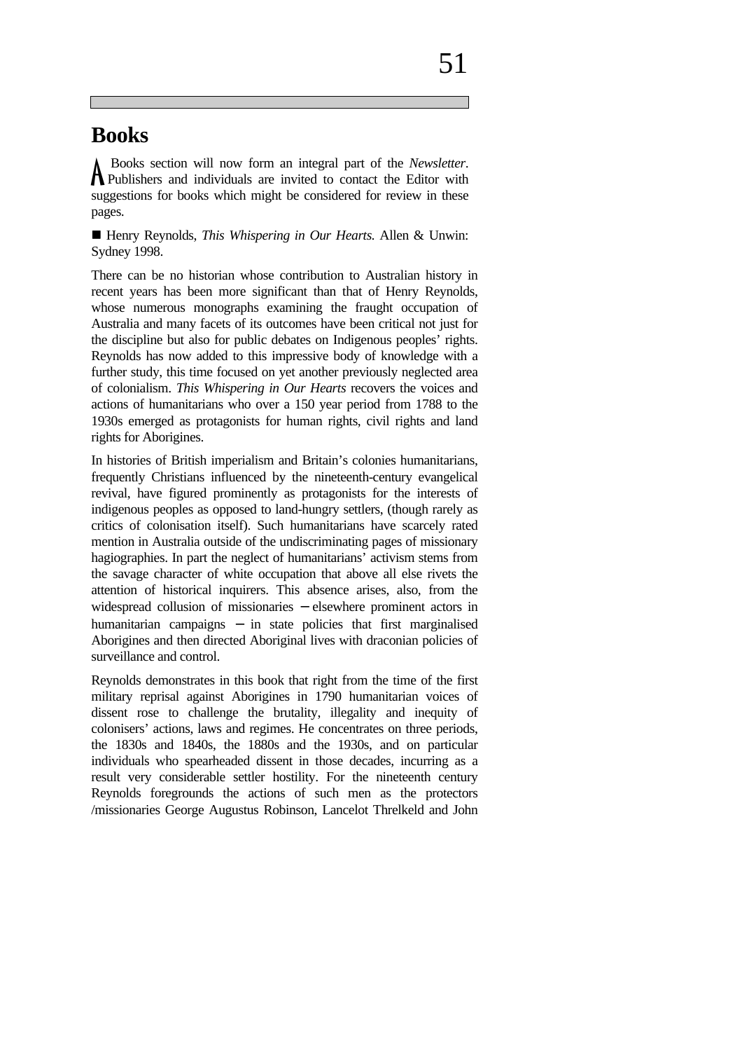# Books

A Books section will now form an integral part of the *Newsletter*. Publishers and individuals are invited to contact the Editor with suggestions for books which might be considered for review in these pages.

■ Henry Reynolds, *This Whispering in Our Hearts.* Allen & Unwin: Sydney 1998.

There can be no historian whose contribution to Australian history in recent years has been more significant than that of Henry Reynolds, whose numerous monographs examining the fraught occupation of Australia and many facets of its outcomes have been critical not just for the discipline but also for public debates on Indigenous peoples' rights. Reynolds has now added to this impressive body of knowledge with a further study, this time focused on yet another previously neglected area of colonialism. *This Whispering in Our Hearts* recovers the voices and actions of humanitarians who over a 150 year period from 1788 to the 1930s emerged as protagonists for human rights, civil rights and land rights for Aborigines.

In histories of British imperialism and Britain's colonies humanitarians, frequently Christians influenced by the nineteenth-century evangelical revival, have figured prominently as protagonists for the interests of indigenous peoples as opposed to land-hungry settlers, (though rarely as critics of colonisation itself). Such humanitarians have scarcely rated mention in Australia outside of the undiscriminating pages of missionary hagiographies. In part the neglect of humanitarians' activism stems from the savage character of white occupation that above all else rivets the attention of historical inquirers. This absence arises, also, from the widespread collusion of missionaries – elsewhere prominent actors in humanitarian campaigns – in state policies that first marginalised Aborigines and then directed Aboriginal lives with draconian policies of surveillance and control.

Reynolds demonstrates in this book that right from the time of the first military reprisal against Aborigines in 1790 humanitarian voices of dissent rose to challenge the brutality, illegality and inequity of colonisers' actions, laws and regimes. He concentrates on three periods, the 1830s and 1840s, the 1880s and the 1930s, and on particular individuals who spearheaded dissent in those decades, incurring as a result very considerable settler hostility. For the nineteenth century Reynolds foregrounds the actions of such men as the protectors /missionaries George Augustus Robinson, Lancelot Threlkeld and John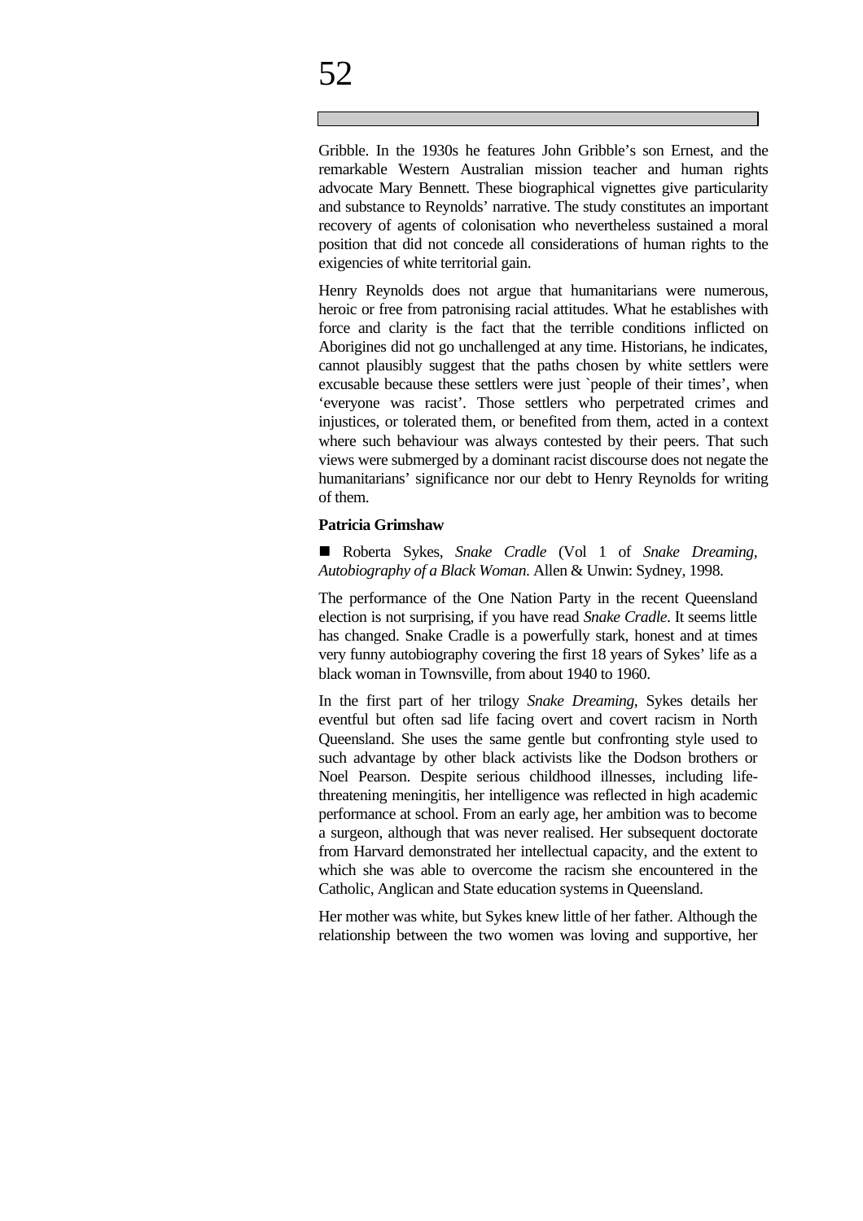Gribble. In the 1930s he features John Gribble's son Ernest, and the remarkable Western Australian mission teacher and human rights advocate Mary Bennett. These biographical vignettes give particularity and substance to Reynolds' narrative. The study constitutes an important recovery of agents of colonisation who nevertheless sustained a moral position that did not concede all considerations of human rights to the exigencies of white territorial gain.

Henry Reynolds does not argue that humanitarians were numerous, heroic or free from patronising racial attitudes. What he establishes with force and clarity is the fact that the terrible conditions inflicted on Aborigines did not go unchallenged at any time. Historians, he indicates, cannot plausibly suggest that the paths chosen by white settlers were excusable because these settlers were just `people of their times', when 'everyone was racist'. Those settlers who perpetrated crimes and injustices, or tolerated them, or benefited from them, acted in a context where such behaviour was always contested by their peers. That such views were submerged by a dominant racist discourse does not negate the humanitarians' significance nor our debt to Henry Reynolds for writing of them.

**Patricia Grimshaw**

■ Roberta Sykes, *Snake Cradle* (Vol 1 of *Snake Dreaming, Autobiography of a Black Woman.* Allen & Unwin: Sydney, 1998.

The performance of the One Nation Party in the recent Queensland election is not surprising, if you have read *Snake Cradle*. It seems little has changed. Snake Cradle is a powerfully stark, honest and at times very funny autobiography covering the first 18 years of Sykes' life as a black woman in Townsville, from about 1940 to 1960.

In the first part of her trilogy *Snake Dreaming*, Sykes details her eventful but often sad life facing overt and covert racism in North Queensland. She uses the same gentle but confronting style used to such advantage by other black activists like the Dodson brothers or Noel Pearson. Despite serious childhood illnesses, including life-threatening meningitis, her intelligence was reflected in high academic performance at school. From an early age, her ambition was to become a surgeon, although that was never realised. Her subsequent doctorate from Harvard demonstrated her intellectual capacity, and the extent to which she was able to overcome the racism she encountered in the Catholic, Anglican and State education systems in Queensland.

Her mother was white, but Sykes knew little of her father. Although the relationship between the two women was loving and supportive, her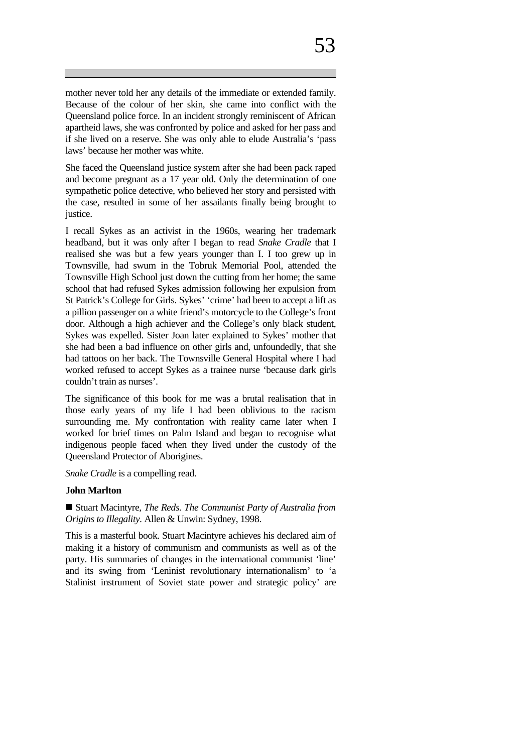mother never told her any details of the immediate or extended family. Because of the colour of her skin, she came into conflict with the Queensland police force. In an incident strongly reminiscent of African apartheid laws, she was confronted by police and asked for her pass and if she lived on a reserve. She was only able to elude Australia's 'pass laws' because her mother was white.

She faced the Queensland justice system after she had been pack raped and become pregnant as a 17 year old. Only the determination of one sympathetic police detective, who believed her story and persisted with the case, resulted in some of her assailants finally being brought to justice.

I recall Sykes as an activist in the 1960s, wearing her trademark headband, but it was only after I began to read *Snake Cradle* that I realised she was but a few years younger than I. I too grew up in Townsville, had swum in the Tobruk Memorial Pool, attended the Townsville High School just down the cutting from her home; the same school that had refused Sykes admission following her expulsion from St Patrick's College for Girls. Sykes' 'crime' had been to accept a lift as a pillion passenger on a white friend's motorcycle to the College's front door. Although a high achiever and the College's only black student, Sykes was expelled. Sister Joan later explained to Sykes' mother that she had been a bad influence on other girls and, unfoundedly, that she had tattoos on her back. The Townsville General Hospital where I had worked refused to accept Sykes as a trainee nurse 'because dark girls couldn't train as nurses'.

The significance of this book for me was a brutal realisation that in those early years of my life I had been oblivious to the racism surrounding me. My confrontation with reality came later when I worked for brief times on Palm Island and began to recognise what indigenous people faced when they lived under the custody of the Queensland Protector of Aborigines.

*Snake Cradle* is a compelling read.

**John Marlton**

■ Stuart Macintyre, *The Reds. The Communist Party of Australia from Origins to Illegality.* Allen & Unwin: Sydney, 1998.

This is a masterful book. Stuart Macintyre achieves his declared aim of making it a history of communism and communists as well as of the party. His summaries of changes in the international communist 'line' and its swing from 'Leninist revolutionary internationalism' to 'a Stalinist instrument of Soviet state power and strategic policy' are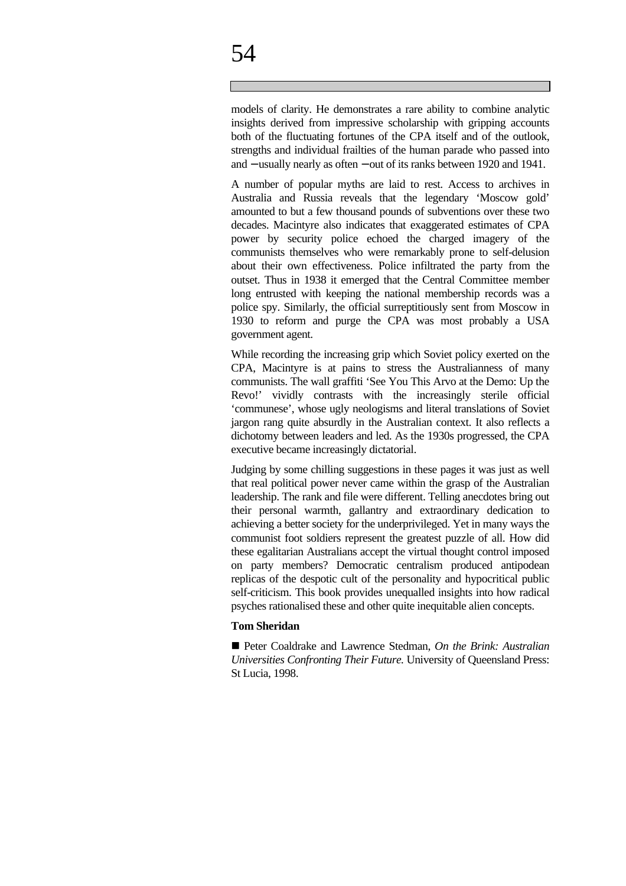models of clarity. He demonstrates a rare ability to combine analytic insights derived from impressive scholarship with gripping accounts both of the fluctuating fortunes of the CPA itself and of the outlook, strengths and individual frailties of the human parade who passed into and – usually nearly as often – out of its ranks between 1920 and 1941.

A number of popular myths are laid to rest. Access to archives in Australia and Russia reveals that the legendary 'Moscow gold' amounted to but a few thousand pounds of subventions over these two decades. Macintyre also indicates that exaggerated estimates of CPA power by security police echoed the charged imagery of the communists themselves who were remarkably prone to self-delusion about their own effectiveness. Police infiltrated the party from the outset. Thus in 1938 it emerged that the Central Committee member long entrusted with keeping the national membership records was a police spy. Similarly, the official surreptitiously sent from Moscow in 1930 to reform and purge the CPA was most probably a USA government agent.

While recording the increasing grip which Soviet policy exerted on the CPA, Macintyre is at pains to stress the Australianness of many communists. The wall graffiti 'See You This Arvo at the Demo: Up the Revo!' vividly contrasts with the increasingly sterile official 'communese', whose ugly neologisms and literal translations of Soviet jargon rang quite absurdly in the Australian context. It also reflects a dichotomy between leaders and led. As the 1930s progressed, the CPA executive became increasingly dictatorial.

Judging by some chilling suggestions in these pages it was just as well that real political power never came within the grasp of the Australian leadership. The rank and file were different. Telling anecdotes bring out their personal warmth, gallantry and extraordinary dedication to achieving a better society for the underprivileged. Yet in many ways the communist foot soldiers represent the greatest puzzle of all. How did these egalitarian Australians accept the virtual thought control imposed on party members? Democratic centralism produced antipodean replicas of the despotic cult of the personality and hypocritical public self-criticism. This book provides unequalled insights into how radical psyches rationalised these and other quite inequitable alien concepts.

**Tom Sheridan**

■ Peter Coaldrake and Lawrence Stedman, *On the Brink: Australian Universities Confronting Their Future.* University of Queensland Press: St Lucia, 1998.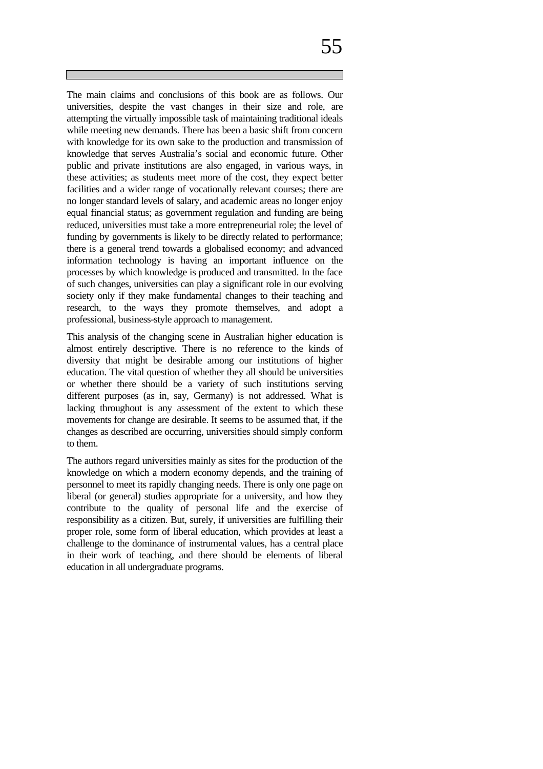The main claims and conclusions of this book are as follows. Our universities, despite the vast changes in their size and role, are attempting the virtually impossible task of maintaining traditional ideals while meeting new demands. There has been a basic shift from concern with knowledge for its own sake to the production and transmission of knowledge that serves Australia's social and economic future. Other public and private institutions are also engaged, in various ways, in these activities; as students meet more of the cost, they expect better facilities and a wider range of vocationally relevant courses; there are no longer standard levels of salary, and academic areas no longer enjoy equal financial status; as government regulation and funding are being reduced, universities must take a more entrepreneurial role; the level of funding by governments is likely to be directly related to performance; there is a general trend towards a globalised economy; and advanced information technology is having an important influence on the processes by which knowledge is produced and transmitted. In the face of such changes, universities can play a significant role in our evolving society only if they make fundamental changes to their teaching and research, to the ways they promote themselves, and adopt a professional, business-style approach to management.

This analysis of the changing scene in Australian higher education is almost entirely descriptive. There is no reference to the kinds of diversity that might be desirable among our institutions of higher education. The vital question of whether they all should be universities or whether there should be a variety of such institutions serving different purposes (as in, say, Germany) is not addressed. What is lacking throughout is any assessment of the extent to which these movements for change are desirable. It seems to be assumed that, if the changes as described are occurring, universities should simply conform to them.

The authors regard universities mainly as sites for the production of the knowledge on which a modern economy depends, and the training of personnel to meet its rapidly changing needs. There is only one page on liberal (or general) studies appropriate for a university, and how they contribute to the quality of personal life and the exercise of responsibility as a citizen. But, surely, if universities are fulfilling their proper role, some form of liberal education, which provides at least a challenge to the dominance of instrumental values, has a central place in their work of teaching, and there should be elements of liberal education in all undergraduate programs.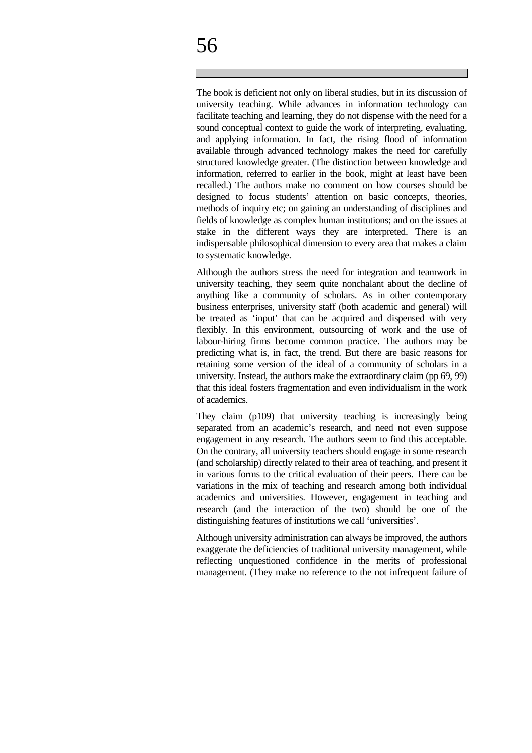The book is deficient not only on liberal studies, but in its discussion of university teaching. While advances in information technology can facilitate teaching and learning, they do not dispense with the need for a sound conceptual context to guide the work of interpreting, evaluating, and applying information. In fact, the rising flood of information available through advanced technology makes the need for carefully structured knowledge greater. (The distinction between knowledge and information, referred to earlier in the book, might at least have been recalled.) The authors make no comment on how courses should be designed to focus students' attention on basic concepts, theories, methods of inquiry etc; on gaining an understanding of disciplines and fields of knowledge as complex human institutions; and on the issues at stake in the different ways they are interpreted. There is an indispensable philosophical dimension to every area that makes a claim to systematic knowledge.

Although the authors stress the need for integration and teamwork in university teaching, they seem quite nonchalant about the decline of anything like a community of scholars. As in other contemporary business enterprises, university staff (both academic and general) will be treated as 'input' that can be acquired and dispensed with very flexibly. In this environment, outsourcing of work and the use of labour-hiring firms become common practice. The authors may be predicting what is, in fact, the trend. But there are basic reasons for retaining some version of the ideal of a community of scholars in a university. Instead, the authors make the extraordinary claim (pp 69, 99) that this ideal fosters fragmentation and even individualism in the work of academics.

They claim (p109) that university teaching is increasingly being separated from an academic's research, and need not even suppose engagement in any research. The authors seem to find this acceptable. On the contrary, all university teachers should engage in some research (and scholarship) directly related to their area of teaching, and present it in various forms to the critical evaluation of their peers. There can be variations in the mix of teaching and research among both individual academics and universities. However, engagement in teaching and research (and the interaction of the two) should be one of the distinguishing features of institutions we call 'universities'.

Although university administration can always be improved, the authors exaggerate the deficiencies of traditional university management, while reflecting unquestioned confidence in the merits of professional management. (They make no reference to the not infrequent failure of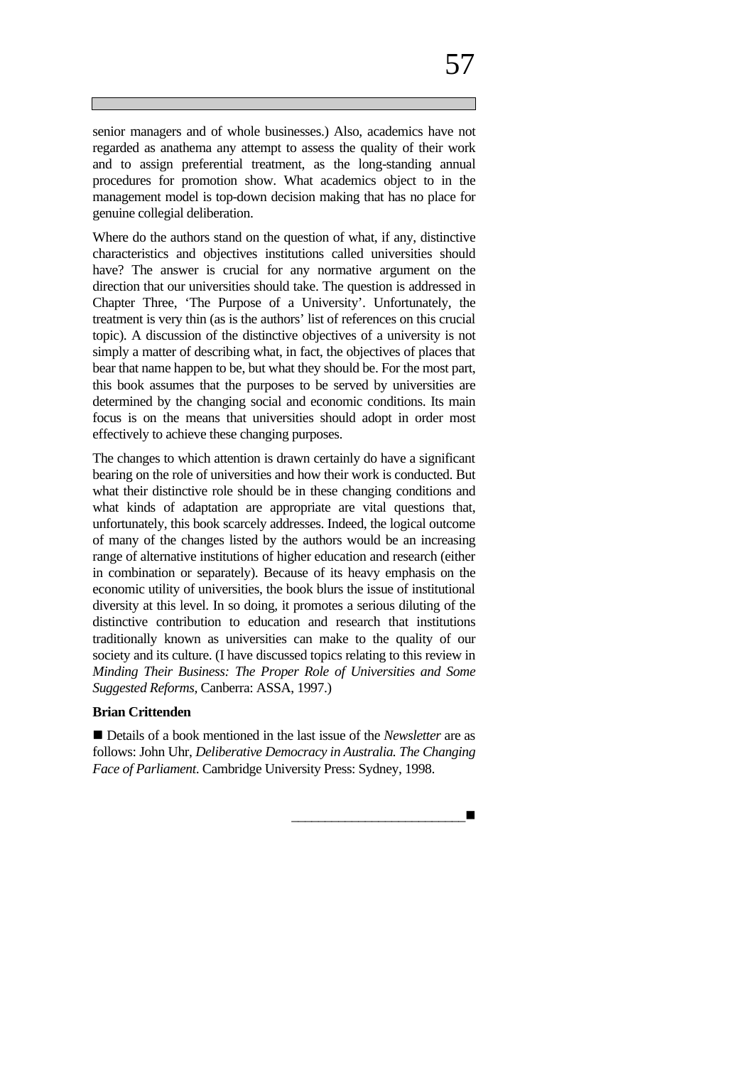senior managers and of whole businesses.) Also, academics have not regarded as anathema any attempt to assess the quality of their work and to assign preferential treatment, as the long-standing annual procedures for promotion show. What academics object to in the management model is top-down decision making that has no place for genuine collegial deliberation.

Where do the authors stand on the question of what, if any, distinctive characteristics and objectives institutions called universities should have? The answer is crucial for any normative argument on the direction that our universities should take. The question is addressed in Chapter Three, 'The Purpose of a University'. Unfortunately, the treatment is very thin (as is the authors' list of references on this crucial topic). A discussion of the distinctive objectives of a university is not simply a matter of describing what, in fact, the objectives of places that bear that name happen to be, but what they should be. For the most part, this book assumes that the purposes to be served by universities are determined by the changing social and economic conditions. Its main focus is on the means that universities should adopt in order most effectively to achieve these changing purposes.

The changes to which attention is drawn certainly do have a significant bearing on the role of universities and how their work is conducted. But what their distinctive role should be in these changing conditions and what kinds of adaptation are appropriate are vital questions that, unfortunately, this book scarcely addresses. Indeed, the logical outcome of many of the changes listed by the authors would be an increasing range of alternative institutions of higher education and research (either in combination or separately). Because of its heavy emphasis on the economic utility of universities, the book blurs the issue of institutional diversity at this level. In so doing, it promotes a serious diluting of the distinctive contribution to education and research that institutions traditionally known as universities can make to the quality of our society and its culture. (I have discussed topics relating to this review in *Minding Their Business: The Proper Role of Universities and Some Suggested Reforms*, Canberra: ASSA, 1997.)

**Brian Crittenden**

■ Details of a book mentioned in the last issue of the *Newsletter* are as follows: John Uhr, *Deliberative Democracy in Australia. The Changing Face of Parliament*. Cambridge University Press: Sydney, 1998.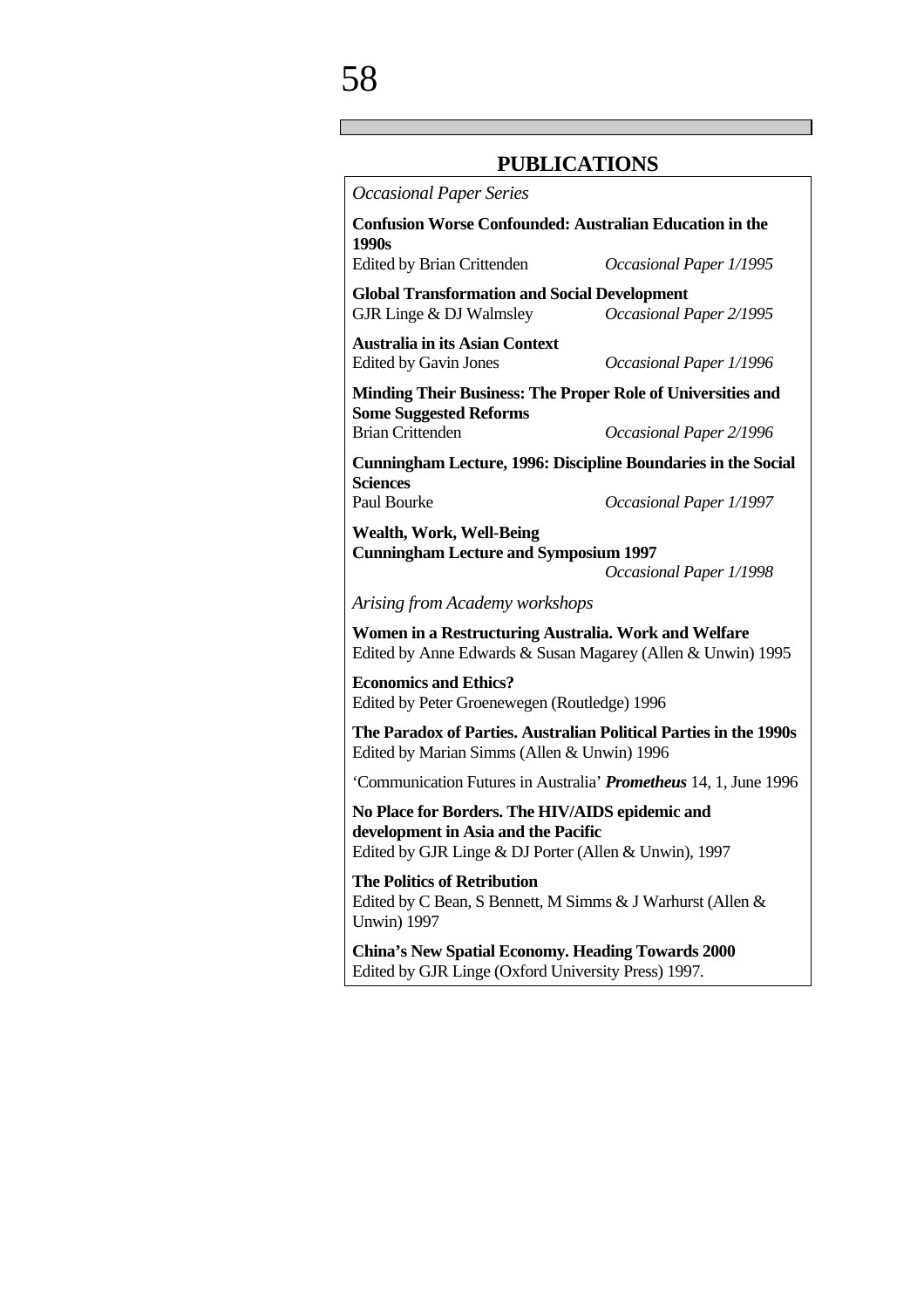## PUBLICATIONS

*Occasional Paper Series*

**Confusion Worse Confounded: Australian Education in the 1990s**
Edited by Brian Crittenden *Occasional Paper 1/1995*

**Global Transformation and Social Development**
GJR Linge & DJ Walmsley *Occasional Paper 2/1995*

**Australia in its Asian Context**
Edited by Gavin Jones *Occasional Paper 1/1996*

**Minding Their Business: The Proper Role of Universities and Some Suggested Reforms**
Brian Crittenden *Occasional Paper 2/1996*

**Cunningham Lecture, 1996: Discipline Boundaries in the Social Sciences**
Paul Bourke *Occasional Paper 1/1997*

**Wealth, Work, Well-Being**
**Cunningham Lecture and Symposium 1997**
*Occasional Paper 1/1998*

*Arising from Academy workshops*

**Women in a Restructuring Australia. Work and Welfare**
Edited by Anne Edwards & Susan Magarey (Allen & Unwin) 1995

**Economics and Ethics?**
Edited by Peter Groenewegen (Routledge) 1996

**The Paradox of Parties. Australian Political Parties in the 1990s**
Edited by Marian Simms (Allen & Unwin) 1996

'Communication Futures in Australia' ***Prometheus*** 14, 1, June 1996

**No Place for Borders. The HIV/AIDS epidemic and development in Asia and the Pacific**
Edited by GJR Linge & DJ Porter (Allen & Unwin), 1997

**The Politics of Retribution**
Edited by C Bean, S Bennett, M Simms & J Warhurst (Allen & Unwin) 1997

**China's New Spatial Economy. Heading Towards 2000**
Edited by GJR Linge (Oxford University Press) 1997.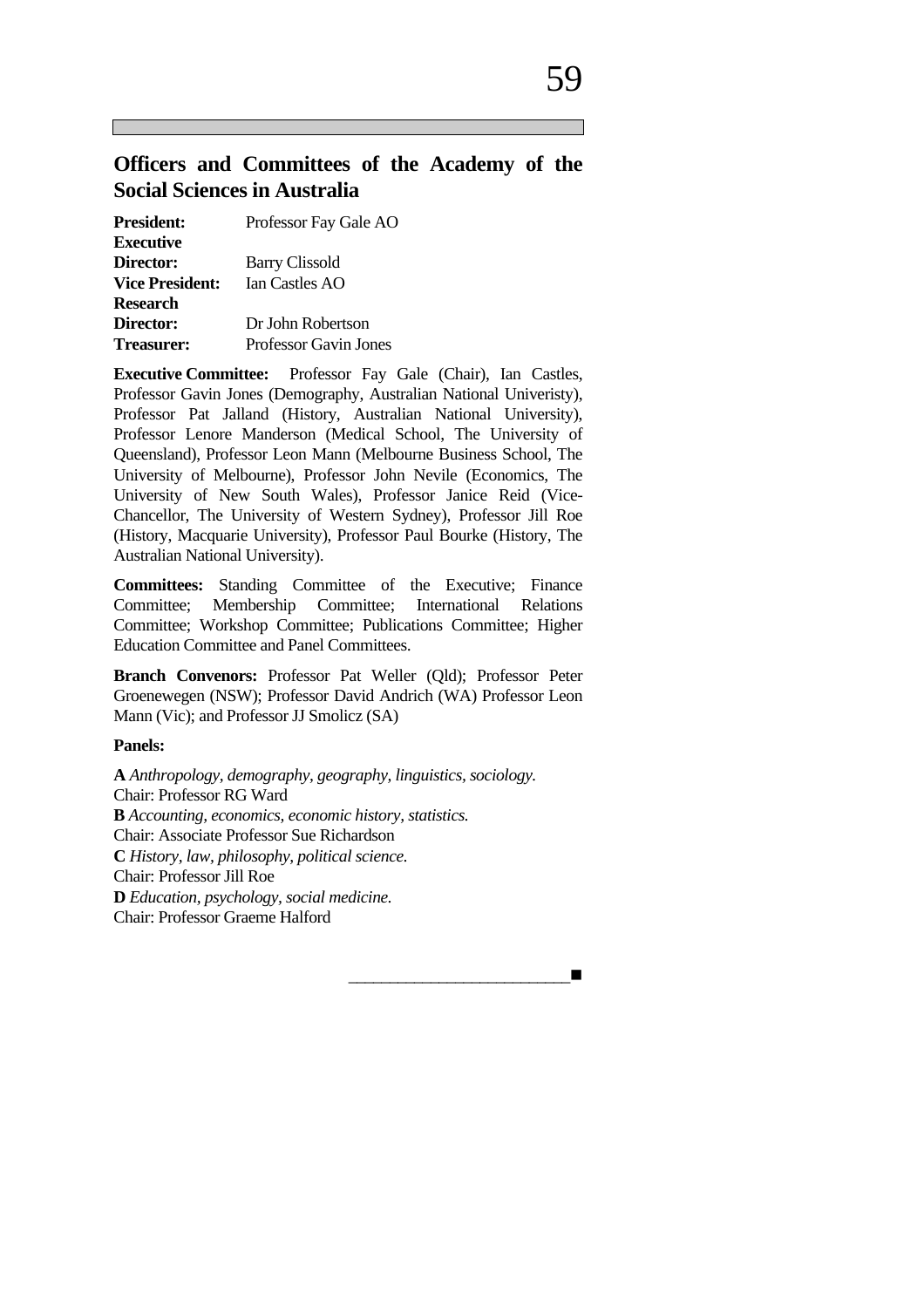## Officers and Committees of the Academy of the Social Sciences in Australia

**President:** Professor Fay Gale AO
**Executive Director:** Barry Clissold
**Vice President:** Ian Castles AO
**Research Director:** Dr John Robertson
**Treasurer:** Professor Gavin Jones

**Executive Committee:** Professor Fay Gale (Chair), Ian Castles, Professor Gavin Jones (Demography, Australian National Univeristy), Professor Pat Jalland (History, Australian National University), Professor Lenore Manderson (Medical School, The University of Queensland), Professor Leon Mann (Melbourne Business School, The University of Melbourne), Professor John Nevile (Economics, The University of New South Wales), Professor Janice Reid (Vice-Chancellor, The University of Western Sydney), Professor Jill Roe (History, Macquarie University), Professor Paul Bourke (History, The Australian National University).

**Committees:** Standing Committee of the Executive; Finance Committee; Membership Committee; International Relations Committee; Workshop Committee; Publications Committee; Higher Education Committee and Panel Committees.

**Branch Convenors:** Professor Pat Weller (Qld); Professor Peter Groenewegen (NSW); Professor David Andrich (WA) Professor Leon Mann (Vic); and Professor JJ Smolicz (SA)

**Panels:**

**A** *Anthropology, demography, geography, linguistics, sociology.*
Chair: Professor RG Ward
**B** *Accounting, economics, economic history, statistics.*
Chair: Associate Professor Sue Richardson
**C** *History, law, philosophy, political science.*
Chair: Professor Jill Roe
**D** *Education, psychology, social medicine.*
Chair: Professor Graeme Halford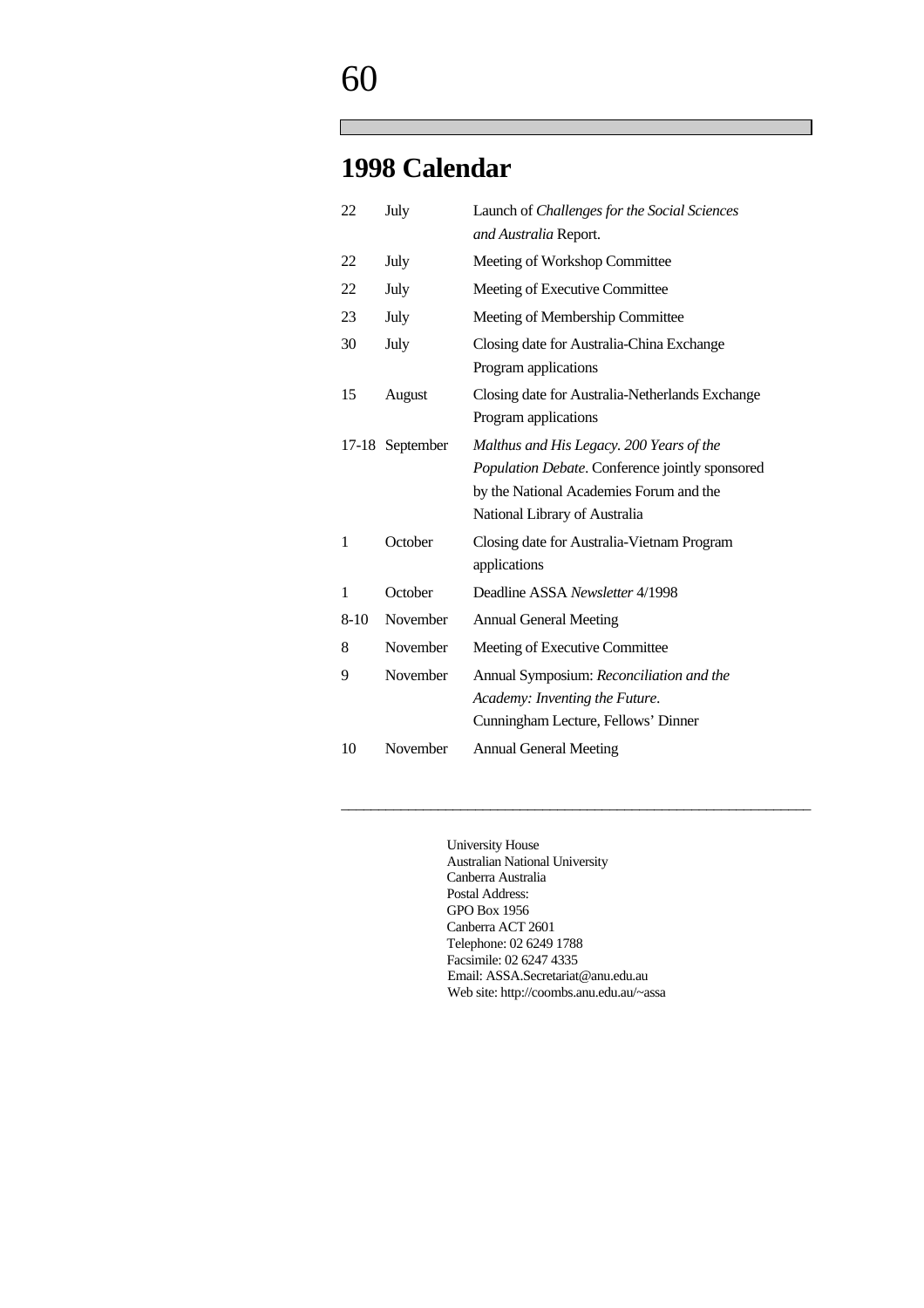# 1998 Calendar

| | | |
|---|---|---|
| 22 | July | Launch of *Challenges for the Social Sciences and Australia* Report. |
| 22 | July | Meeting of Workshop Committee |
| 22 | July | Meeting of Executive Committee |
| 23 | July | Meeting of Membership Committee |
| 30 | July | Closing date for Australia-China Exchange Program applications |
| 15 | August | Closing date for Australia-Netherlands Exchange Program applications |
| 17-18 | September | *Malthus and His Legacy. 200 Years of the Population Debate*. Conference jointly sponsored by the National Academies Forum and the National Library of Australia |
| 1 | October | Closing date for Australia-Vietnam Program applications |
| 1 | October | Deadline ASSA *Newsletter* 4/1998 |
| 8-10 | November | Annual General Meeting |
| 8 | November | Meeting of Executive Committee |
| 9 | November | Annual Symposium: *Reconciliation and the Academy: Inventing the Future*. Cunningham Lecture, Fellows' Dinner |
| 10 | November | Annual General Meeting |

---

University House
Australian National University
Canberra Australia
Postal Address:
GPO Box 1956
Canberra ACT 2601
Telephone: 02 6249 1788
Facsimile: 02 6247 4335
Email: ASSA.Secretariat@anu.edu.au
Web site: http://coombs.anu.edu.au/~assa